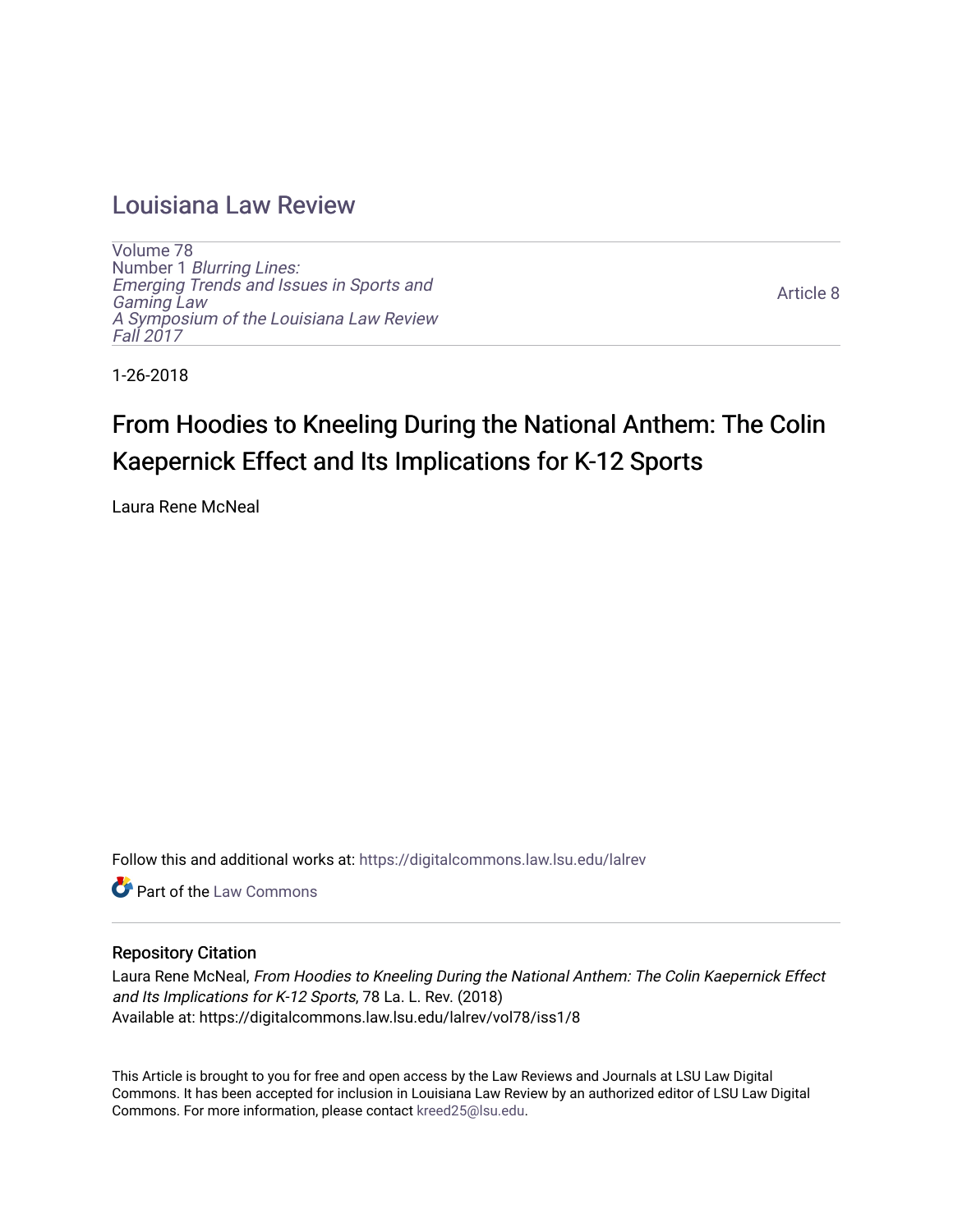# Louisiana Law Review

Volume 78
Number 1 *Blurring Lines: Emerging Trends and Issues in Sports and Gaming Law*
*A Symposium of the Louisiana Law Review*
*Fall 2017*

Article 8

1-26-2018

## From Hoodies to Kneeling During the National Anthem: The Colin Kaepernick Effect and Its Implications for K-12 Sports

Laura Rene McNeal

Follow this and additional works at: https://digitalcommons.law.lsu.edu/lalrev

Part of the Law Commons

### Repository Citation

Laura Rene McNeal, *From Hoodies to Kneeling During the National Anthem: The Colin Kaepernick Effect and Its Implications for K-12 Sports*, 78 La. L. Rev. (2018)
Available at: https://digitalcommons.law.lsu.edu/lalrev/vol78/iss1/8

This Article is brought to you for free and open access by the Law Reviews and Journals at LSU Law Digital Commons. It has been accepted for inclusion in Louisiana Law Review by an authorized editor of LSU Law Digital Commons. For more information, please contact kreed25@lsu.edu.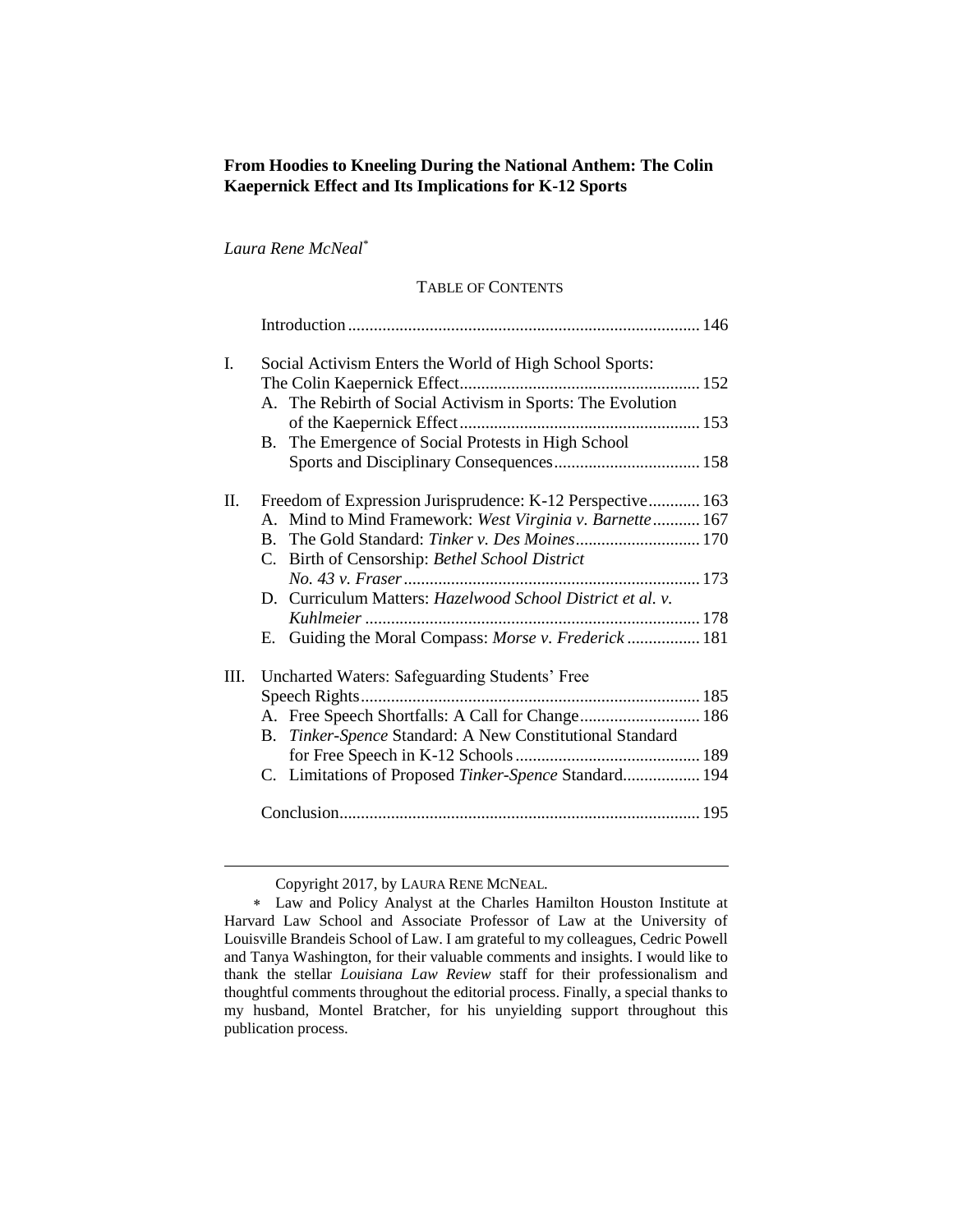# From Hoodies to Kneeling During the National Anthem: The Colin Kaepernick Effect and Its Implications for K-12 Sports

*Laura Rene McNeal*[*]

TABLE OF CONTENTS

Introduction ... 146

I. Social Activism Enters the World of High School Sports: The Colin Kaepernick Effect ... 152
   - A. The Rebirth of Social Activism in Sports: The Evolution of the Kaepernick Effect ... 153
   - B. The Emergence of Social Protests in High School Sports and Disciplinary Consequences ... 158

II. Freedom of Expression Jurisprudence: K-12 Perspective ... 163
   - A. Mind to Mind Framework: *West Virginia v. Barnette* ... 167
   - B. The Gold Standard: *Tinker v. Des Moines* ... 170
   - C. Birth of Censorship: *Bethel School District No. 43 v. Fraser* ... 173
   - D. Curriculum Matters: *Hazelwood School District et al. v. Kuhlmeier* ... 178
   - E. Guiding the Moral Compass: *Morse v. Frederick* ... 181

III. Uncharted Waters: Safeguarding Students' Free Speech Rights ... 185
   - A. Free Speech Shortfalls: A Call for Change ... 186
   - B. *Tinker-Spence* Standard: A New Constitutional Standard for Free Speech in K-12 Schools ... 189
   - C. Limitations of Proposed *Tinker-Spence* Standard ... 194

Conclusion ... 195

---

Copyright 2017, by LAURA RENE MCNEAL.

[*] Law and Policy Analyst at the Charles Hamilton Houston Institute at Harvard Law School and Associate Professor of Law at the University of Louisville Brandeis School of Law. I am grateful to my colleagues, Cedric Powell and Tanya Washington, for their valuable comments and insights. I would like to thank the stellar *Louisiana Law Review* staff for their professionalism and thoughtful comments throughout the editorial process. Finally, a special thanks to my husband, Montel Bratcher, for his unyielding support throughout this publication process.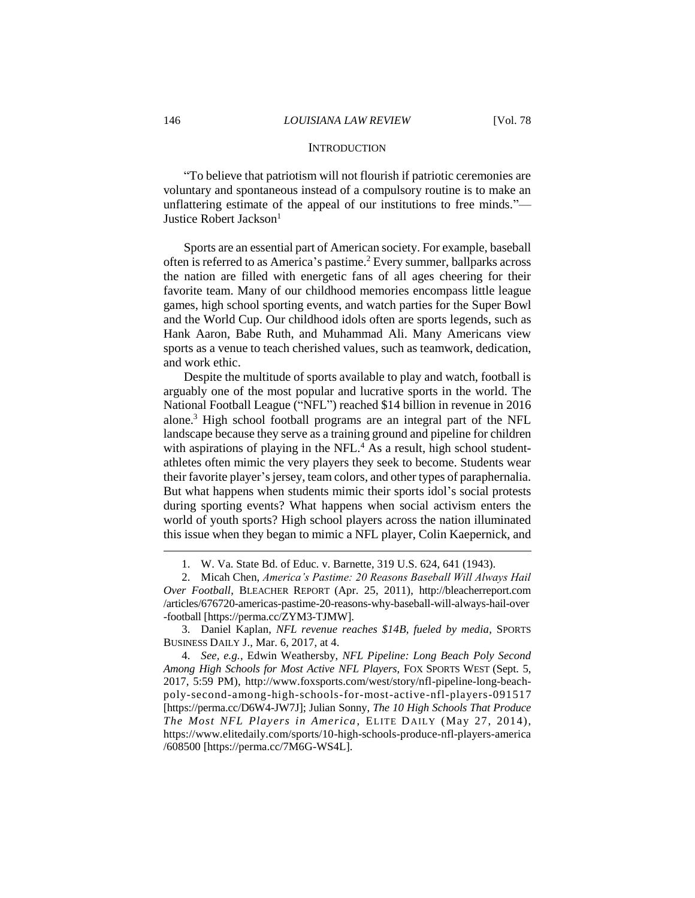## INTRODUCTION

"To believe that patriotism will not flourish if patriotic ceremonies are voluntary and spontaneous instead of a compulsory routine is to make an unflattering estimate of the appeal of our institutions to free minds."—Justice Robert Jackson[1]

Sports are an essential part of American society. For example, baseball often is referred to as America's pastime.[2] Every summer, ballparks across the nation are filled with energetic fans of all ages cheering for their favorite team. Many of our childhood memories encompass little league games, high school sporting events, and watch parties for the Super Bowl and the World Cup. Our childhood idols often are sports legends, such as Hank Aaron, Babe Ruth, and Muhammad Ali. Many Americans view sports as a venue to teach cherished values, such as teamwork, dedication, and work ethic.

Despite the multitude of sports available to play and watch, football is arguably one of the most popular and lucrative sports in the world. The National Football League ("NFL") reached $14 billion in revenue in 2016 alone.[3] High school football programs are an integral part of the NFL landscape because they serve as a training ground and pipeline for children with aspirations of playing in the NFL.[4] As a result, high school student-athletes often mimic the very players they seek to become. Students wear their favorite player's jersey, team colors, and other types of paraphernalia. But what happens when students mimic their sports idol's social protests during sporting events? What happens when social activism enters the world of youth sports? High school players across the nation illuminated this issue when they began to mimic a NFL player, Colin Kaepernick, and

---

1. W. Va. State Bd. of Educ. v. Barnette, 319 U.S. 624, 641 (1943).

2. Micah Chen, *America's Pastime: 20 Reasons Baseball Will Always Hail Over Football*, BLEACHER REPORT (Apr. 25, 2011), http://bleacherreport.com/articles/676720-americas-pastime-20-reasons-why-baseball-will-always-hail-over-football [https://perma.cc/ZYM3-TJMW].

3. Daniel Kaplan, *NFL revenue reaches $14B, fueled by media*, SPORTS BUSINESS DAILY J., Mar. 6, 2017, at 4.

4. *See, e.g.*, Edwin Weathersby, *NFL Pipeline: Long Beach Poly Second Among High Schools for Most Active NFL Players*, FOX SPORTS WEST (Sept. 5, 2017, 5:59 PM), http://www.foxsports.com/west/story/nfl-pipeline-long-beach-poly-second-among-high-schools-for-most-active-nfl-players-091517 [https://perma.cc/D6W4-JW7J]; Julian Sonny, *The 10 High Schools That Produce The Most NFL Players in America*, ELITE DAILY (May 27, 2014), https://www.elitedaily.com/sports/10-high-schools-produce-nfl-players-america/608500 [https://perma.cc/7M6G-WS4L].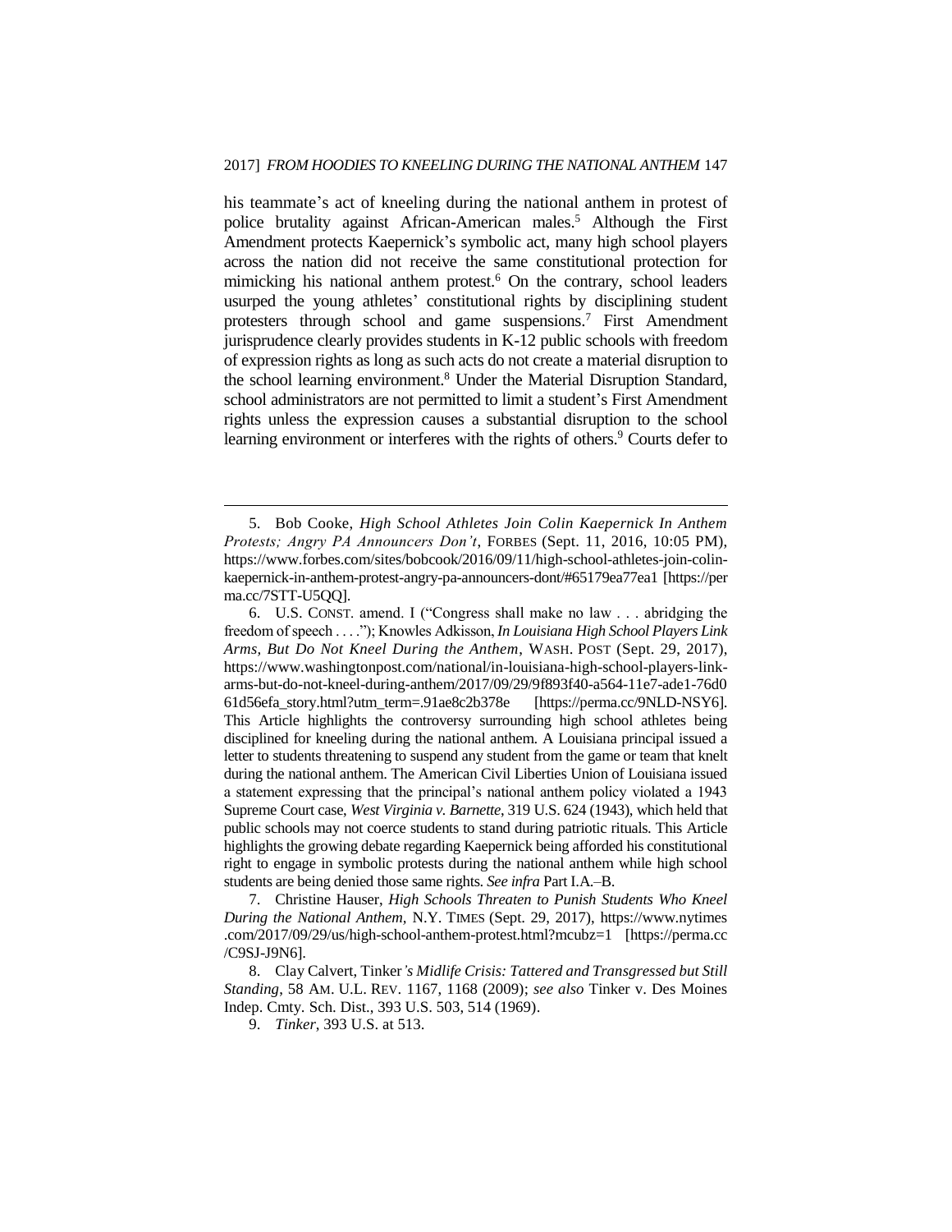his teammate's act of kneeling during the national anthem in protest of police brutality against African-American males.[5] Although the First Amendment protects Kaepernick's symbolic act, many high school players across the nation did not receive the same constitutional protection for mimicking his national anthem protest.[6] On the contrary, school leaders usurped the young athletes' constitutional rights by disciplining student protesters through school and game suspensions.[7] First Amendment jurisprudence clearly provides students in K-12 public schools with freedom of expression rights as long as such acts do not create a material disruption to the school learning environment.[8] Under the Material Disruption Standard, school administrators are not permitted to limit a student's First Amendment rights unless the expression causes a substantial disruption to the school learning environment or interferes with the rights of others.[9] Courts defer to

---

5. Bob Cooke, *High School Athletes Join Colin Kaepernick In Anthem Protests; Angry PA Announcers Don't*, FORBES (Sept. 11, 2016, 10:05 PM), https://www.forbes.com/sites/bobcook/2016/09/11/high-school-athletes-join-colin-kaepernick-in-anthem-protest-angry-pa-announcers-dont/#65179ea77ea1 [https://perma.cc/7STT-U5QQ].

6. U.S. CONST. amend. I ("Congress shall make no law . . . abridging the freedom of speech . . . ."); Knowles Adkisson, *In Louisiana High School Players Link Arms, But Do Not Kneel During the Anthem*, WASH. POST (Sept. 29, 2017), https://www.washingtonpost.com/national/in-louisiana-high-school-players-link-arms-but-do-not-kneel-during-anthem/2017/09/29/9f893f40-a564-11e7-ade1-76d061d56efa_story.html?utm_term=.91ae8c2b378e [https://perma.cc/9NLD-NSY6]. This Article highlights the controversy surrounding high school athletes being disciplined for kneeling during the national anthem. A Louisiana principal issued a letter to students threatening to suspend any student from the game or team that knelt during the national anthem. The American Civil Liberties Union of Louisiana issued a statement expressing that the principal's national anthem policy violated a 1943 Supreme Court case, *West Virginia v. Barnette*, 319 U.S. 624 (1943), which held that public schools may not coerce students to stand during patriotic rituals. This Article highlights the growing debate regarding Kaepernick being afforded his constitutional right to engage in symbolic protests during the national anthem while high school students are being denied those same rights. *See infra* Part I.A.–B.

7. Christine Hauser, *High Schools Threaten to Punish Students Who Kneel During the National Anthem,* N.Y. TIMES (Sept. 29, 2017), https://www.nytimes.com/2017/09/29/us/high-school-anthem-protest.html?mcubz=1 [https://perma.cc/C9SJ-J9N6].

8. Clay Calvert, Tinker*'s Midlife Crisis: Tattered and Transgressed but Still Standing*, 58 AM. U.L. REV. 1167, 1168 (2009); *see also* Tinker v. Des Moines Indep. Cmty. Sch. Dist., 393 U.S. 503, 514 (1969).

9. *Tinker*, 393 U.S. at 513.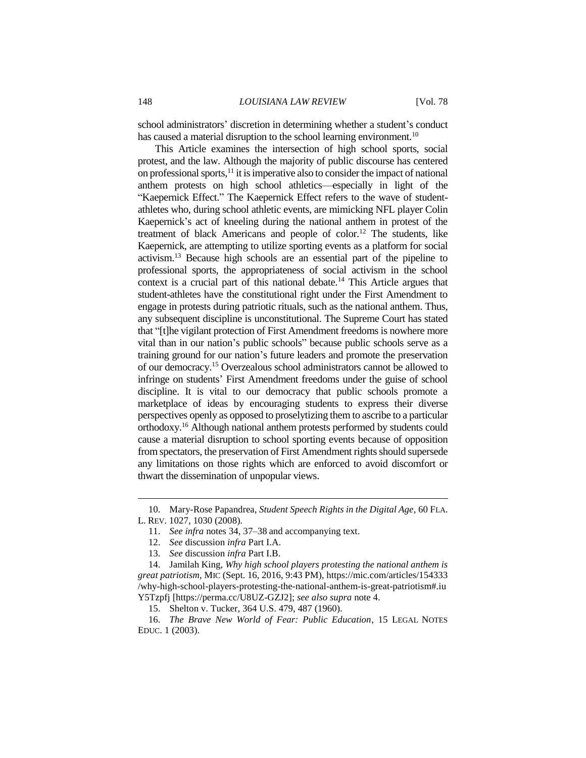school administrators' discretion in determining whether a student's conduct has caused a material disruption to the school learning environment.[10]

This Article examines the intersection of high school sports, social protest, and the law. Although the majority of public discourse has centered on professional sports,[11] it is imperative also to consider the impact of national anthem protests on high school athletics—especially in light of the "Kaepernick Effect." The Kaepernick Effect refers to the wave of student-athletes who, during school athletic events, are mimicking NFL player Colin Kaepernick's act of kneeling during the national anthem in protest of the treatment of black Americans and people of color.[12] The students, like Kaepernick, are attempting to utilize sporting events as a platform for social activism.[13] Because high schools are an essential part of the pipeline to professional sports, the appropriateness of social activism in the school context is a crucial part of this national debate.[14] This Article argues that student-athletes have the constitutional right under the First Amendment to engage in protests during patriotic rituals, such as the national anthem. Thus, any subsequent discipline is unconstitutional. The Supreme Court has stated that "[t]he vigilant protection of First Amendment freedoms is nowhere more vital than in our nation's public schools" because public schools serve as a training ground for our nation's future leaders and promote the preservation of our democracy.[15] Overzealous school administrators cannot be allowed to infringe on students' First Amendment freedoms under the guise of school discipline. It is vital to our democracy that public schools promote a marketplace of ideas by encouraging students to express their diverse perspectives openly as opposed to proselytizing them to ascribe to a particular orthodoxy.[16] Although national anthem protests performed by students could cause a material disruption to school sporting events because of opposition from spectators, the preservation of First Amendment rights should supersede any limitations on those rights which are enforced to avoid discomfort or thwart the dissemination of unpopular views.

---

10. Mary-Rose Papandrea, *Student Speech Rights in the Digital Age*, 60 FLA. L. REV. 1027, 1030 (2008).

11. *See infra* notes 34, 37–38 and accompanying text.

12. *See* discussion *infra* Part I.A.

13. *See* discussion *infra* Part I.B.

14. Jamilah King, *Why high school players protesting the national anthem is great patriotism*, MIC (Sept. 16, 2016, 9:43 PM), https://mic.com/articles/154333/why-high-school-players-protesting-the-national-anthem-is-great-patriotism#.iuY5Tzpfj [https://perma.cc/U8UZ-GZJ2]; *see also supra* note 4.

15. Shelton v. Tucker, 364 U.S. 479, 487 (1960).

16. *The Brave New World of Fear: Public Education*, 15 LEGAL NOTES EDUC. 1 (2003).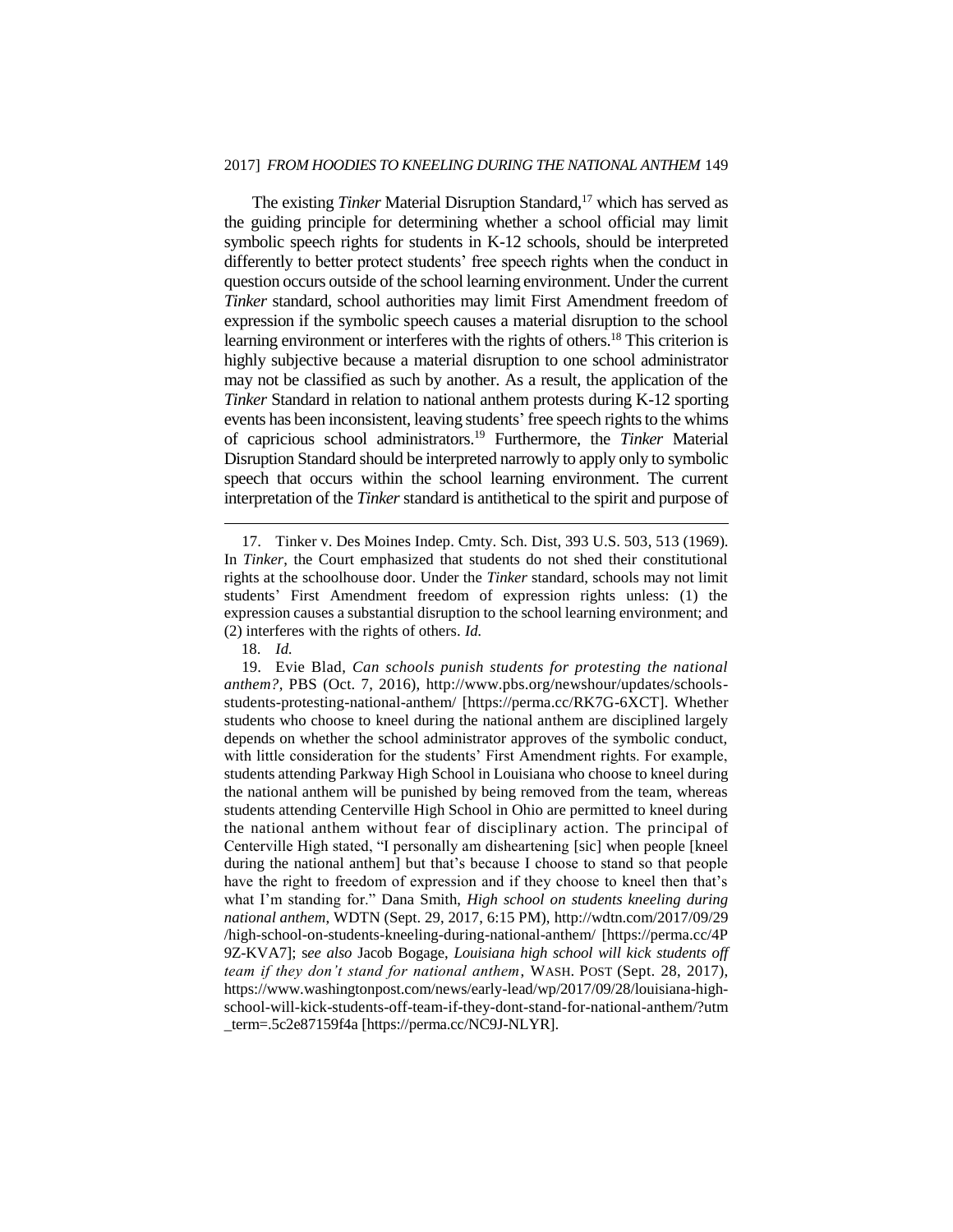The existing *Tinker* Material Disruption Standard,[17] which has served as the guiding principle for determining whether a school official may limit symbolic speech rights for students in K-12 schools, should be interpreted differently to better protect students' free speech rights when the conduct in question occurs outside of the school learning environment. Under the current *Tinker* standard, school authorities may limit First Amendment freedom of expression if the symbolic speech causes a material disruption to the school learning environment or interferes with the rights of others.[18] This criterion is highly subjective because a material disruption to one school administrator may not be classified as such by another. As a result, the application of the *Tinker* Standard in relation to national anthem protests during K-12 sporting events has been inconsistent, leaving students' free speech rights to the whims of capricious school administrators.[19] Furthermore, the *Tinker* Material Disruption Standard should be interpreted narrowly to apply only to symbolic speech that occurs within the school learning environment. The current interpretation of the *Tinker* standard is antithetical to the spirit and purpose of

---

17. Tinker v. Des Moines Indep. Cmty. Sch. Dist, 393 U.S. 503, 513 (1969). In *Tinker*, the Court emphasized that students do not shed their constitutional rights at the schoolhouse door. Under the *Tinker* standard, schools may not limit students' First Amendment freedom of expression rights unless: (1) the expression causes a substantial disruption to the school learning environment; and (2) interferes with the rights of others. *Id.*

18. *Id.*

19. Evie Blad, *Can schools punish students for protesting the national anthem?*, PBS (Oct. 7, 2016), http://www.pbs.org/newshour/updates/schools-students-protesting-national-anthem/ [https://perma.cc/RK7G-6XCT]. Whether students who choose to kneel during the national anthem are disciplined largely depends on whether the school administrator approves of the symbolic conduct, with little consideration for the students' First Amendment rights. For example, students attending Parkway High School in Louisiana who choose to kneel during the national anthem will be punished by being removed from the team, whereas students attending Centerville High School in Ohio are permitted to kneel during the national anthem without fear of disciplinary action. The principal of Centerville High stated, "I personally am disheartening [sic] when people [kneel during the national anthem] but that's because I choose to stand so that people have the right to freedom of expression and if they choose to kneel then that's what I'm standing for." Dana Smith, *High school on students kneeling during national anthem*, WDTN (Sept. 29, 2017, 6:15 PM), http://wdtn.com/2017/09/29/high-school-on-students-kneeling-during-national-anthem/ [https://perma.cc/4P9Z-KVA7]; *see also* Jacob Bogage, *Louisiana high school will kick students off team if they don't stand for national anthem*, WASH. POST (Sept. 28, 2017), https://www.washingtonpost.com/news/early-lead/wp/2017/09/28/louisiana-high-school-will-kick-students-off-team-if-they-dont-stand-for-national-anthem/?utm_term=.5c2e87159f4a [https://perma.cc/NC9J-NLYR].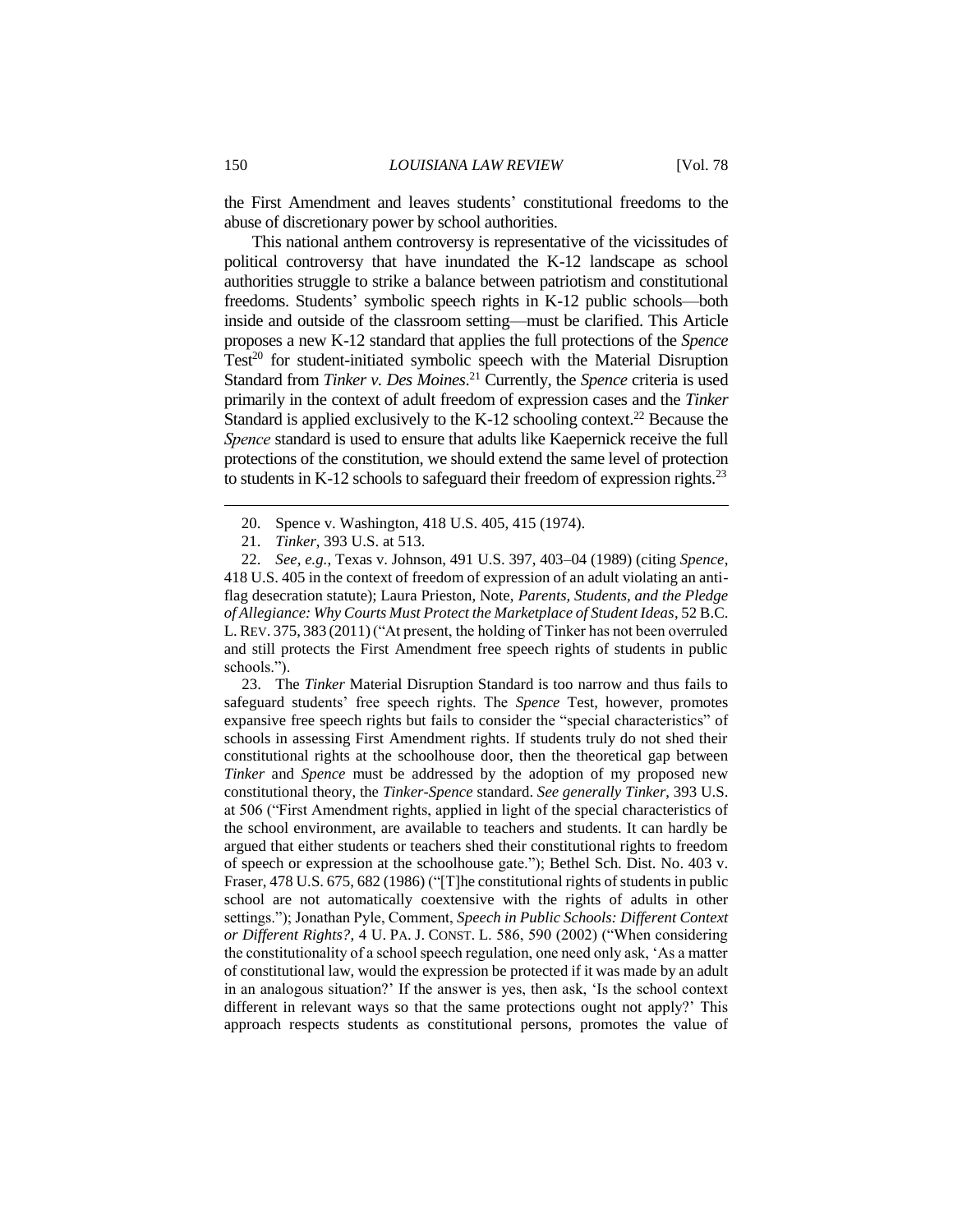the First Amendment and leaves students' constitutional freedoms to the abuse of discretionary power by school authorities.

This national anthem controversy is representative of the vicissitudes of political controversy that have inundated the K-12 landscape as school authorities struggle to strike a balance between patriotism and constitutional freedoms. Students' symbolic speech rights in K-12 public schools—both inside and outside of the classroom setting—must be clarified. This Article proposes a new K-12 standard that applies the full protections of the *Spence* Test[20] for student-initiated symbolic speech with the Material Disruption Standard from *Tinker v. Des Moines*.[21] Currently, the *Spence* criteria is used primarily in the context of adult freedom of expression cases and the *Tinker* Standard is applied exclusively to the K-12 schooling context.[22] Because the *Spence* standard is used to ensure that adults like Kaepernick receive the full protections of the constitution, we should extend the same level of protection to students in K-12 schools to safeguard their freedom of expression rights.[23]

---

20. Spence v. Washington, 418 U.S. 405, 415 (1974).

21. *Tinker*, 393 U.S. at 513.

22. *See, e.g.*, Texas v. Johnson, 491 U.S. 397, 403–04 (1989) (citing *Spence*, 418 U.S. 405 in the context of freedom of expression of an adult violating an anti-flag desecration statute); Laura Prieston, Note, *Parents, Students, and the Pledge of Allegiance: Why Courts Must Protect the Marketplace of Student Ideas*, 52 B.C. L. REV. 375, 383 (2011) ("At present, the holding of Tinker has not been overruled and still protects the First Amendment free speech rights of students in public schools.").

23. The *Tinker* Material Disruption Standard is too narrow and thus fails to safeguard students' free speech rights. The *Spence* Test, however, promotes expansive free speech rights but fails to consider the "special characteristics" of schools in assessing First Amendment rights. If students truly do not shed their constitutional rights at the schoolhouse door, then the theoretical gap between *Tinker* and *Spence* must be addressed by the adoption of my proposed new constitutional theory, the *Tinker-Spence* standard. *See generally Tinker*, 393 U.S. at 506 ("First Amendment rights, applied in light of the special characteristics of the school environment, are available to teachers and students. It can hardly be argued that either students or teachers shed their constitutional rights to freedom of speech or expression at the schoolhouse gate."); Bethel Sch. Dist. No. 403 v. Fraser, 478 U.S. 675, 682 (1986) ("[T]he constitutional rights of students in public school are not automatically coextensive with the rights of adults in other settings."); Jonathan Pyle, Comment, *Speech in Public Schools: Different Context or Different Rights?*, 4 U. PA. J. CONST. L. 586, 590 (2002) ("When considering the constitutionality of a school speech regulation, one need only ask, 'As a matter of constitutional law, would the expression be protected if it was made by an adult in an analogous situation?' If the answer is yes, then ask, 'Is the school context different in relevant ways so that the same protections ought not apply?' This approach respects students as constitutional persons, promotes the value of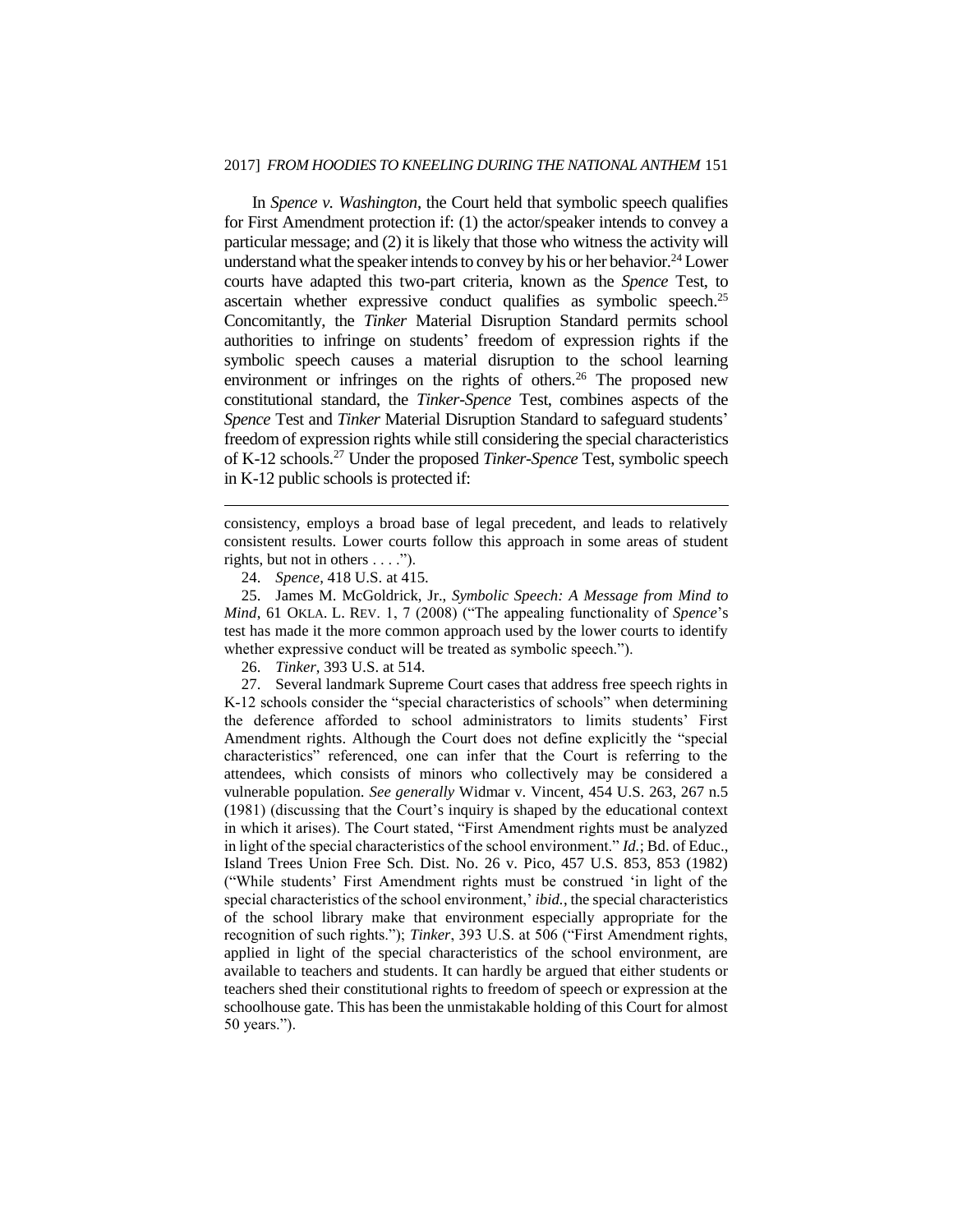In *Spence v. Washington*, the Court held that symbolic speech qualifies for First Amendment protection if: (1) the actor/speaker intends to convey a particular message; and (2) it is likely that those who witness the activity will understand what the speaker intends to convey by his or her behavior.[24] Lower courts have adapted this two-part criteria, known as the *Spence* Test, to ascertain whether expressive conduct qualifies as symbolic speech.[25] Concomitantly, the *Tinker* Material Disruption Standard permits school authorities to infringe on students' freedom of expression rights if the symbolic speech causes a material disruption to the school learning environment or infringes on the rights of others.[26] The proposed new constitutional standard, the *Tinker-Spence* Test, combines aspects of the *Spence* Test and *Tinker* Material Disruption Standard to safeguard students' freedom of expression rights while still considering the special characteristics of K-12 schools.[27] Under the proposed *Tinker-Spence* Test, symbolic speech in K-12 public schools is protected if:

---

consistency, employs a broad base of legal precedent, and leads to relatively consistent results. Lower courts follow this approach in some areas of student rights, but not in others . . . .").

24. *Spence*, 418 U.S. at 415.

25. James M. McGoldrick, Jr., *Symbolic Speech: A Message from Mind to Mind*, 61 OKLA. L. REV. 1, 7 (2008) ("The appealing functionality of *Spence*'s test has made it the more common approach used by the lower courts to identify whether expressive conduct will be treated as symbolic speech.").

26. *Tinker*, 393 U.S. at 514.

27. Several landmark Supreme Court cases that address free speech rights in K-12 schools consider the "special characteristics of schools" when determining the deference afforded to school administrators to limits students' First Amendment rights. Although the Court does not define explicitly the "special characteristics" referenced, one can infer that the Court is referring to the attendees, which consists of minors who collectively may be considered a vulnerable population. *See generally* Widmar v. Vincent, 454 U.S. 263, 267 n.5 (1981) (discussing that the Court's inquiry is shaped by the educational context in which it arises). The Court stated, "First Amendment rights must be analyzed in light of the special characteristics of the school environment." *Id.*; Bd. of Educ., Island Trees Union Free Sch. Dist. No. 26 v. Pico, 457 U.S. 853, 853 (1982) ("While students' First Amendment rights must be construed 'in light of the special characteristics of the school environment,' *ibid.*, the special characteristics of the school library make that environment especially appropriate for the recognition of such rights."); *Tinker*, 393 U.S. at 506 ("First Amendment rights, applied in light of the special characteristics of the school environment, are available to teachers and students. It can hardly be argued that either students or teachers shed their constitutional rights to freedom of speech or expression at the schoolhouse gate. This has been the unmistakable holding of this Court for almost 50 years.").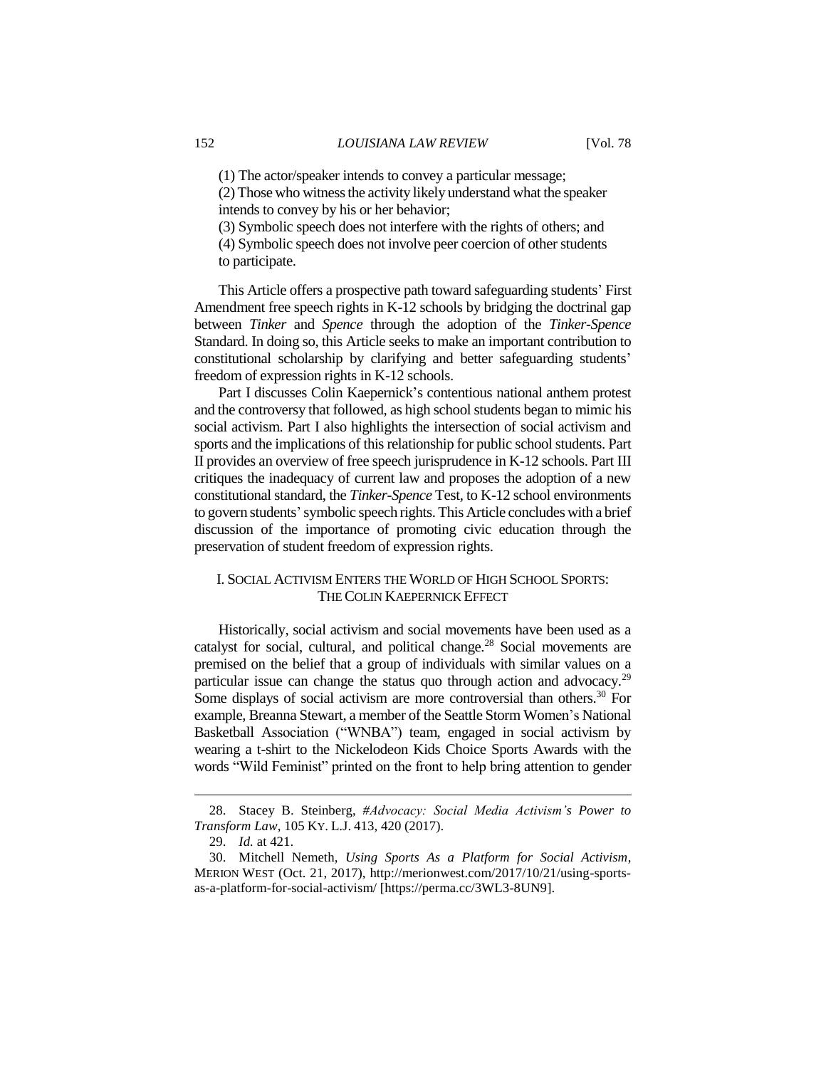(1) The actor/speaker intends to convey a particular message;

(2) Those who witness the activity likely understand what the speaker intends to convey by his or her behavior;

(3) Symbolic speech does not interfere with the rights of others; and

(4) Symbolic speech does not involve peer coercion of other students to participate.

This Article offers a prospective path toward safeguarding students' First Amendment free speech rights in K-12 schools by bridging the doctrinal gap between *Tinker* and *Spence* through the adoption of the *Tinker-Spence* Standard. In doing so, this Article seeks to make an important contribution to constitutional scholarship by clarifying and better safeguarding students' freedom of expression rights in K-12 schools.

Part I discusses Colin Kaepernick's contentious national anthem protest and the controversy that followed, as high school students began to mimic his social activism. Part I also highlights the intersection of social activism and sports and the implications of this relationship for public school students. Part II provides an overview of free speech jurisprudence in K-12 schools. Part III critiques the inadequacy of current law and proposes the adoption of a new constitutional standard, the *Tinker-Spence* Test, to K-12 school environments to govern students' symbolic speech rights. This Article concludes with a brief discussion of the importance of promoting civic education through the preservation of student freedom of expression rights.

## I. SOCIAL ACTIVISM ENTERS THE WORLD OF HIGH SCHOOL SPORTS: THE COLIN KAEPERNICK EFFECT

Historically, social activism and social movements have been used as a catalyst for social, cultural, and political change.[28] Social movements are premised on the belief that a group of individuals with similar values on a particular issue can change the status quo through action and advocacy.[29] Some displays of social activism are more controversial than others.[30] For example, Breanna Stewart, a member of the Seattle Storm Women's National Basketball Association ("WNBA") team, engaged in social activism by wearing a t-shirt to the Nickelodeon Kids Choice Sports Awards with the words "Wild Feminist" printed on the front to help bring attention to gender

---

28. Stacey B. Steinberg, *#Advocacy: Social Media Activism's Power to Transform Law*, 105 KY. L.J. 413, 420 (2017).

29. *Id.* at 421.

30. Mitchell Nemeth, *Using Sports As a Platform for Social Activism*, MERION WEST (Oct. 21, 2017), http://merionwest.com/2017/10/21/using-sports-as-a-platform-for-social-activism/ [https://perma.cc/3WL3-8UN9].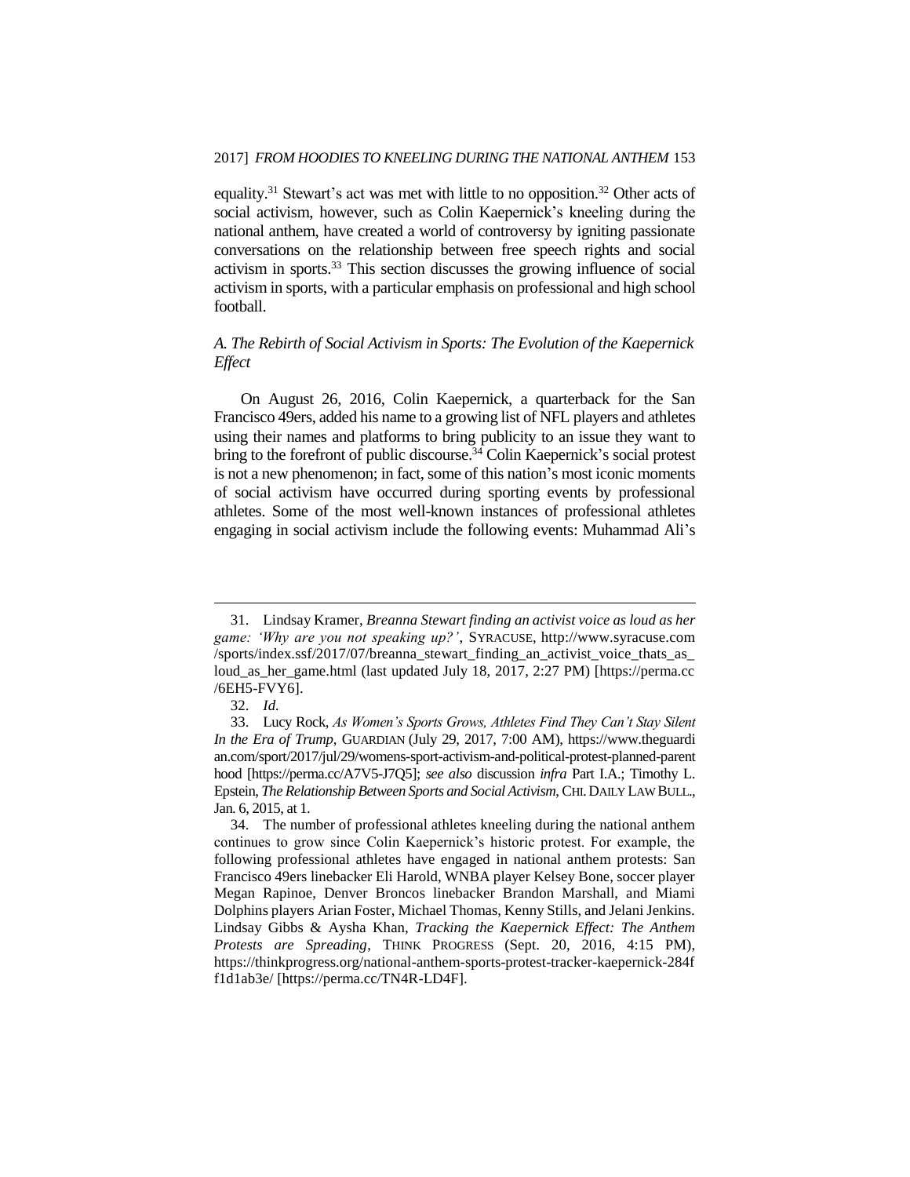equality.[31] Stewart's act was met with little to no opposition.[32] Other acts of social activism, however, such as Colin Kaepernick's kneeling during the national anthem, have created a world of controversy by igniting passionate conversations on the relationship between free speech rights and social activism in sports.[33] This section discusses the growing influence of social activism in sports, with a particular emphasis on professional and high school football.

### *A. The Rebirth of Social Activism in Sports: The Evolution of the Kaepernick Effect*

On August 26, 2016, Colin Kaepernick, a quarterback for the San Francisco 49ers, added his name to a growing list of NFL players and athletes using their names and platforms to bring publicity to an issue they want to bring to the forefront of public discourse.[34] Colin Kaepernick's social protest is not a new phenomenon; in fact, some of this nation's most iconic moments of social activism have occurred during sporting events by professional athletes. Some of the most well-known instances of professional athletes engaging in social activism include the following events: Muhammad Ali's

---

31. Lindsay Kramer, *Breanna Stewart finding an activist voice as loud as her game: 'Why are you not speaking up?'*, SYRACUSE, http://www.syracuse.com/sports/index.ssf/2017/07/breanna_stewart_finding_an_activist_voice_thats_as_loud_as_her_game.html (last updated July 18, 2017, 2:27 PM) [https://perma.cc/6EH5-FVY6].

32. *Id.*

33. Lucy Rock, *As Women's Sports Grows, Athletes Find They Can't Stay Silent In the Era of Trump*, GUARDIAN (July 29, 2017, 7:00 AM), https://www.theguardian.com/sport/2017/jul/29/womens-sport-activism-and-political-protest-planned-parenthood [https://perma.cc/A7V5-J7Q5]; *see also* discussion *infra* Part I.A.; Timothy L. Epstein, *The Relationship Between Sports and Social Activism*, CHI. DAILY LAW BULL., Jan. 6, 2015, at 1.

34. The number of professional athletes kneeling during the national anthem continues to grow since Colin Kaepernick's historic protest. For example, the following professional athletes have engaged in national anthem protests: San Francisco 49ers linebacker Eli Harold, WNBA player Kelsey Bone, soccer player Megan Rapinoe, Denver Broncos linebacker Brandon Marshall, and Miami Dolphins players Arian Foster, Michael Thomas, Kenny Stills, and Jelani Jenkins. Lindsay Gibbs & Aysha Khan, *Tracking the Kaepernick Effect: The Anthem Protests are Spreading*, THINK PROGRESS (Sept. 20, 2016, 4:15 PM), https://thinkprogress.org/national-anthem-sports-protest-tracker-kaepernick-284ff1d1ab3e/ [https://perma.cc/TN4R-LD4F].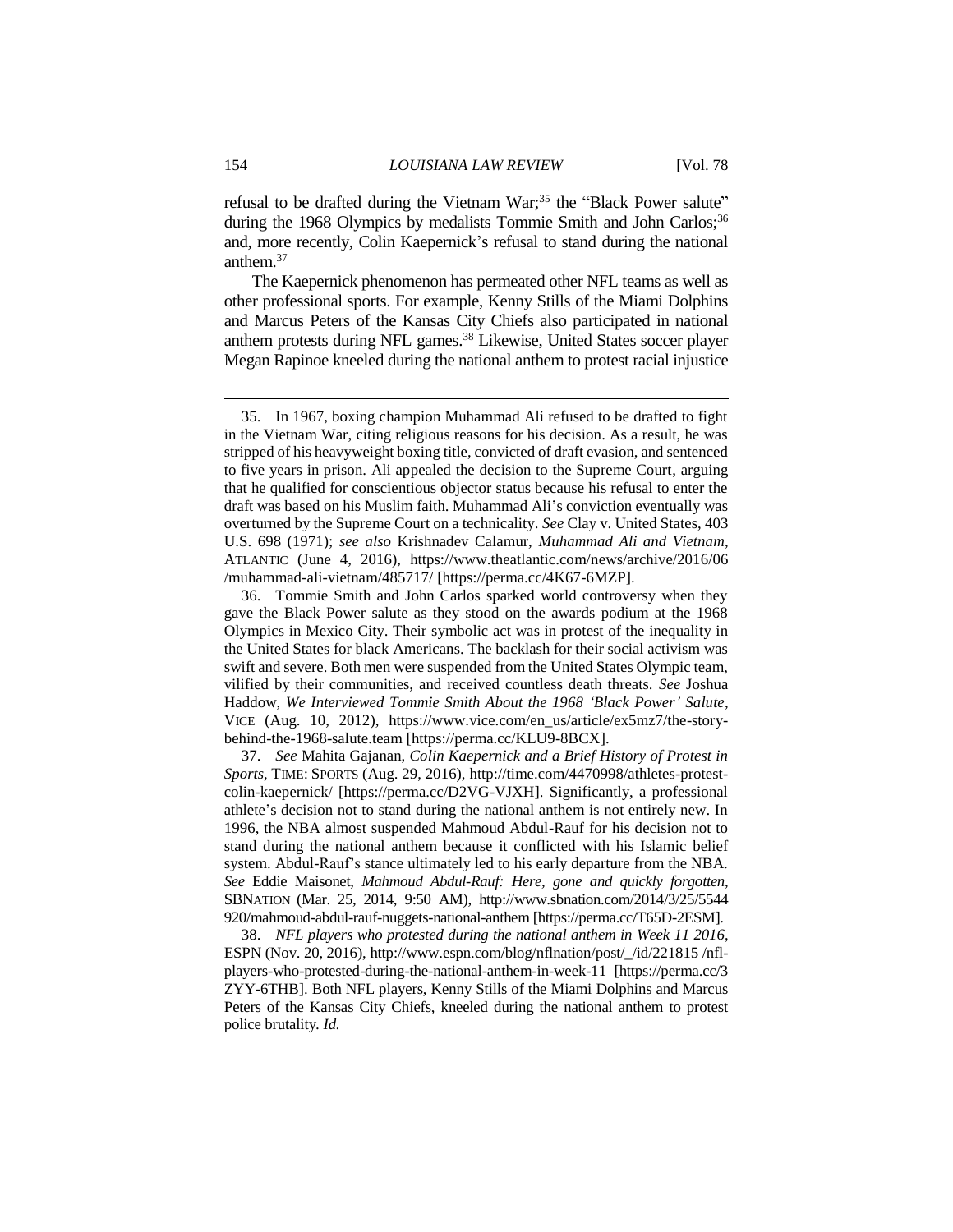refusal to be drafted during the Vietnam War;[35] the "Black Power salute" during the 1968 Olympics by medalists Tommie Smith and John Carlos;[36] and, more recently, Colin Kaepernick's refusal to stand during the national anthem.[37]

The Kaepernick phenomenon has permeated other NFL teams as well as other professional sports. For example, Kenny Stills of the Miami Dolphins and Marcus Peters of the Kansas City Chiefs also participated in national anthem protests during NFL games.[38] Likewise, United States soccer player Megan Rapinoe kneeled during the national anthem to protest racial injustice

---

35. In 1967, boxing champion Muhammad Ali refused to be drafted to fight in the Vietnam War, citing religious reasons for his decision. As a result, he was stripped of his heavyweight boxing title, convicted of draft evasion, and sentenced to five years in prison. Ali appealed the decision to the Supreme Court, arguing that he qualified for conscientious objector status because his refusal to enter the draft was based on his Muslim faith. Muhammad Ali's conviction eventually was overturned by the Supreme Court on a technicality. *See* Clay v. United States, 403 U.S. 698 (1971); *see also* Krishnadev Calamur, *Muhammad Ali and Vietnam*, ATLANTIC (June 4, 2016), https://www.theatlantic.com/news/archive/2016/06/muhammad-ali-vietnam/485717/ [https://perma.cc/4K67-6MZP].

36. Tommie Smith and John Carlos sparked world controversy when they gave the Black Power salute as they stood on the awards podium at the 1968 Olympics in Mexico City. Their symbolic act was in protest of the inequality in the United States for black Americans. The backlash for their social activism was swift and severe. Both men were suspended from the United States Olympic team, vilified by their communities, and received countless death threats. *See* Joshua Haddow, *We Interviewed Tommie Smith About the 1968 'Black Power' Salute*, VICE (Aug. 10, 2012), https://www.vice.com/en_us/article/ex5mz7/the-story-behind-the-1968-salute.team [https://perma.cc/KLU9-8BCX].

37. *See* Mahita Gajanan, *Colin Kaepernick and a Brief History of Protest in Sports*, TIME: SPORTS (Aug. 29, 2016), http://time.com/4470998/athletes-protest-colin-kaepernick/ [https://perma.cc/D2VG-VJXH]. Significantly, a professional athlete's decision not to stand during the national anthem is not entirely new. In 1996, the NBA almost suspended Mahmoud Abdul-Rauf for his decision not to stand during the national anthem because it conflicted with his Islamic belief system. Abdul-Rauf's stance ultimately led to his early departure from the NBA. *See* Eddie Maisonet, *Mahmoud Abdul-Rauf: Here, gone and quickly forgotten*, SBNATION (Mar. 25, 2014, 9:50 AM), http://www.sbnation.com/2014/3/25/5544920/mahmoud-abdul-rauf-nuggets-national-anthem [https://perma.cc/T65D-2ESM].

38. *NFL players who protested during the national anthem in Week 11 2016*, ESPN (Nov. 20, 2016), http://www.espn.com/blog/nflnation/post/_/id/221815 /nfl-players-who-protested-during-the-national-anthem-in-week-11 [https://perma.cc/3ZYY-6THB]. Both NFL players, Kenny Stills of the Miami Dolphins and Marcus Peters of the Kansas City Chiefs, kneeled during the national anthem to protest police brutality. *Id.*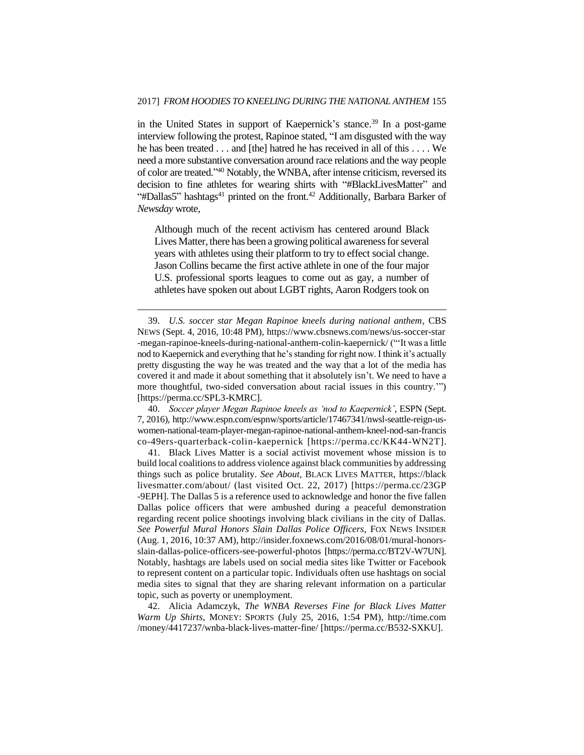in the United States in support of Kaepernick's stance.[39] In a post-game interview following the protest, Rapinoe stated, "I am disgusted with the way he has been treated . . . and [the] hatred he has received in all of this . . . . We need a more substantive conversation around race relations and the way people of color are treated."[40] Notably, the WNBA, after intense criticism, reversed its decision to fine athletes for wearing shirts with "#BlackLivesMatter" and "#Dallas5" hashtags[41] printed on the front.[42] Additionally, Barbara Barker of *Newsday* wrote,

> Although much of the recent activism has centered around Black Lives Matter, there has been a growing political awareness for several years with athletes using their platform to try to effect social change. Jason Collins became the first active athlete in one of the four major U.S. professional sports leagues to come out as gay, a number of athletes have spoken out about LGBT rights, Aaron Rodgers took on

---

39. *U.S. soccer star Megan Rapinoe kneels during national anthem*, CBS NEWS (Sept. 4, 2016, 10:48 PM), https://www.cbsnews.com/news/us-soccer-star-megan-rapinoe-kneels-during-national-anthem-colin-kaepernick/ ("'It was a little nod to Kaepernick and everything that he's standing for right now. I think it's actually pretty disgusting the way he was treated and the way that a lot of the media has covered it and made it about something that it absolutely isn't. We need to have a more thoughtful, two-sided conversation about racial issues in this country.'") [https://perma.cc/SPL3-KMRC].

40. *Soccer player Megan Rapinoe kneels as 'nod to Kaepernick'*, ESPN (Sept. 7, 2016), http://www.espn.com/espnw/sports/article/17467341/nwsl-seattle-reign-us-women-national-team-player-megan-rapinoe-national-anthem-kneel-nod-san-francisco-49ers-quarterback-colin-kaepernick [https://perma.cc/KK44-WN2T].

41. Black Lives Matter is a social activist movement whose mission is to build local coalitions to address violence against black communities by addressing things such as police brutality. *See About*, BLACK LIVES MATTER, https://blacklivesmatter.com/about/ (last visited Oct. 22, 2017) [https://perma.cc/23GP-9EPH]. The Dallas 5 is a reference used to acknowledge and honor the five fallen Dallas police officers that were ambushed during a peaceful demonstration regarding recent police shootings involving black civilians in the city of Dallas. *See Powerful Mural Honors Slain Dallas Police Officers*, FOX NEWS INSIDER (Aug. 1, 2016, 10:37 AM), http://insider.foxnews.com/2016/08/01/mural-honors-slain-dallas-police-officers-see-powerful-photos [https://perma.cc/BT2V-W7UN]. Notably, hashtags are labels used on social media sites like Twitter or Facebook to represent content on a particular topic. Individuals often use hashtags on social media sites to signal that they are sharing relevant information on a particular topic, such as poverty or unemployment.

42. Alicia Adamczyk, *The WNBA Reverses Fine for Black Lives Matter Warm Up Shirts*, MONEY: SPORTS (July 25, 2016, 1:54 PM), http://time.com/money/4417237/wnba-black-lives-matter-fine/ [https://perma.cc/B532-SXKU].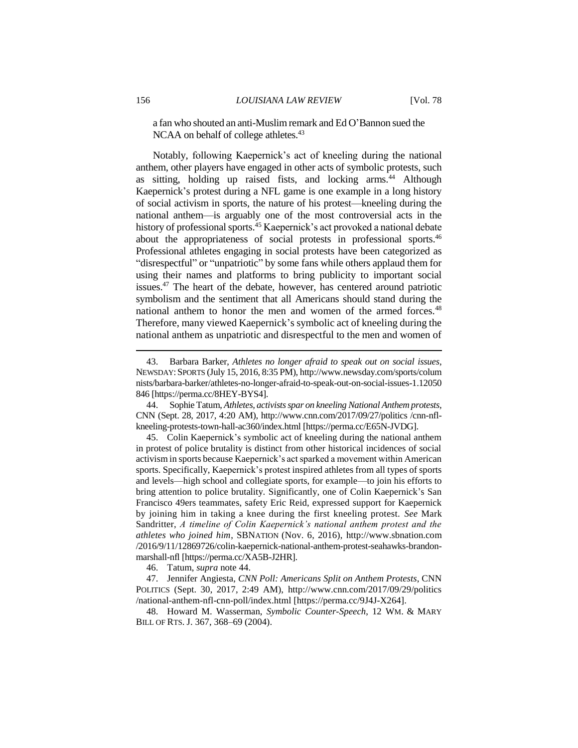a fan who shouted an anti-Muslim remark and Ed O'Bannon sued the NCAA on behalf of college athletes.[43]

Notably, following Kaepernick's act of kneeling during the national anthem, other players have engaged in other acts of symbolic protests, such as sitting, holding up raised fists, and locking arms.[44] Although Kaepernick's protest during a NFL game is one example in a long history of social activism in sports, the nature of his protest—kneeling during the national anthem—is arguably one of the most controversial acts in the history of professional sports.[45] Kaepernick's act provoked a national debate about the appropriateness of social protests in professional sports.[46] Professional athletes engaging in social protests have been categorized as "disrespectful" or "unpatriotic" by some fans while others applaud them for using their names and platforms to bring publicity to important social issues.[47] The heart of the debate, however, has centered around patriotic symbolism and the sentiment that all Americans should stand during the national anthem to honor the men and women of the armed forces.[48] Therefore, many viewed Kaepernick's symbolic act of kneeling during the national anthem as unpatriotic and disrespectful to the men and women of

---

43. Barbara Barker, *Athletes no longer afraid to speak out on social issues*, NEWSDAY: SPORTS (July 15, 2016, 8:35 PM), http://www.newsday.com/sports/columnists/barbara-barker/athletes-no-longer-afraid-to-speak-out-on-social-issues-1.12050846 [https://perma.cc/8HEY-BYS4].

44. Sophie Tatum, *Athletes, activists spar on kneeling National Anthem protests*, CNN (Sept. 28, 2017, 4:20 AM), http://www.cnn.com/2017/09/27/politics /cnn-nfl-kneeling-protests-town-hall-ac360/index.html [https://perma.cc/E65N-JVDG].

45. Colin Kaepernick's symbolic act of kneeling during the national anthem in protest of police brutality is distinct from other historical incidences of social activism in sports because Kaepernick's act sparked a movement within American sports. Specifically, Kaepernick's protest inspired athletes from all types of sports and levels—high school and collegiate sports, for example—to join his efforts to bring attention to police brutality. Significantly, one of Colin Kaepernick's San Francisco 49ers teammates, safety Eric Reid, expressed support for Kaepernick by joining him in taking a knee during the first kneeling protest. *See* Mark Sandritter, *A timeline of Colin Kaepernick's national anthem protest and the athletes who joined him*, SBNATION (Nov. 6, 2016), http://www.sbnation.com /2016/9/11/12869726/colin-kaepernick-national-anthem-protest-seahawks-brandon-marshall-nfl [https://perma.cc/XA5B-J2HR].

46. Tatum, *supra* note 44.

47. Jennifer Angiesta, *CNN Poll: Americans Split on Anthem Protests*, CNN POLITICS (Sept. 30, 2017, 2:49 AM), http://www.cnn.com/2017/09/29/politics /national-anthem-nfl-cnn-poll/index.html [https://perma.cc/9J4J-X264].

48. Howard M. Wasserman, *Symbolic Counter-Speech*, 12 WM. & MARY BILL OF RTS. J. 367, 368–69 (2004).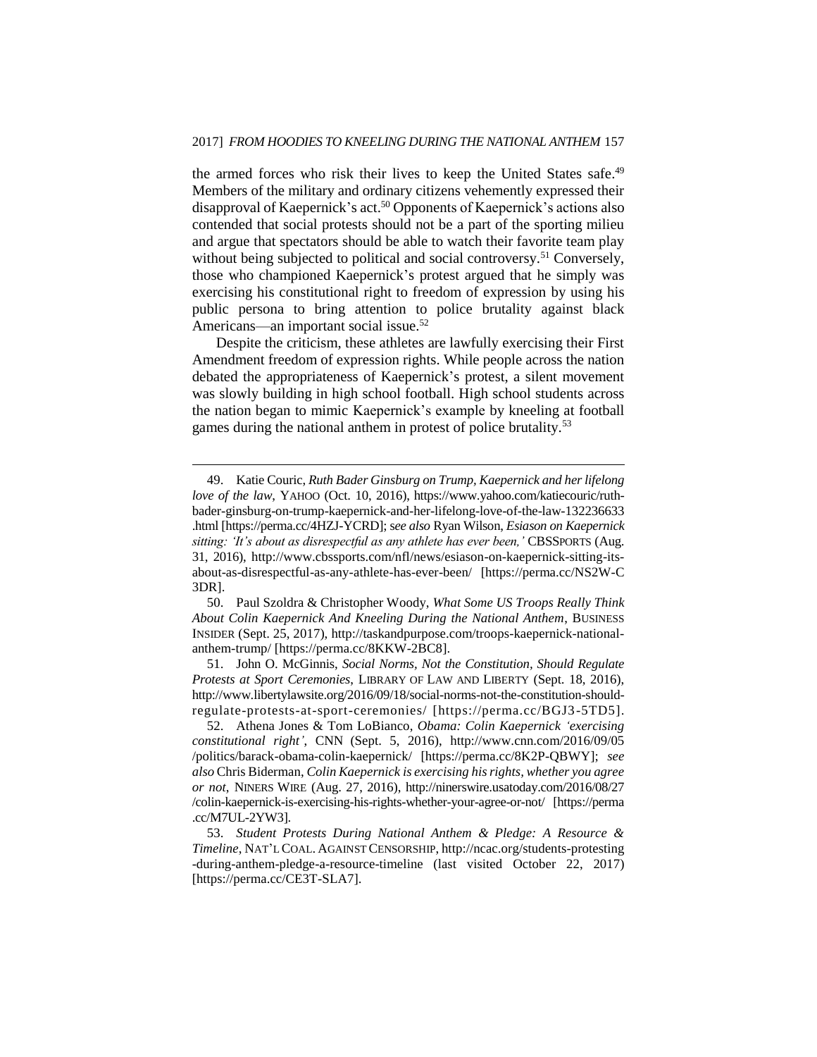the armed forces who risk their lives to keep the United States safe.[49] Members of the military and ordinary citizens vehemently expressed their disapproval of Kaepernick's act.[50] Opponents of Kaepernick's actions also contended that social protests should not be a part of the sporting milieu and argue that spectators should be able to watch their favorite team play without being subjected to political and social controversy.[51] Conversely, those who championed Kaepernick's protest argued that he simply was exercising his constitutional right to freedom of expression by using his public persona to bring attention to police brutality against black Americans—an important social issue.[52]

Despite the criticism, these athletes are lawfully exercising their First Amendment freedom of expression rights. While people across the nation debated the appropriateness of Kaepernick's protest, a silent movement was slowly building in high school football. High school students across the nation began to mimic Kaepernick's example by kneeling at football games during the national anthem in protest of police brutality.[53]

---

49. Katie Couric, *Ruth Bader Ginsburg on Trump, Kaepernick and her lifelong love of the law*, YAHOO (Oct. 10, 2016), https://www.yahoo.com/katiecouric/ruth-bader-ginsburg-on-trump-kaepernick-and-her-lifelong-love-of-the-law-132236633.html [https://perma.cc/4HZJ-YCRD]; *see also* Ryan Wilson, *Esiason on Kaepernick sitting: 'It's about as disrespectful as any athlete has ever been,'* CBSSPORTS (Aug. 31, 2016), http://www.cbssports.com/nfl/news/esiason-on-kaepernick-sitting-its-about-as-disrespectful-as-any-athlete-has-ever-been/ [https://perma.cc/NS2W-C3DR].

50. Paul Szoldra & Christopher Woody, *What Some US Troops Really Think About Colin Kaepernick And Kneeling During the National Anthem*, BUSINESS INSIDER (Sept. 25, 2017), http://taskandpurpose.com/troops-kaepernick-national-anthem-trump/ [https://perma.cc/8KKW-2BC8].

51. John O. McGinnis, *Social Norms, Not the Constitution, Should Regulate Protests at Sport Ceremonies*, LIBRARY OF LAW AND LIBERTY (Sept. 18, 2016), http://www.libertylawsite.org/2016/09/18/social-norms-not-the-constitution-should-regulate-protests-at-sport-ceremonies/ [https://perma.cc/BGJ3-5TD5].

52. Athena Jones & Tom LoBianco, *Obama: Colin Kaepernick 'exercising constitutional right'*, CNN (Sept. 5, 2016), http://www.cnn.com/2016/09/05/politics/barack-obama-colin-kaepernick/ [https://perma.cc/8K2P-QBWY]; *see also* Chris Biderman, *Colin Kaepernick is exercising his rights, whether you agree or not*, NINERS WIRE (Aug. 27, 2016), http://ninerswire.usatoday.com/2016/08/27/colin-kaepernick-is-exercising-his-rights-whether-your-agree-or-not/ [https://perma.cc/M7UL-2YW3].

53. *Student Protests During National Anthem & Pledge: A Resource & Timeline*, NAT'L COAL. AGAINST CENSORSHIP, http://ncac.org/students-protesting-during-anthem-pledge-a-resource-timeline (last visited October 22, 2017) [https://perma.cc/CE3T-SLA7].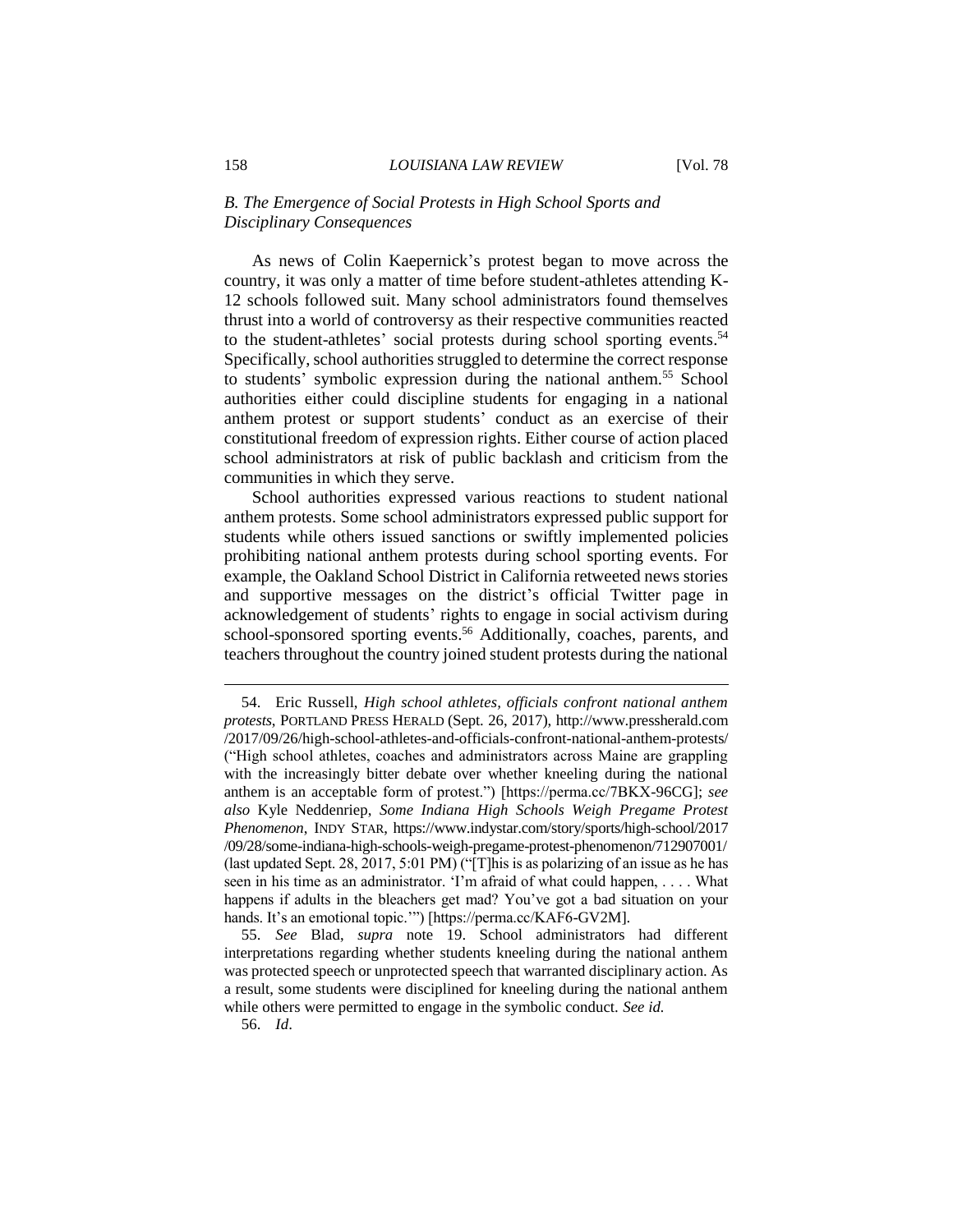### *B. The Emergence of Social Protests in High School Sports and Disciplinary Consequences*

As news of Colin Kaepernick's protest began to move across the country, it was only a matter of time before student-athletes attending K-12 schools followed suit. Many school administrators found themselves thrust into a world of controversy as their respective communities reacted to the student-athletes' social protests during school sporting events.[54] Specifically, school authorities struggled to determine the correct response to students' symbolic expression during the national anthem.[55] School authorities either could discipline students for engaging in a national anthem protest or support students' conduct as an exercise of their constitutional freedom of expression rights. Either course of action placed school administrators at risk of public backlash and criticism from the communities in which they serve.

School authorities expressed various reactions to student national anthem protests. Some school administrators expressed public support for students while others issued sanctions or swiftly implemented policies prohibiting national anthem protests during school sporting events. For example, the Oakland School District in California retweeted news stories and supportive messages on the district's official Twitter page in acknowledgement of students' rights to engage in social activism during school-sponsored sporting events.[56] Additionally, coaches, parents, and teachers throughout the country joined student protests during the national

---

54. Eric Russell, *High school athletes, officials confront national anthem protests*, PORTLAND PRESS HERALD (Sept. 26, 2017), http://www.pressherald.com/2017/09/26/high-school-athletes-and-officials-confront-national-anthem-protests/ ("High school athletes, coaches and administrators across Maine are grappling with the increasingly bitter debate over whether kneeling during the national anthem is an acceptable form of protest.") [https://perma.cc/7BKX-96CG]; *see also* Kyle Neddenriep, *Some Indiana High Schools Weigh Pregame Protest Phenomenon*, INDY STAR, https://www.indystar.com/story/sports/high-school/2017/09/28/some-indiana-high-schools-weigh-pregame-protest-phenomenon/712907001/ (last updated Sept. 28, 2017, 5:01 PM) ("[T]his is as polarizing of an issue as he has seen in his time as an administrator. 'I'm afraid of what could happen, . . . . What happens if adults in the bleachers get mad? You've got a bad situation on your hands. It's an emotional topic.'") [https://perma.cc/KAF6-GV2M].

55. *See* Blad, *supra* note 19. School administrators had different interpretations regarding whether students kneeling during the national anthem was protected speech or unprotected speech that warranted disciplinary action. As a result, some students were disciplined for kneeling during the national anthem while others were permitted to engage in the symbolic conduct. *See id.*

56. *Id.*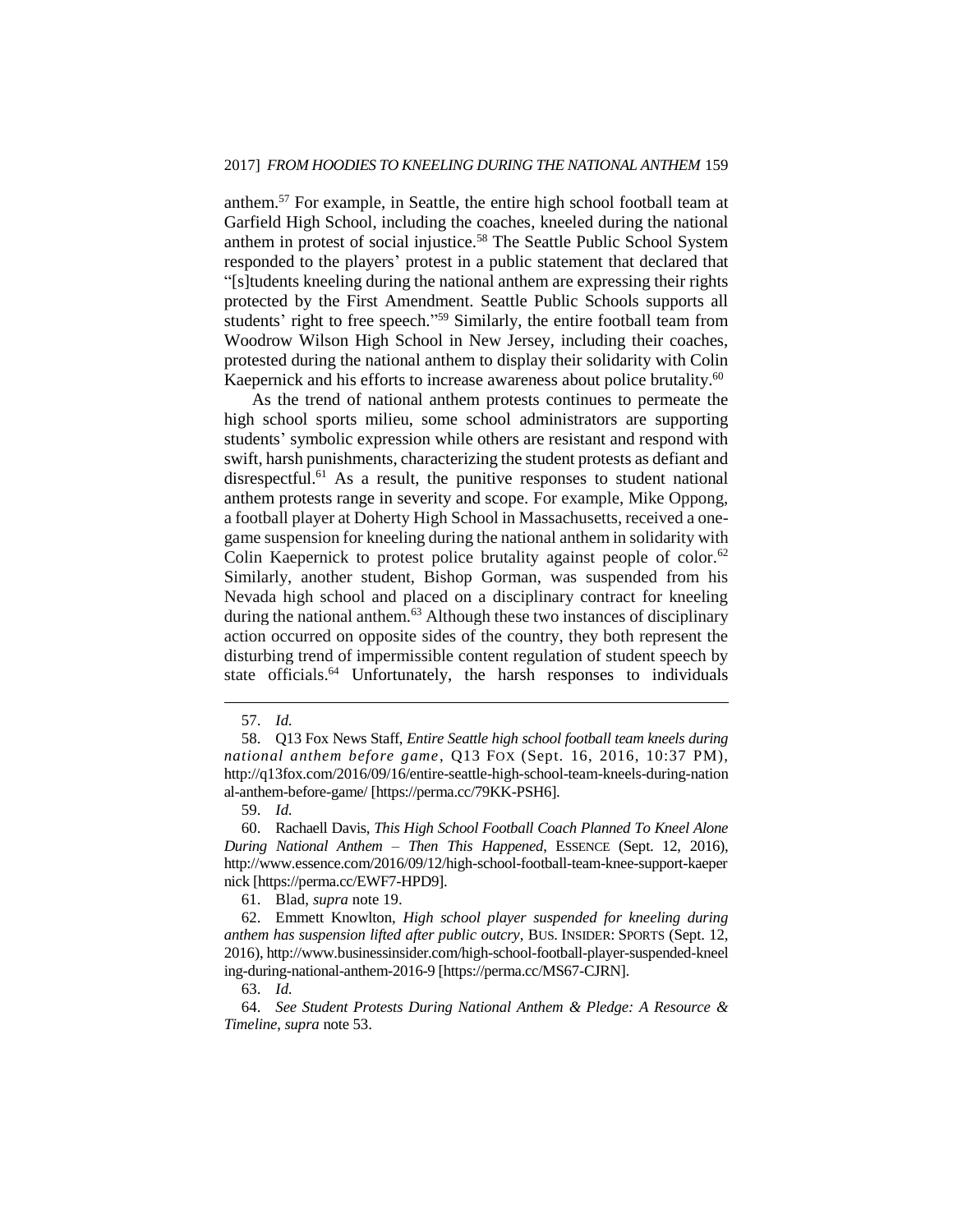anthem.[57] For example, in Seattle, the entire high school football team at Garfield High School, including the coaches, kneeled during the national anthem in protest of social injustice.[58] The Seattle Public School System responded to the players' protest in a public statement that declared that "[s]tudents kneeling during the national anthem are expressing their rights protected by the First Amendment. Seattle Public Schools supports all students' right to free speech."[59] Similarly, the entire football team from Woodrow Wilson High School in New Jersey, including their coaches, protested during the national anthem to display their solidarity with Colin Kaepernick and his efforts to increase awareness about police brutality.[60]

As the trend of national anthem protests continues to permeate the high school sports milieu, some school administrators are supporting students' symbolic expression while others are resistant and respond with swift, harsh punishments, characterizing the student protests as defiant and disrespectful.[61] As a result, the punitive responses to student national anthem protests range in severity and scope. For example, Mike Oppong, a football player at Doherty High School in Massachusetts, received a one-game suspension for kneeling during the national anthem in solidarity with Colin Kaepernick to protest police brutality against people of color.[62] Similarly, another student, Bishop Gorman, was suspended from his Nevada high school and placed on a disciplinary contract for kneeling during the national anthem.[63] Although these two instances of disciplinary action occurred on opposite sides of the country, they both represent the disturbing trend of impermissible content regulation of student speech by state officials.[64] Unfortunately, the harsh responses to individuals

---

57. *Id.*

58. Q13 Fox News Staff, *Entire Seattle high school football team kneels during national anthem before game*, Q13 FOX (Sept. 16, 2016, 10:37 PM), http://q13fox.com/2016/09/16/entire-seattle-high-school-team-kneels-during-national-anthem-before-game/ [https://perma.cc/79KK-PSH6].

59. *Id.*

60. Rachaell Davis, *This High School Football Coach Planned To Kneel Alone During National Anthem – Then This Happened*, ESSENCE (Sept. 12, 2016), http://www.essence.com/2016/09/12/high-school-football-team-knee-support-kaepernick [https://perma.cc/EWF7-HPD9].

61. Blad, *supra* note 19.

62. Emmett Knowlton, *High school player suspended for kneeling during anthem has suspension lifted after public outcry*, BUS. INSIDER: SPORTS (Sept. 12, 2016), http://www.businessinsider.com/high-school-football-player-suspended-kneeling-during-national-anthem-2016-9 [https://perma.cc/MS67-CJRN].

63. *Id.*

64. *See Student Protests During National Anthem & Pledge: A Resource & Timeline*, *supra* note 53.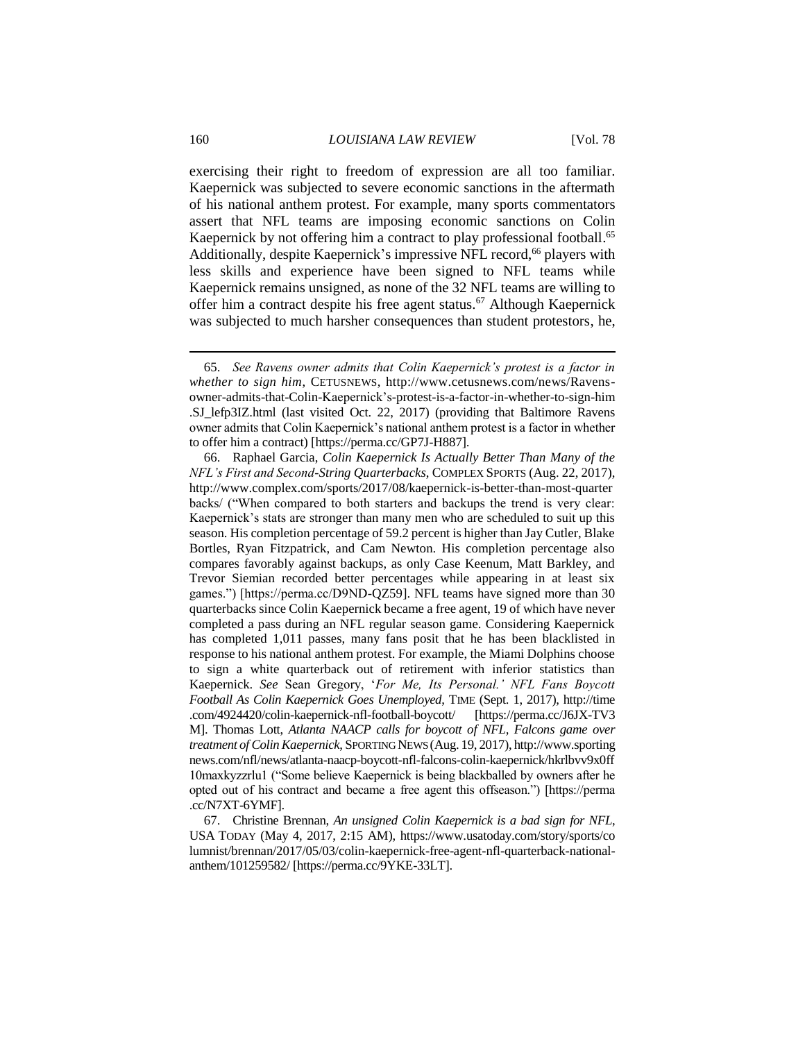exercising their right to freedom of expression are all too familiar. Kaepernick was subjected to severe economic sanctions in the aftermath of his national anthem protest. For example, many sports commentators assert that NFL teams are imposing economic sanctions on Colin Kaepernick by not offering him a contract to play professional football.[65] Additionally, despite Kaepernick's impressive NFL record,[66] players with less skills and experience have been signed to NFL teams while Kaepernick remains unsigned, as none of the 32 NFL teams are willing to offer him a contract despite his free agent status.[67] Although Kaepernick was subjected to much harsher consequences than student protestors, he,

---

65. *See Ravens owner admits that Colin Kaepernick's protest is a factor in whether to sign him*, CETUSNEWS, http://www.cetusnews.com/news/Ravens-owner-admits-that-Colin-Kaepernick's-protest-is-a-factor-in-whether-to-sign-him.SJ_lefp3IZ.html (last visited Oct. 22, 2017) (providing that Baltimore Ravens owner admits that Colin Kaepernick's national anthem protest is a factor in whether to offer him a contract) [https://perma.cc/GP7J-H887].

66. Raphael Garcia, *Colin Kaepernick Is Actually Better Than Many of the NFL's First and Second-String Quarterbacks*, COMPLEX SPORTS (Aug. 22, 2017), http://www.complex.com/sports/2017/08/kaepernick-is-better-than-most-quarterbacks/ ("When compared to both starters and backups the trend is very clear: Kaepernick's stats are stronger than many men who are scheduled to suit up this season. His completion percentage of 59.2 percent is higher than Jay Cutler, Blake Bortles, Ryan Fitzpatrick, and Cam Newton. His completion percentage also compares favorably against backups, as only Case Keenum, Matt Barkley, and Trevor Siemian recorded better percentages while appearing in at least six games.") [https://perma.cc/D9ND-QZ59]. NFL teams have signed more than 30 quarterbacks since Colin Kaepernick became a free agent, 19 of which have never completed a pass during an NFL regular season game. Considering Kaepernick has completed 1,011 passes, many fans posit that he has been blacklisted in response to his national anthem protest. For example, the Miami Dolphins choose to sign a white quarterback out of retirement with inferior statistics than Kaepernick. *See* Sean Gregory, '*For Me, Its Personal.' NFL Fans Boycott Football As Colin Kaepernick Goes Unemployed*, TIME (Sept. 1, 2017), http://time.com/4924420/colin-kaepernick-nfl-football-boycott/ [https://perma.cc/J6JX-TV3M]. Thomas Lott, *Atlanta NAACP calls for boycott of NFL, Falcons game over treatment of Colin Kaepernick*, SPORTING NEWS (Aug. 19, 2017), http://www.sportingnews.com/nfl/news/atlanta-naacp-boycott-nfl-falcons-colin-kaepernick/hkrlbvv9x0ff10maxkyzzrlu1 ("Some believe Kaepernick is being blackballed by owners after he opted out of his contract and became a free agent this offseason.") [https://perma.cc/N7XT-6YMF].

67. Christine Brennan, *An unsigned Colin Kaepernick is a bad sign for NFL*, USA TODAY (May 4, 2017, 2:15 AM), https://www.usatoday.com/story/sports/columnist/brennan/2017/05/03/colin-kaepernick-free-agent-nfl-quarterback-national-anthem/101259582/ [https://perma.cc/9YKE-33LT].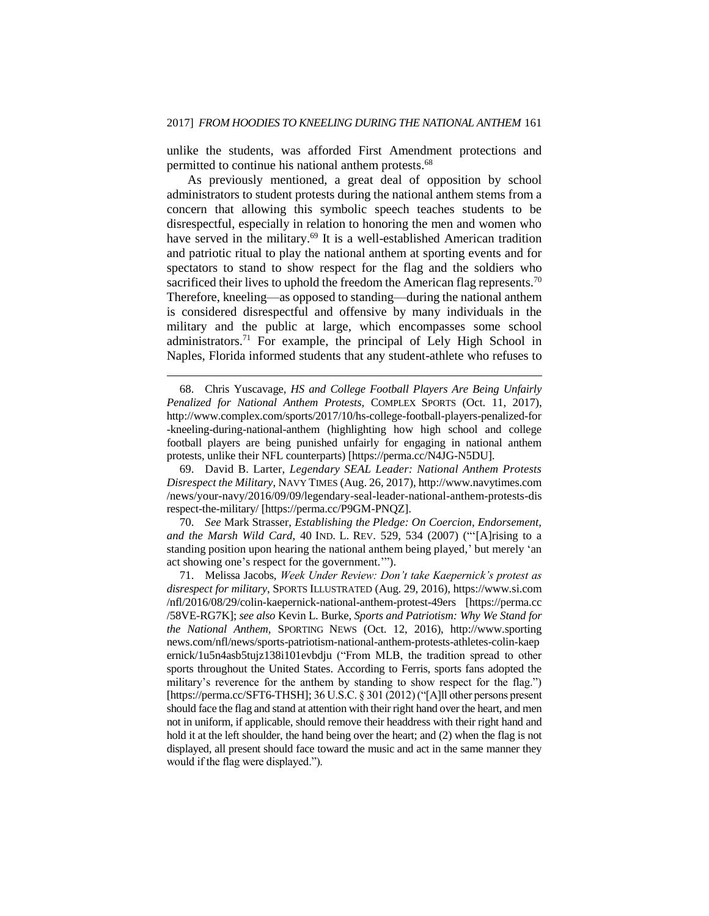unlike the students, was afforded First Amendment protections and permitted to continue his national anthem protests.[68]

As previously mentioned, a great deal of opposition by school administrators to student protests during the national anthem stems from a concern that allowing this symbolic speech teaches students to be disrespectful, especially in relation to honoring the men and women who have served in the military.[69] It is a well-established American tradition and patriotic ritual to play the national anthem at sporting events and for spectators to stand to show respect for the flag and the soldiers who sacrificed their lives to uphold the freedom the American flag represents.[70] Therefore, kneeling—as opposed to standing—during the national anthem is considered disrespectful and offensive by many individuals in the military and the public at large, which encompasses some school administrators.[71] For example, the principal of Lely High School in Naples, Florida informed students that any student-athlete who refuses to

---

68. Chris Yuscavage, *HS and College Football Players Are Being Unfairly Penalized for National Anthem Protests*, COMPLEX SPORTS (Oct. 11, 2017), http://www.complex.com/sports/2017/10/hs-college-football-players-penalized-for-kneeling-during-national-anthem (highlighting how high school and college football players are being punished unfairly for engaging in national anthem protests, unlike their NFL counterparts) [https://perma.cc/N4JG-N5DU].

69. David B. Larter, *Legendary SEAL Leader: National Anthem Protests Disrespect the Military*, NAVY TIMES (Aug. 26, 2017), http://www.navytimes.com/news/your-navy/2016/09/09/legendary-seal-leader-national-anthem-protests-disrespect-the-military/ [https://perma.cc/P9GM-PNQZ].

70. *See* Mark Strasser, *Establishing the Pledge: On Coercion, Endorsement, and the Marsh Wild Card*, 40 IND. L. REV. 529, 534 (2007) ("'[A]rising to a standing position upon hearing the national anthem being played,' but merely 'an act showing one's respect for the government.'").

71. Melissa Jacobs, *Week Under Review: Don't take Kaepernick's protest as disrespect for military*, SPORTS ILLUSTRATED (Aug. 29, 2016), https://www.si.com/nfl/2016/08/29/colin-kaepernick-national-anthem-protest-49ers [https://perma.cc/58VE-RG7K]; *see also* Kevin L. Burke, *Sports and Patriotism: Why We Stand for the National Anthem*, SPORTING NEWS (Oct. 12, 2016), http://www.sportingnews.com/nfl/news/sports-patriotism-national-anthem-protests-athletes-colin-kaepernick/1u5n4asb5tujz138i101evbdju ("From MLB, the tradition spread to other sports throughout the United States. According to Ferris, sports fans adopted the military's reverence for the anthem by standing to show respect for the flag.") [https://perma.cc/SFT6-THSH]; 36 U.S.C. § 301 (2012) ("[A]ll other persons present should face the flag and stand at attention with their right hand over the heart, and men not in uniform, if applicable, should remove their headdress with their right hand and hold it at the left shoulder, the hand being over the heart; and (2) when the flag is not displayed, all present should face toward the music and act in the same manner they would if the flag were displayed.").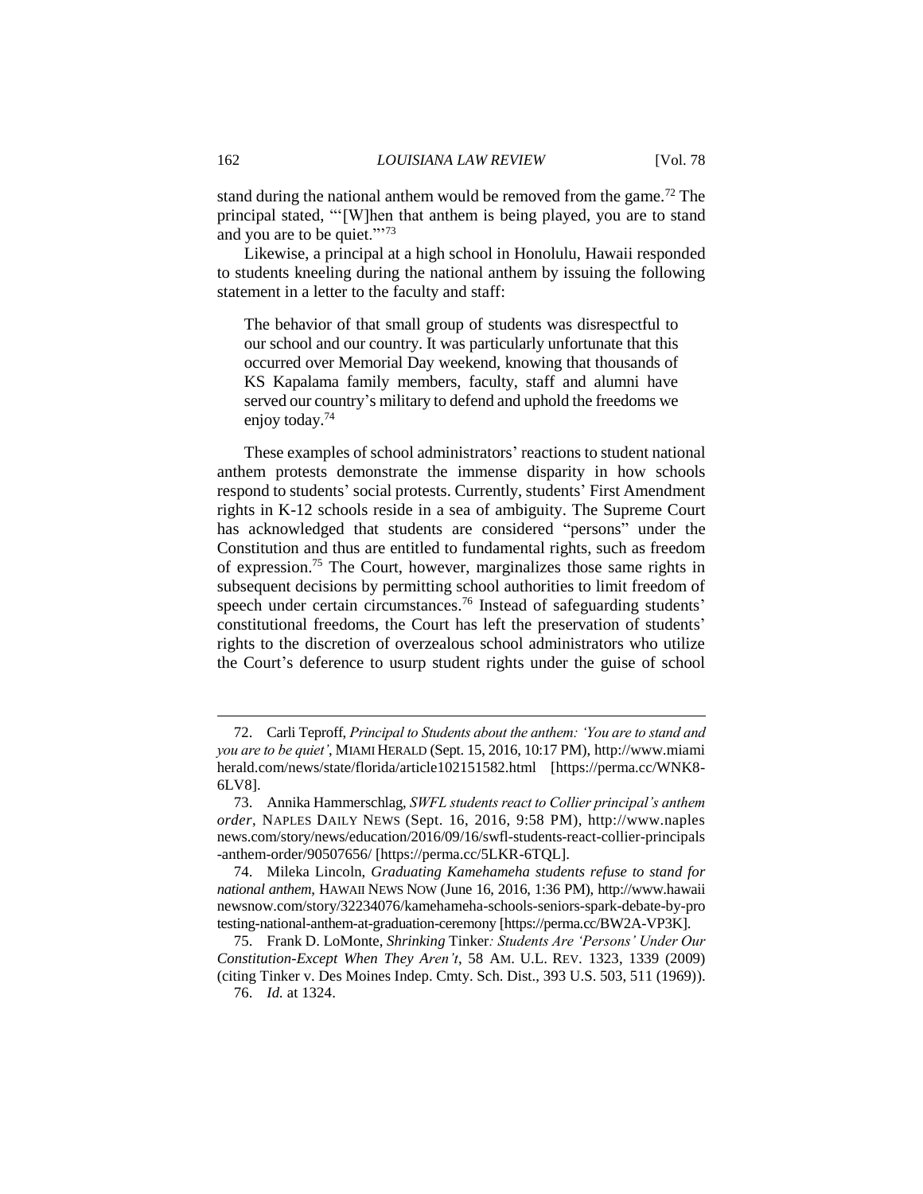stand during the national anthem would be removed from the game.[72] The principal stated, "'[W]hen that anthem is being played, you are to stand and you are to be quiet.'"[73]

Likewise, a principal at a high school in Honolulu, Hawaii responded to students kneeling during the national anthem by issuing the following statement in a letter to the faculty and staff:

> The behavior of that small group of students was disrespectful to our school and our country. It was particularly unfortunate that this occurred over Memorial Day weekend, knowing that thousands of KS Kapalama family members, faculty, staff and alumni have served our country's military to defend and uphold the freedoms we enjoy today.[74]

These examples of school administrators' reactions to student national anthem protests demonstrate the immense disparity in how schools respond to students' social protests. Currently, students' First Amendment rights in K-12 schools reside in a sea of ambiguity. The Supreme Court has acknowledged that students are considered "persons" under the Constitution and thus are entitled to fundamental rights, such as freedom of expression.[75] The Court, however, marginalizes those same rights in subsequent decisions by permitting school authorities to limit freedom of speech under certain circumstances.[76] Instead of safeguarding students' constitutional freedoms, the Court has left the preservation of students' rights to the discretion of overzealous school administrators who utilize the Court's deference to usurp student rights under the guise of school

---

72. Carli Teproff, *Principal to Students about the anthem: 'You are to stand and you are to be quiet'*, MIAMI HERALD (Sept. 15, 2016, 10:17 PM), http://www.miamiherald.com/news/state/florida/article102151582.html [https://perma.cc/WNK8-6LV8].

73. Annika Hammerschlag, *SWFL students react to Collier principal's anthem order*, NAPLES DAILY NEWS (Sept. 16, 2016, 9:58 PM), http://www.naplesnews.com/story/news/education/2016/09/16/swfl-students-react-collier-principals-anthem-order/90507656/ [https://perma.cc/5LKR-6TQL].

74. Mileka Lincoln, *Graduating Kamehameha students refuse to stand for national anthem*, HAWAII NEWS NOW (June 16, 2016, 1:36 PM), http://www.hawaiinewsnow.com/story/32234076/kamehameha-schools-seniors-spark-debate-by-protesting-national-anthem-at-graduation-ceremony [https://perma.cc/BW2A-VP3K].

75. Frank D. LoMonte, *Shrinking* Tinker*: Students Are 'Persons' Under Our Constitution-Except When They Aren't*, 58 AM. U.L. REV. 1323, 1339 (2009) (citing Tinker v. Des Moines Indep. Cmty. Sch. Dist., 393 U.S. 503, 511 (1969)).

76. *Id.* at 1324.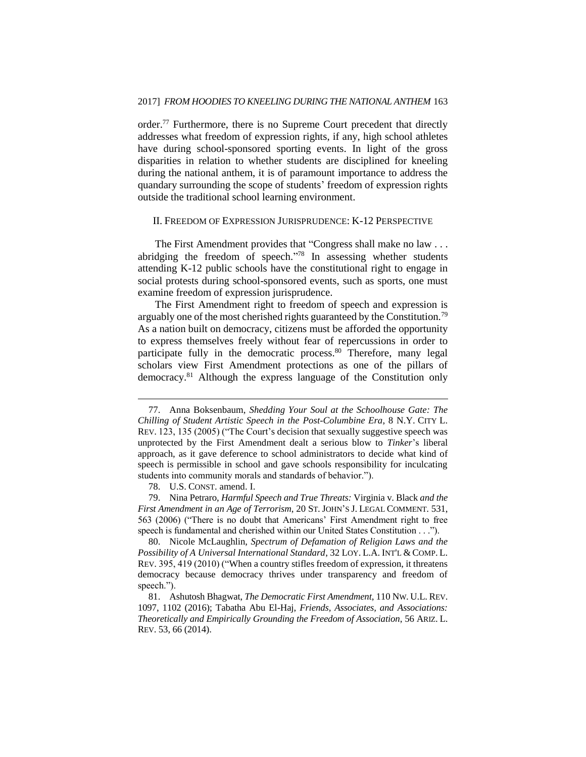order.[77] Furthermore, there is no Supreme Court precedent that directly addresses what freedom of expression rights, if any, high school athletes have during school-sponsored sporting events. In light of the gross disparities in relation to whether students are disciplined for kneeling during the national anthem, it is of paramount importance to address the quandary surrounding the scope of students' freedom of expression rights outside the traditional school learning environment.

## II. Freedom of Expression Jurisprudence: K-12 Perspective

The First Amendment provides that "Congress shall make no law . . . abridging the freedom of speech."[78] In assessing whether students attending K-12 public schools have the constitutional right to engage in social protests during school-sponsored events, such as sports, one must examine freedom of expression jurisprudence.

The First Amendment right to freedom of speech and expression is arguably one of the most cherished rights guaranteed by the Constitution.[79] As a nation built on democracy, citizens must be afforded the opportunity to express themselves freely without fear of repercussions in order to participate fully in the democratic process.[80] Therefore, many legal scholars view First Amendment protections as one of the pillars of democracy.[81] Although the express language of the Constitution only

---

77. Anna Boksenbaum, *Shedding Your Soul at the Schoolhouse Gate: The Chilling of Student Artistic Speech in the Post-Columbine Era*, 8 N.Y. CITY L. REV. 123, 135 (2005) ("The Court's decision that sexually suggestive speech was unprotected by the First Amendment dealt a serious blow to *Tinker*'s liberal approach, as it gave deference to school administrators to decide what kind of speech is permissible in school and gave schools responsibility for inculcating students into community morals and standards of behavior.").

78. U.S. CONST. amend. I.

79. Nina Petraro, *Harmful Speech and True Threats:* Virginia v. Black *and the First Amendment in an Age of Terrorism*, 20 ST. JOHN'S J. LEGAL COMMENT. 531, 563 (2006) ("There is no doubt that Americans' First Amendment right to free speech is fundamental and cherished within our United States Constitution . . .").

80. Nicole McLaughlin, *Spectrum of Defamation of Religion Laws and the Possibility of A Universal International Standard*, 32 LOY. L.A. INT'L & COMP. L. REV. 395, 419 (2010) ("When a country stifles freedom of expression, it threatens democracy because democracy thrives under transparency and freedom of speech.").

81. Ashutosh Bhagwat, *The Democratic First Amendment*, 110 NW. U.L. REV. 1097, 1102 (2016); Tabatha Abu El-Haj, *Friends, Associates, and Associations: Theoretically and Empirically Grounding the Freedom of Association*, 56 ARIZ. L. REV. 53, 66 (2014).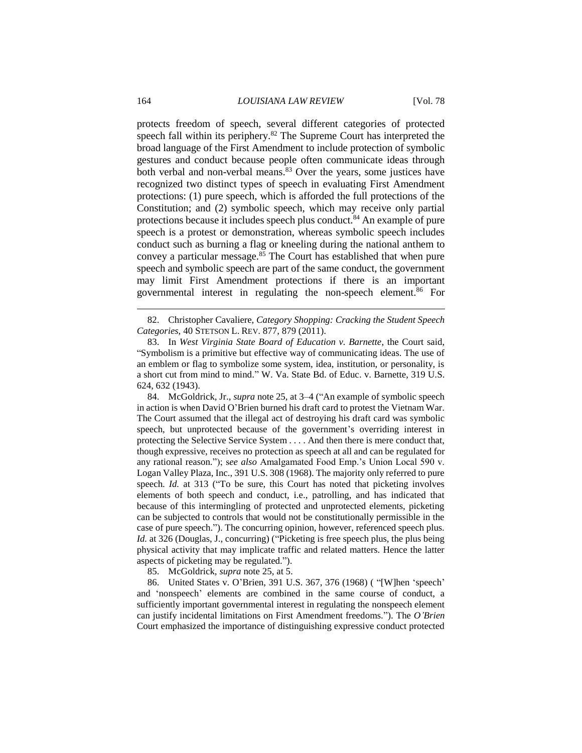protects freedom of speech, several different categories of protected speech fall within its periphery.[82] The Supreme Court has interpreted the broad language of the First Amendment to include protection of symbolic gestures and conduct because people often communicate ideas through both verbal and non-verbal means.[83] Over the years, some justices have recognized two distinct types of speech in evaluating First Amendment protections: (1) pure speech, which is afforded the full protections of the Constitution; and (2) symbolic speech, which may receive only partial protections because it includes speech plus conduct.[84] An example of pure speech is a protest or demonstration, whereas symbolic speech includes conduct such as burning a flag or kneeling during the national anthem to convey a particular message.[85] The Court has established that when pure speech and symbolic speech are part of the same conduct, the government may limit First Amendment protections if there is an important governmental interest in regulating the non-speech element.[86] For

---

82. Christopher Cavaliere, *Category Shopping: Cracking the Student Speech Categories*, 40 STETSON L. REV. 877, 879 (2011).

83. In *West Virginia State Board of Education v. Barnette*, the Court said, "Symbolism is a primitive but effective way of communicating ideas. The use of an emblem or flag to symbolize some system, idea, institution, or personality, is a short cut from mind to mind." W. Va. State Bd. of Educ. v. Barnette, 319 U.S. 624, 632 (1943).

84. McGoldrick, Jr., *supra* note 25, at 3–4 ("An example of symbolic speech in action is when David O'Brien burned his draft card to protest the Vietnam War. The Court assumed that the illegal act of destroying his draft card was symbolic speech, but unprotected because of the government's overriding interest in protecting the Selective Service System . . . . And then there is mere conduct that, though expressive, receives no protection as speech at all and can be regulated for any rational reason."); s*ee also* Amalgamated Food Emp.'s Union Local 590 v. Logan Valley Plaza, Inc., 391 U.S. 308 (1968). The majority only referred to pure speech. *Id.* at 313 ("To be sure, this Court has noted that picketing involves elements of both speech and conduct, i.e., patrolling, and has indicated that because of this intermingling of protected and unprotected elements, picketing can be subjected to controls that would not be constitutionally permissible in the case of pure speech."). The concurring opinion, however, referenced speech plus. *Id.* at 326 (Douglas, J., concurring) ("Picketing is free speech plus, the plus being physical activity that may implicate traffic and related matters. Hence the latter aspects of picketing may be regulated.").

85. McGoldrick, *supra* note 25, at 5.

86. United States v. O'Brien, 391 U.S. 367, 376 (1968) ( "[W]hen 'speech' and 'nonspeech' elements are combined in the same course of conduct, a sufficiently important governmental interest in regulating the nonspeech element can justify incidental limitations on First Amendment freedoms."). The *O'Brien* Court emphasized the importance of distinguishing expressive conduct protected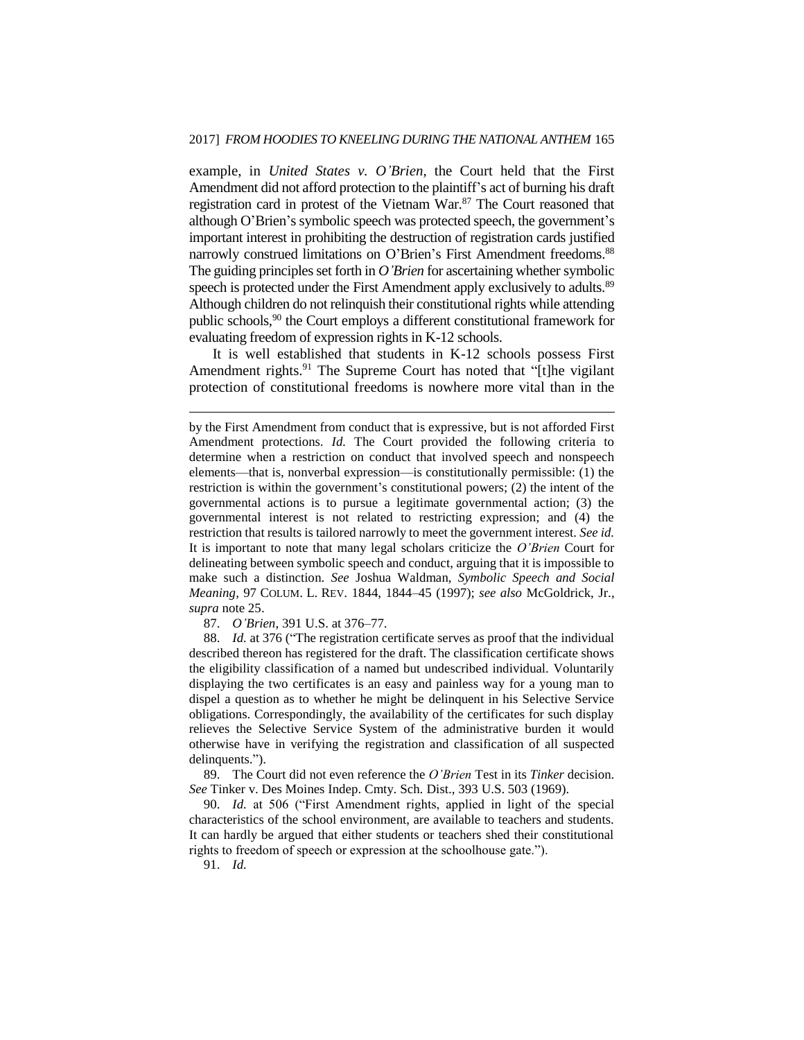example, in *United States v. O'Brien*, the Court held that the First Amendment did not afford protection to the plaintiff's act of burning his draft registration card in protest of the Vietnam War.[87] The Court reasoned that although O'Brien's symbolic speech was protected speech, the government's important interest in prohibiting the destruction of registration cards justified narrowly construed limitations on O'Brien's First Amendment freedoms.[88] The guiding principles set forth in *O'Brien* for ascertaining whether symbolic speech is protected under the First Amendment apply exclusively to adults.[89] Although children do not relinquish their constitutional rights while attending public schools,[90] the Court employs a different constitutional framework for evaluating freedom of expression rights in K-12 schools.

It is well established that students in K-12 schools possess First Amendment rights.[91] The Supreme Court has noted that "[t]he vigilant protection of constitutional freedoms is nowhere more vital than in the

---

by the First Amendment from conduct that is expressive, but is not afforded First Amendment protections. *Id.* The Court provided the following criteria to determine when a restriction on conduct that involved speech and nonspeech elements—that is, nonverbal expression—is constitutionally permissible: (1) the restriction is within the government's constitutional powers; (2) the intent of the governmental actions is to pursue a legitimate governmental action; (3) the governmental interest is not related to restricting expression; and (4) the restriction that results is tailored narrowly to meet the government interest. *See id.* It is important to note that many legal scholars criticize the *O'Brien* Court for delineating between symbolic speech and conduct, arguing that it is impossible to make such a distinction. *See* Joshua Waldman, *Symbolic Speech and Social Meaning*, 97 COLUM. L. REV. 1844, 1844–45 (1997); *see also* McGoldrick, Jr., *supra* note 25.

87. *O'Brien*, 391 U.S. at 376–77.

88. *Id.* at 376 ("The registration certificate serves as proof that the individual described thereon has registered for the draft. The classification certificate shows the eligibility classification of a named but undescribed individual. Voluntarily displaying the two certificates is an easy and painless way for a young man to dispel a question as to whether he might be delinquent in his Selective Service obligations. Correspondingly, the availability of the certificates for such display relieves the Selective Service System of the administrative burden it would otherwise have in verifying the registration and classification of all suspected delinquents.").

89. The Court did not even reference the *O'Brien* Test in its *Tinker* decision. *See* Tinker v. Des Moines Indep. Cmty. Sch. Dist., 393 U.S. 503 (1969).

90. *Id.* at 506 ("First Amendment rights, applied in light of the special characteristics of the school environment, are available to teachers and students. It can hardly be argued that either students or teachers shed their constitutional rights to freedom of speech or expression at the schoolhouse gate.").

91. *Id.*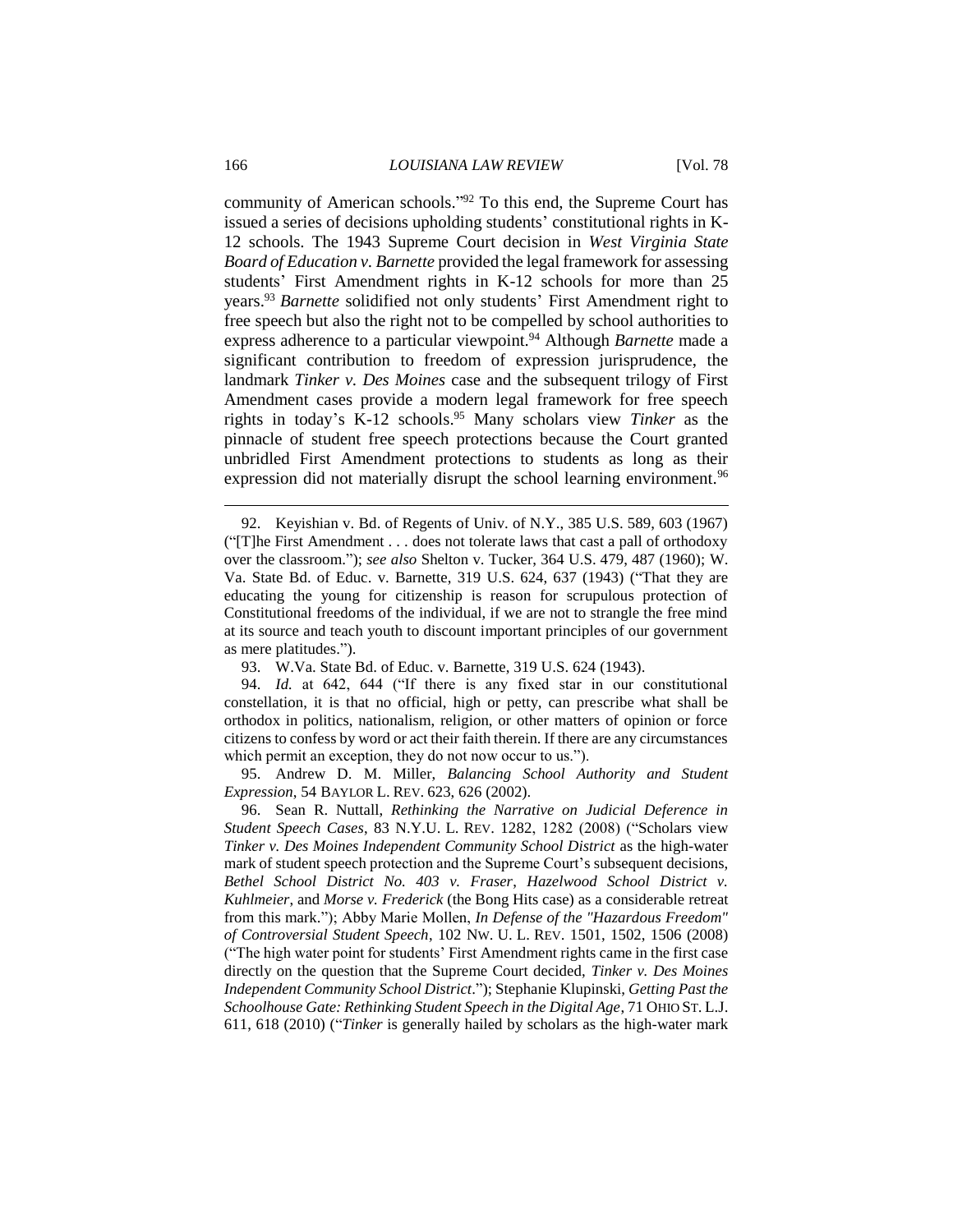community of American schools."[92] To this end, the Supreme Court has issued a series of decisions upholding students' constitutional rights in K-12 schools. The 1943 Supreme Court decision in *West Virginia State Board of Education v. Barnette* provided the legal framework for assessing students' First Amendment rights in K-12 schools for more than 25 years.[93] *Barnette* solidified not only students' First Amendment right to free speech but also the right not to be compelled by school authorities to express adherence to a particular viewpoint.[94] Although *Barnette* made a significant contribution to freedom of expression jurisprudence, the landmark *Tinker v. Des Moines* case and the subsequent trilogy of First Amendment cases provide a modern legal framework for free speech rights in today's K-12 schools.[95] Many scholars view *Tinker* as the pinnacle of student free speech protections because the Court granted unbridled First Amendment protections to students as long as their expression did not materially disrupt the school learning environment.[96]

---

92. Keyishian v. Bd. of Regents of Univ. of N.Y., 385 U.S. 589, 603 (1967) ("[T]he First Amendment . . . does not tolerate laws that cast a pall of orthodoxy over the classroom."); *see also* Shelton v. Tucker, 364 U.S. 479, 487 (1960); W. Va. State Bd. of Educ. v. Barnette, 319 U.S. 624, 637 (1943) ("That they are educating the young for citizenship is reason for scrupulous protection of Constitutional freedoms of the individual, if we are not to strangle the free mind at its source and teach youth to discount important principles of our government as mere platitudes.").

93. W.Va. State Bd. of Educ. v. Barnette, 319 U.S. 624 (1943).

94. *Id.* at 642, 644 ("If there is any fixed star in our constitutional constellation, it is that no official, high or petty, can prescribe what shall be orthodox in politics, nationalism, religion, or other matters of opinion or force citizens to confess by word or act their faith therein. If there are any circumstances which permit an exception, they do not now occur to us.").

95. Andrew D. M. Miller, *Balancing School Authority and Student Expression*, 54 BAYLOR L. REV. 623, 626 (2002).

96. Sean R. Nuttall, *Rethinking the Narrative on Judicial Deference in Student Speech Cases*, 83 N.Y.U. L. REV. 1282, 1282 (2008) ("Scholars view *Tinker v. Des Moines Independent Community School District* as the high-water mark of student speech protection and the Supreme Court's subsequent decisions, *Bethel School District No. 403 v. Fraser*, *Hazelwood School District v. Kuhlmeier*, and *Morse v. Frederick* (the Bong Hits case) as a considerable retreat from this mark."); Abby Marie Mollen, *In Defense of the "Hazardous Freedom" of Controversial Student Speech*, 102 NW. U. L. REV. 1501, 1502, 1506 (2008) ("The high water point for students' First Amendment rights came in the first case directly on the question that the Supreme Court decided, *Tinker v. Des Moines Independent Community School District*."); Stephanie Klupinski, *Getting Past the Schoolhouse Gate: Rethinking Student Speech in the Digital Age*, 71 OHIO ST. L.J. 611, 618 (2010) ("*Tinker* is generally hailed by scholars as the high-water mark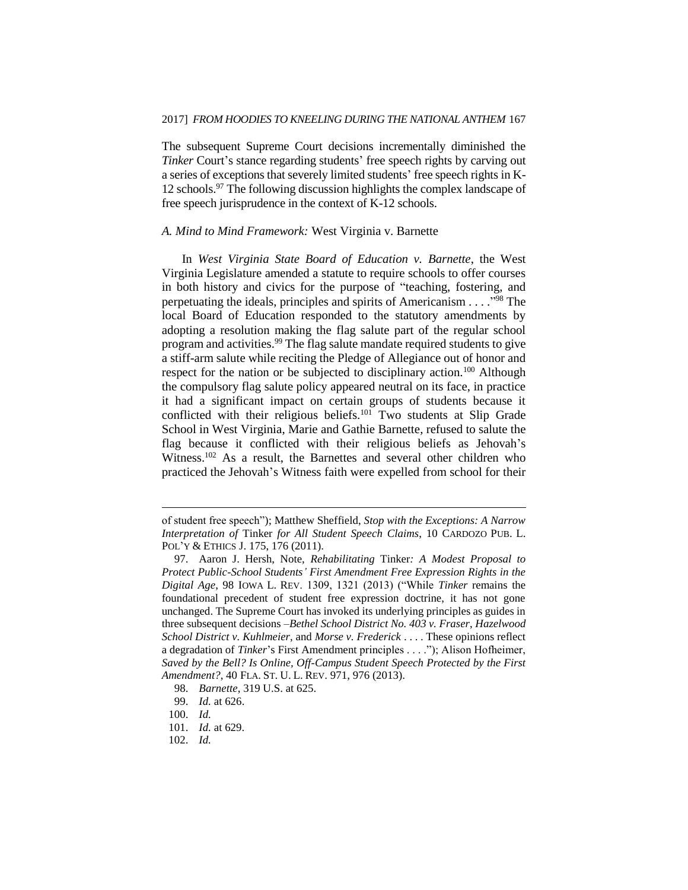The subsequent Supreme Court decisions incrementally diminished the *Tinker* Court's stance regarding students' free speech rights by carving out a series of exceptions that severely limited students' free speech rights in K-12 schools.[97] The following discussion highlights the complex landscape of free speech jurisprudence in the context of K-12 schools.

### *A. Mind to Mind Framework:* West Virginia v. Barnette

In *West Virginia State Board of Education v. Barnette*, the West Virginia Legislature amended a statute to require schools to offer courses in both history and civics for the purpose of "teaching, fostering, and perpetuating the ideals, principles and spirits of Americanism . . . ."[98] The local Board of Education responded to the statutory amendments by adopting a resolution making the flag salute part of the regular school program and activities.[99] The flag salute mandate required students to give a stiff-arm salute while reciting the Pledge of Allegiance out of honor and respect for the nation or be subjected to disciplinary action.[100] Although the compulsory flag salute policy appeared neutral on its face, in practice it had a significant impact on certain groups of students because it conflicted with their religious beliefs.[101] Two students at Slip Grade School in West Virginia, Marie and Gathie Barnette, refused to salute the flag because it conflicted with their religious beliefs as Jehovah's Witness.[102] As a result, the Barnettes and several other children who practiced the Jehovah's Witness faith were expelled from school for their

---

of student free speech"); Matthew Sheffield, *Stop with the Exceptions: A Narrow Interpretation of* Tinker *for All Student Speech Claims*, 10 CARDOZO PUB. L. POL'Y & ETHICS J. 175, 176 (2011).

97. Aaron J. Hersh, Note, *Rehabilitating* Tinker*: A Modest Proposal to Protect Public-School Students' First Amendment Free Expression Rights in the Digital Age*, 98 IOWA L. REV. 1309, 1321 (2013) ("While *Tinker* remains the foundational precedent of student free expression doctrine, it has not gone unchanged. The Supreme Court has invoked its underlying principles as guides in three subsequent decisions –*Bethel School District No. 403 v. Fraser*, *Hazelwood School District v. Kuhlmeier*, and *Morse v. Frederick* . . . . These opinions reflect a degradation of *Tinker*'s First Amendment principles . . . ."); Alison Hofheimer, *Saved by the Bell? Is Online, Off-Campus Student Speech Protected by the First Amendment?*, 40 FLA. ST. U. L. REV. 971, 976 (2013).

98. *Barnette*, 319 U.S. at 625.

99. *Id.* at 626.

100. *Id.*

101. *Id.* at 629.

102. *Id.*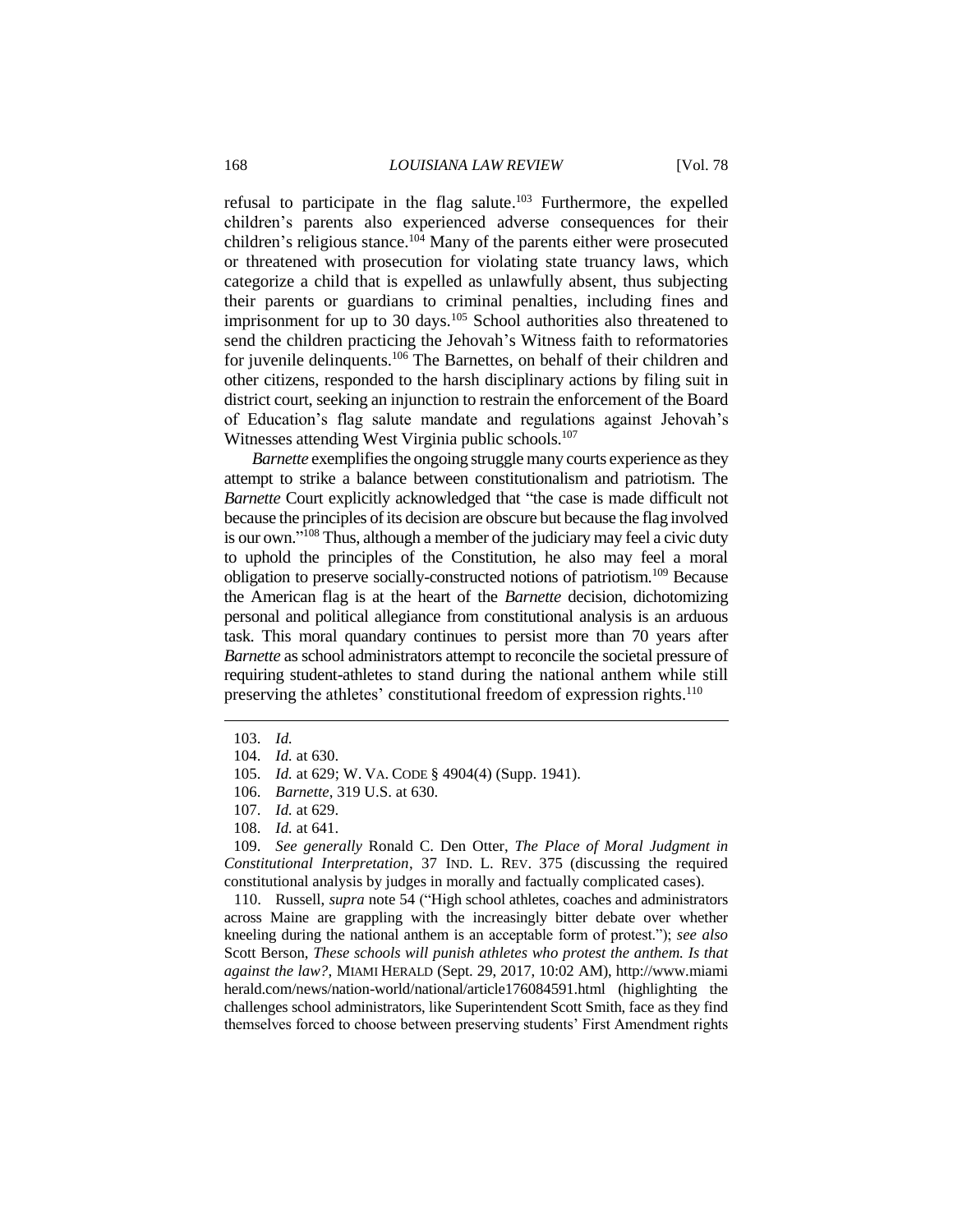refusal to participate in the flag salute.[103] Furthermore, the expelled children's parents also experienced adverse consequences for their children's religious stance.[104] Many of the parents either were prosecuted or threatened with prosecution for violating state truancy laws, which categorize a child that is expelled as unlawfully absent, thus subjecting their parents or guardians to criminal penalties, including fines and imprisonment for up to 30 days.[105] School authorities also threatened to send the children practicing the Jehovah's Witness faith to reformatories for juvenile delinquents.[106] The Barnettes, on behalf of their children and other citizens, responded to the harsh disciplinary actions by filing suit in district court, seeking an injunction to restrain the enforcement of the Board of Education's flag salute mandate and regulations against Jehovah's Witnesses attending West Virginia public schools.[107]

*Barnette* exemplifies the ongoing struggle many courts experience as they attempt to strike a balance between constitutionalism and patriotism. The *Barnette* Court explicitly acknowledged that "the case is made difficult not because the principles of its decision are obscure but because the flag involved is our own."[108] Thus, although a member of the judiciary may feel a civic duty to uphold the principles of the Constitution, he also may feel a moral obligation to preserve socially-constructed notions of patriotism.[109] Because the American flag is at the heart of the *Barnette* decision, dichotomizing personal and political allegiance from constitutional analysis is an arduous task. This moral quandary continues to persist more than 70 years after *Barnette* as school administrators attempt to reconcile the societal pressure of requiring student-athletes to stand during the national anthem while still preserving the athletes' constitutional freedom of expression rights.[110]

---

103. *Id.*

104. *Id.* at 630.

105. *Id.* at 629; W. VA. CODE § 4904(4) (Supp. 1941).

106. *Barnette*, 319 U.S. at 630.

107. *Id.* at 629.

108. *Id.* at 641.

109. *See generally* Ronald C. Den Otter, *The Place of Moral Judgment in Constitutional Interpretation*, 37 IND. L. REV. 375 (discussing the required constitutional analysis by judges in morally and factually complicated cases).

110. Russell, *supra* note 54 ("High school athletes, coaches and administrators across Maine are grappling with the increasingly bitter debate over whether kneeling during the national anthem is an acceptable form of protest."); *see also* Scott Berson, *These schools will punish athletes who protest the anthem. Is that against the law?*, MIAMI HERALD (Sept. 29, 2017, 10:02 AM), http://www.miamiherald.com/news/nation-world/national/article176084591.html (highlighting the challenges school administrators, like Superintendent Scott Smith, face as they find themselves forced to choose between preserving students' First Amendment rights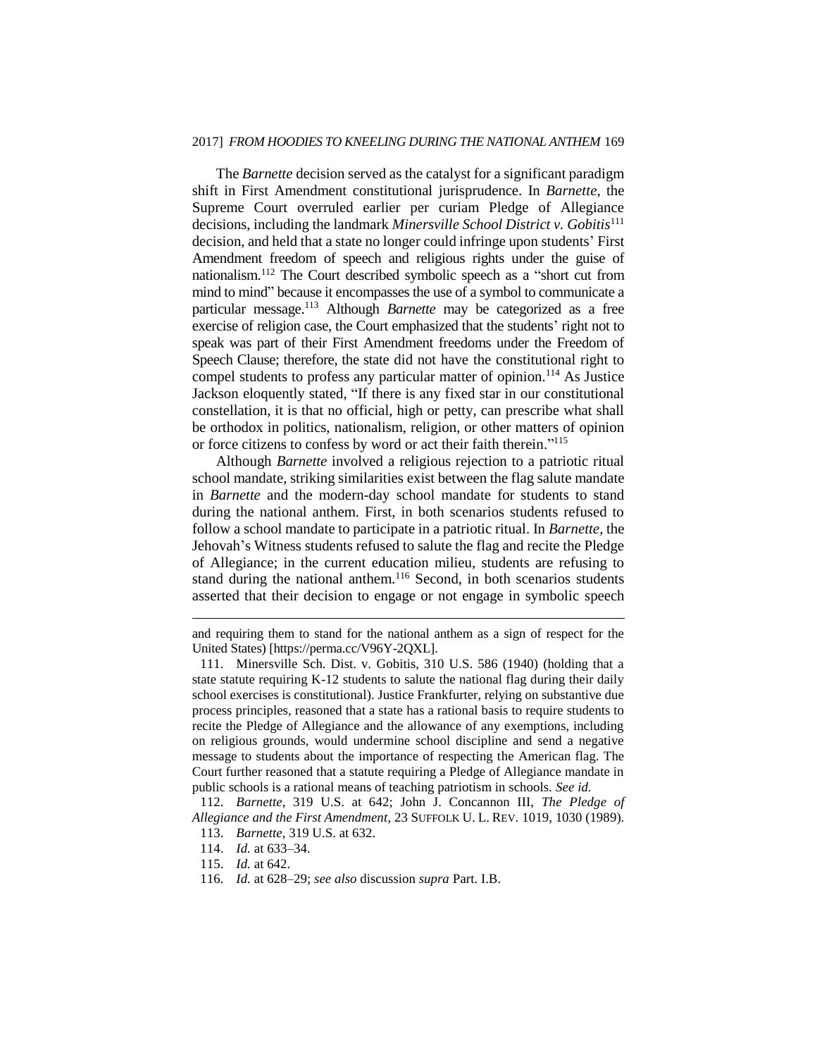The *Barnette* decision served as the catalyst for a significant paradigm shift in First Amendment constitutional jurisprudence. In *Barnette*, the Supreme Court overruled earlier per curiam Pledge of Allegiance decisions, including the landmark *Minersville School District v. Gobitis*[111] decision, and held that a state no longer could infringe upon students' First Amendment freedom of speech and religious rights under the guise of nationalism.[112] The Court described symbolic speech as a "short cut from mind to mind" because it encompasses the use of a symbol to communicate a particular message.[113] Although *Barnette* may be categorized as a free exercise of religion case, the Court emphasized that the students' right not to speak was part of their First Amendment freedoms under the Freedom of Speech Clause; therefore, the state did not have the constitutional right to compel students to profess any particular matter of opinion.[114] As Justice Jackson eloquently stated, "If there is any fixed star in our constitutional constellation, it is that no official, high or petty, can prescribe what shall be orthodox in politics, nationalism, religion, or other matters of opinion or force citizens to confess by word or act their faith therein."[115]

Although *Barnette* involved a religious rejection to a patriotic ritual school mandate, striking similarities exist between the flag salute mandate in *Barnette* and the modern-day school mandate for students to stand during the national anthem. First, in both scenarios students refused to follow a school mandate to participate in a patriotic ritual. In *Barnette*, the Jehovah's Witness students refused to salute the flag and recite the Pledge of Allegiance; in the current education milieu, students are refusing to stand during the national anthem.[116] Second, in both scenarios students asserted that their decision to engage or not engage in symbolic speech

---

and requiring them to stand for the national anthem as a sign of respect for the United States) [https://perma.cc/V96Y-2QXL].

111. Minersville Sch. Dist. v. Gobitis, 310 U.S. 586 (1940) (holding that a state statute requiring K-12 students to salute the national flag during their daily school exercises is constitutional). Justice Frankfurter, relying on substantive due process principles, reasoned that a state has a rational basis to require students to recite the Pledge of Allegiance and the allowance of any exemptions, including on religious grounds, would undermine school discipline and send a negative message to students about the importance of respecting the American flag. The Court further reasoned that a statute requiring a Pledge of Allegiance mandate in public schools is a rational means of teaching patriotism in schools. *See id.*

112. *Barnette*, 319 U.S. at 642; John J. Concannon III, *The Pledge of Allegiance and the First Amendment*, 23 SUFFOLK U. L. REV. 1019, 1030 (1989).

113. *Barnette*, 319 U.S. at 632.

114. *Id.* at 633–34.

115. *Id.* at 642.

116. *Id.* at 628–29; *see also* discussion *supra* Part. I.B.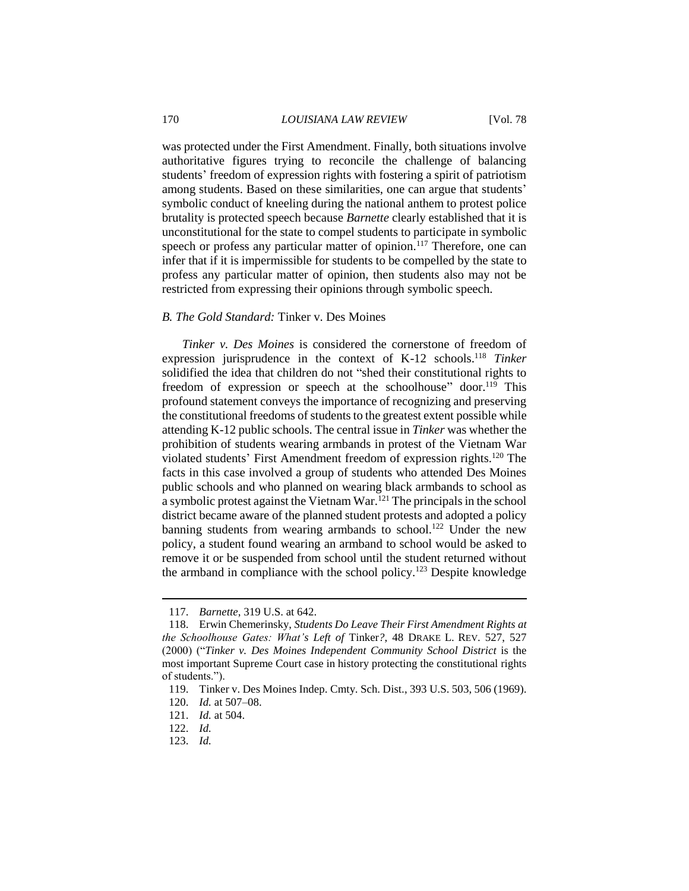was protected under the First Amendment. Finally, both situations involve authoritative figures trying to reconcile the challenge of balancing students' freedom of expression rights with fostering a spirit of patriotism among students. Based on these similarities, one can argue that students' symbolic conduct of kneeling during the national anthem to protest police brutality is protected speech because *Barnette* clearly established that it is unconstitutional for the state to compel students to participate in symbolic speech or profess any particular matter of opinion.[117] Therefore, one can infer that if it is impermissible for students to be compelled by the state to profess any particular matter of opinion, then students also may not be restricted from expressing their opinions through symbolic speech.

### *B. The Gold Standard:* Tinker v. Des Moines

*Tinker v. Des Moines* is considered the cornerstone of freedom of expression jurisprudence in the context of K-12 schools.[118] *Tinker* solidified the idea that children do not "shed their constitutional rights to freedom of expression or speech at the schoolhouse" door.[119] This profound statement conveys the importance of recognizing and preserving the constitutional freedoms of students to the greatest extent possible while attending K-12 public schools. The central issue in *Tinker* was whether the prohibition of students wearing armbands in protest of the Vietnam War violated students' First Amendment freedom of expression rights.[120] The facts in this case involved a group of students who attended Des Moines public schools and who planned on wearing black armbands to school as a symbolic protest against the Vietnam War.[121] The principals in the school district became aware of the planned student protests and adopted a policy banning students from wearing armbands to school.[122] Under the new policy, a student found wearing an armband to school would be asked to remove it or be suspended from school until the student returned without the armband in compliance with the school policy.[123] Despite knowledge

---

117. *Barnette*, 319 U.S. at 642.

118. Erwin Chemerinsky, *Students Do Leave Their First Amendment Rights at the Schoolhouse Gates: What's Left of* Tinker*?*, 48 DRAKE L. REV. 527, 527 (2000) ("*Tinker v. Des Moines Independent Community School District* is the most important Supreme Court case in history protecting the constitutional rights of students.").

119. Tinker v. Des Moines Indep. Cmty. Sch. Dist., 393 U.S. 503, 506 (1969).

120. *Id.* at 507–08.

121. *Id.* at 504.

122. *Id.*

123. *Id.*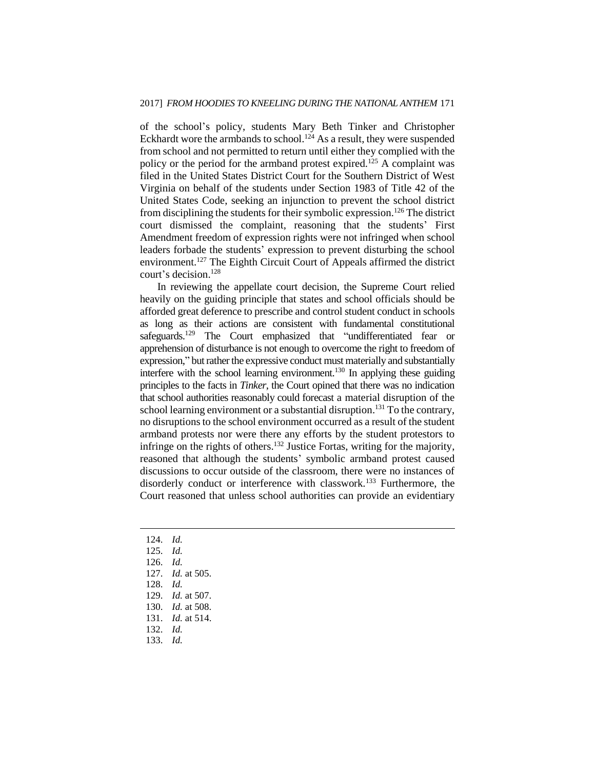of the school's policy, students Mary Beth Tinker and Christopher Eckhardt wore the armbands to school.[124] As a result, they were suspended from school and not permitted to return until either they complied with the policy or the period for the armband protest expired.[125] A complaint was filed in the United States District Court for the Southern District of West Virginia on behalf of the students under Section 1983 of Title 42 of the United States Code, seeking an injunction to prevent the school district from disciplining the students for their symbolic expression.[126] The district court dismissed the complaint, reasoning that the students' First Amendment freedom of expression rights were not infringed when school leaders forbade the students' expression to prevent disturbing the school environment.[127] The Eighth Circuit Court of Appeals affirmed the district court's decision.[128]

In reviewing the appellate court decision, the Supreme Court relied heavily on the guiding principle that states and school officials should be afforded great deference to prescribe and control student conduct in schools as long as their actions are consistent with fundamental constitutional safeguards.[129] The Court emphasized that "undifferentiated fear or apprehension of disturbance is not enough to overcome the right to freedom of expression," but rather the expressive conduct must materially and substantially interfere with the school learning environment.[130] In applying these guiding principles to the facts in *Tinker*, the Court opined that there was no indication that school authorities reasonably could forecast a material disruption of the school learning environment or a substantial disruption.[131] To the contrary, no disruptions to the school environment occurred as a result of the student armband protests nor were there any efforts by the student protestors to infringe on the rights of others.[132] Justice Fortas, writing for the majority, reasoned that although the students' symbolic armband protest caused discussions to occur outside of the classroom, there were no instances of disorderly conduct or interference with classwork.[133] Furthermore, the Court reasoned that unless school authorities can provide an evidentiary

---

124. *Id.*
125. *Id.*
126. *Id.*
127. *Id.* at 505.
128. *Id.*
129. *Id.* at 507.
130. *Id.* at 508.
131. *Id.* at 514.
132. *Id.*
133. *Id.*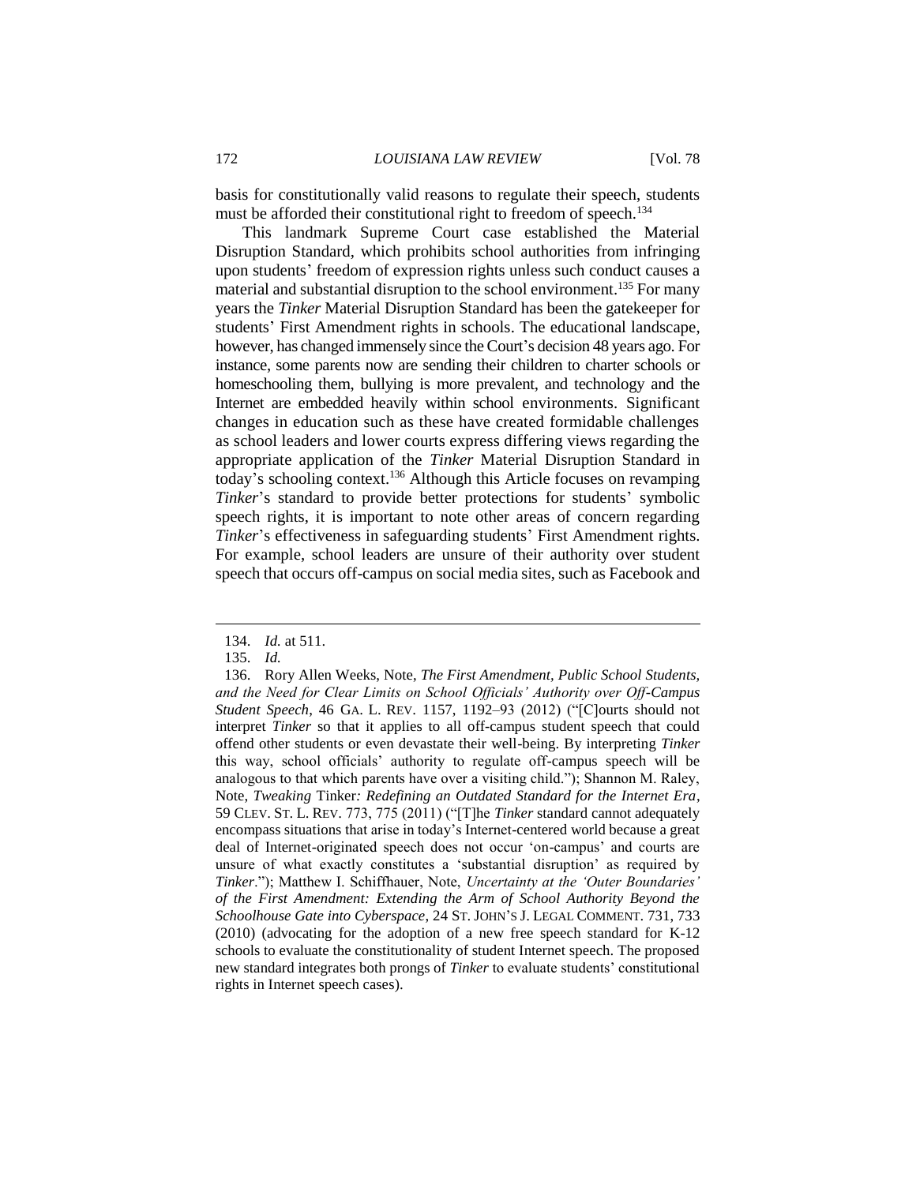basis for constitutionally valid reasons to regulate their speech, students must be afforded their constitutional right to freedom of speech.[134]

This landmark Supreme Court case established the Material Disruption Standard, which prohibits school authorities from infringing upon students' freedom of expression rights unless such conduct causes a material and substantial disruption to the school environment.[135] For many years the *Tinker* Material Disruption Standard has been the gatekeeper for students' First Amendment rights in schools. The educational landscape, however, has changed immensely since the Court's decision 48 years ago. For instance, some parents now are sending their children to charter schools or homeschooling them, bullying is more prevalent, and technology and the Internet are embedded heavily within school environments. Significant changes in education such as these have created formidable challenges as school leaders and lower courts express differing views regarding the appropriate application of the *Tinker* Material Disruption Standard in today's schooling context.[136] Although this Article focuses on revamping *Tinker*'s standard to provide better protections for students' symbolic speech rights, it is important to note other areas of concern regarding *Tinker*'s effectiveness in safeguarding students' First Amendment rights. For example, school leaders are unsure of their authority over student speech that occurs off-campus on social media sites, such as Facebook and

---

134. *Id.* at 511.

135. *Id.*

136. Rory Allen Weeks, Note, *The First Amendment, Public School Students, and the Need for Clear Limits on School Officials' Authority over Off-Campus Student Speech*, 46 GA. L. REV. 1157, 1192–93 (2012) ("[C]ourts should not interpret *Tinker* so that it applies to all off-campus student speech that could offend other students or even devastate their well-being. By interpreting *Tinker* this way, school officials' authority to regulate off-campus speech will be analogous to that which parents have over a visiting child."); Shannon M. Raley, Note, *Tweaking* Tinker*: Redefining an Outdated Standard for the Internet Era*, 59 CLEV. ST. L. REV. 773, 775 (2011) ("[T]he *Tinker* standard cannot adequately encompass situations that arise in today's Internet-centered world because a great deal of Internet-originated speech does not occur 'on-campus' and courts are unsure of what exactly constitutes a 'substantial disruption' as required by *Tinker*."); Matthew I. Schiffhauer, Note, *Uncertainty at the 'Outer Boundaries' of the First Amendment: Extending the Arm of School Authority Beyond the Schoolhouse Gate into Cyberspace*, 24 ST. JOHN'S J. LEGAL COMMENT. 731, 733 (2010) (advocating for the adoption of a new free speech standard for K-12 schools to evaluate the constitutionality of student Internet speech. The proposed new standard integrates both prongs of *Tinker* to evaluate students' constitutional rights in Internet speech cases).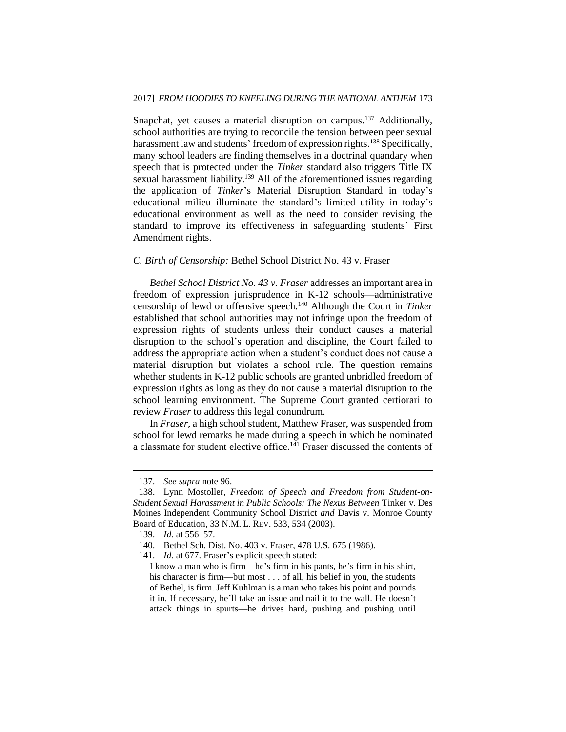Snapchat, yet causes a material disruption on campus.[137] Additionally, school authorities are trying to reconcile the tension between peer sexual harassment law and students' freedom of expression rights.[138] Specifically, many school leaders are finding themselves in a doctrinal quandary when speech that is protected under the *Tinker* standard also triggers Title IX sexual harassment liability.[139] All of the aforementioned issues regarding the application of *Tinker*'s Material Disruption Standard in today's educational milieu illuminate the standard's limited utility in today's educational environment as well as the need to consider revising the standard to improve its effectiveness in safeguarding students' First Amendment rights.

### *C. Birth of Censorship:* Bethel School District No. 43 v. Fraser

*Bethel School District No. 43 v. Fraser* addresses an important area in freedom of expression jurisprudence in K-12 schools—administrative censorship of lewd or offensive speech.[140] Although the Court in *Tinker* established that school authorities may not infringe upon the freedom of expression rights of students unless their conduct causes a material disruption to the school's operation and discipline, the Court failed to address the appropriate action when a student's conduct does not cause a material disruption but violates a school rule. The question remains whether students in K-12 public schools are granted unbridled freedom of expression rights as long as they do not cause a material disruption to the school learning environment. The Supreme Court granted certiorari to review *Fraser* to address this legal conundrum.

In *Fraser*, a high school student, Matthew Fraser, was suspended from school for lewd remarks he made during a speech in which he nominated a classmate for student elective office.[141] Fraser discussed the contents of

---

137. *See supra* note 96.

138. Lynn Mostoller, *Freedom of Speech and Freedom from Student-on-Student Sexual Harassment in Public Schools: The Nexus Between* Tinker v. Des Moines Independent Community School District *and* Davis v. Monroe County Board of Education, 33 N.M. L. REV. 533, 534 (2003).

139. *Id.* at 556–57.

140. Bethel Sch. Dist. No. 403 v. Fraser, 478 U.S. 675 (1986).

141. *Id.* at 677. Fraser's explicit speech stated:

> I know a man who is firm—he's firm in his pants, he's firm in his shirt, his character is firm—but most . . . of all, his belief in you, the students of Bethel, is firm. Jeff Kuhlman is a man who takes his point and pounds it in. If necessary, he'll take an issue and nail it to the wall. He doesn't attack things in spurts—he drives hard, pushing and pushing until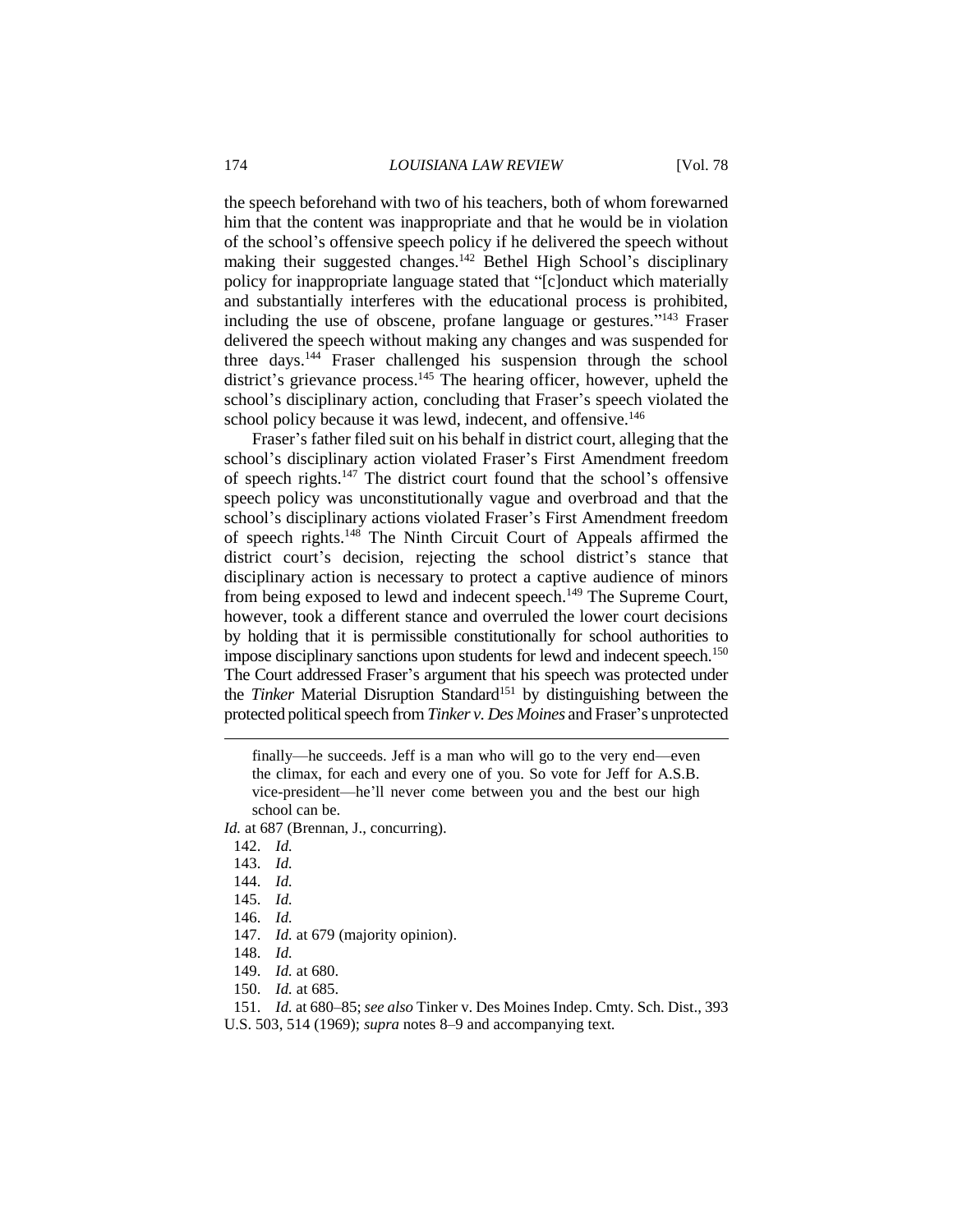the speech beforehand with two of his teachers, both of whom forewarned him that the content was inappropriate and that he would be in violation of the school's offensive speech policy if he delivered the speech without making their suggested changes.[142] Bethel High School's disciplinary policy for inappropriate language stated that "[c]onduct which materially and substantially interferes with the educational process is prohibited, including the use of obscene, profane language or gestures."[143] Fraser delivered the speech without making any changes and was suspended for three days.[144] Fraser challenged his suspension through the school district's grievance process.[145] The hearing officer, however, upheld the school's disciplinary action, concluding that Fraser's speech violated the school policy because it was lewd, indecent, and offensive.[146]

Fraser's father filed suit on his behalf in district court, alleging that the school's disciplinary action violated Fraser's First Amendment freedom of speech rights.[147] The district court found that the school's offensive speech policy was unconstitutionally vague and overbroad and that the school's disciplinary actions violated Fraser's First Amendment freedom of speech rights.[148] The Ninth Circuit Court of Appeals affirmed the district court's decision, rejecting the school district's stance that disciplinary action is necessary to protect a captive audience of minors from being exposed to lewd and indecent speech.[149] The Supreme Court, however, took a different stance and overruled the lower court decisions by holding that it is permissible constitutionally for school authorities to impose disciplinary sanctions upon students for lewd and indecent speech.[150] The Court addressed Fraser's argument that his speech was protected under the *Tinker* Material Disruption Standard[151] by distinguishing between the protected political speech from *Tinker v. Des Moines* and Fraser's unprotected

---

> finally—he succeeds. Jeff is a man who will go to the very end—even the climax, for each and every one of you. So vote for Jeff for A.S.B. vice-president—he'll never come between you and the best our high school can be.

*Id.* at 687 (Brennan, J., concurring).

142. *Id.*

143. *Id.*

144. *Id.*

145. *Id.*

146. *Id.*

147. *Id.* at 679 (majority opinion).

148. *Id.*

149. *Id.* at 680.

150. *Id.* at 685.

151. *Id.* at 680–85; *see also* Tinker v. Des Moines Indep. Cmty. Sch. Dist., 393 U.S. 503, 514 (1969); *supra* notes 8–9 and accompanying text.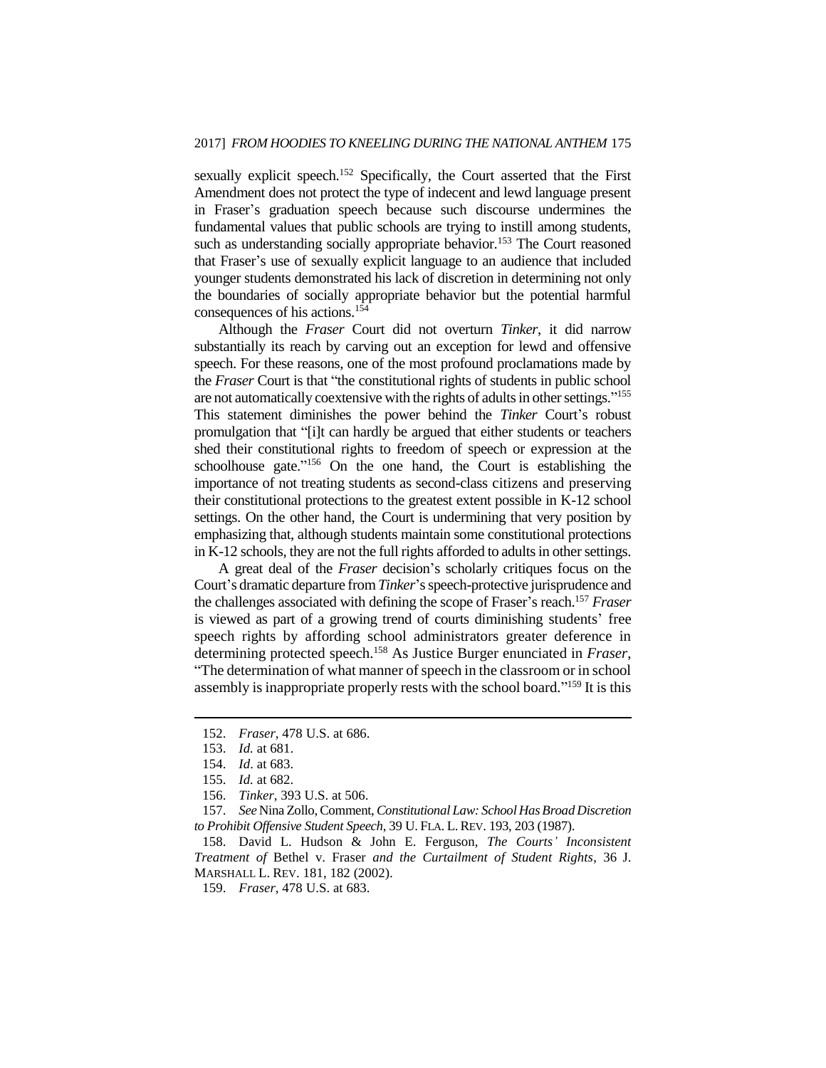sexually explicit speech.[152] Specifically, the Court asserted that the First Amendment does not protect the type of indecent and lewd language present in Fraser's graduation speech because such discourse undermines the fundamental values that public schools are trying to instill among students, such as understanding socially appropriate behavior.[153] The Court reasoned that Fraser's use of sexually explicit language to an audience that included younger students demonstrated his lack of discretion in determining not only the boundaries of socially appropriate behavior but the potential harmful consequences of his actions.[154]

Although the *Fraser* Court did not overturn *Tinker*, it did narrow substantially its reach by carving out an exception for lewd and offensive speech. For these reasons, one of the most profound proclamations made by the *Fraser* Court is that "the constitutional rights of students in public school are not automatically coextensive with the rights of adults in other settings."[155] This statement diminishes the power behind the *Tinker* Court's robust promulgation that "[i]t can hardly be argued that either students or teachers shed their constitutional rights to freedom of speech or expression at the schoolhouse gate."[156] On the one hand, the Court is establishing the importance of not treating students as second-class citizens and preserving their constitutional protections to the greatest extent possible in K-12 school settings. On the other hand, the Court is undermining that very position by emphasizing that, although students maintain some constitutional protections in K-12 schools, they are not the full rights afforded to adults in other settings.

A great deal of the *Fraser* decision's scholarly critiques focus on the Court's dramatic departure from *Tinker*'s speech-protective jurisprudence and the challenges associated with defining the scope of Fraser's reach.[157] *Fraser* is viewed as part of a growing trend of courts diminishing students' free speech rights by affording school administrators greater deference in determining protected speech.[158] As Justice Burger enunciated in *Fraser*, "The determination of what manner of speech in the classroom or in school assembly is inappropriate properly rests with the school board."[159] It is this

---

152. *Fraser*, 478 U.S. at 686.

153. *Id.* at 681.

154. *Id*. at 683.

155. *Id.* at 682.

156. *Tinker*, 393 U.S. at 506.

157. *See* Nina Zollo, Comment, *Constitutional Law: School Has Broad Discretion to Prohibit Offensive Student Speech*, 39 U. FLA. L. REV. 193, 203 (1987).

158. David L. Hudson & John E. Ferguson, *The Courts' Inconsistent Treatment of* Bethel v. Fraser *and the Curtailment of Student Rights*, 36 J. MARSHALL L. REV. 181, 182 (2002).

159. *Fraser*, 478 U.S. at 683.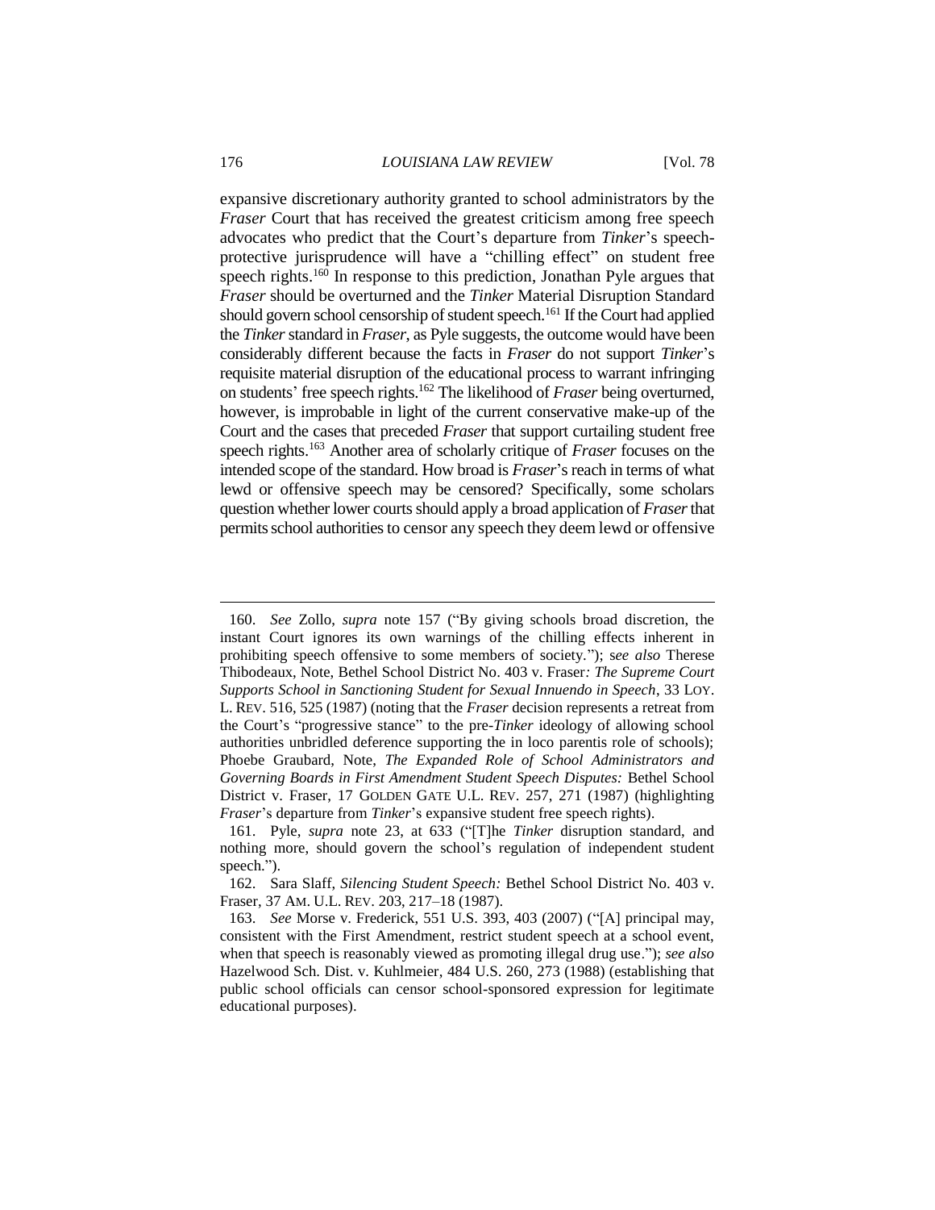expansive discretionary authority granted to school administrators by the *Fraser* Court that has received the greatest criticism among free speech advocates who predict that the Court's departure from *Tinker*'s speech-protective jurisprudence will have a "chilling effect" on student free speech rights.[160] In response to this prediction, Jonathan Pyle argues that *Fraser* should be overturned and the *Tinker* Material Disruption Standard should govern school censorship of student speech.[161] If the Court had applied the *Tinker* standard in *Fraser*, as Pyle suggests, the outcome would have been considerably different because the facts in *Fraser* do not support *Tinker*'s requisite material disruption of the educational process to warrant infringing on students' free speech rights.[162] The likelihood of *Fraser* being overturned, however, is improbable in light of the current conservative make-up of the Court and the cases that preceded *Fraser* that support curtailing student free speech rights.[163] Another area of scholarly critique of *Fraser* focuses on the intended scope of the standard. How broad is *Fraser*'s reach in terms of what lewd or offensive speech may be censored? Specifically, some scholars question whether lower courts should apply a broad application of *Fraser* that permits school authorities to censor any speech they deem lewd or offensive

---

160. *See* Zollo, *supra* note 157 ("By giving schools broad discretion, the instant Court ignores its own warnings of the chilling effects inherent in prohibiting speech offensive to some members of society."); *see also* Therese Thibodeaux, Note, Bethel School District No. 403 v. Fraser*: The Supreme Court Supports School in Sanctioning Student for Sexual Innuendo in Speech*, 33 LOY. L. REV. 516, 525 (1987) (noting that the *Fraser* decision represents a retreat from the Court's "progressive stance" to the pre-*Tinker* ideology of allowing school authorities unbridled deference supporting the in loco parentis role of schools); Phoebe Graubard, Note, *The Expanded Role of School Administrators and Governing Boards in First Amendment Student Speech Disputes:* Bethel School District v. Fraser, 17 GOLDEN GATE U.L. REV. 257, 271 (1987) (highlighting *Fraser*'s departure from *Tinker*'s expansive student free speech rights).

161. Pyle, *supra* note 23, at 633 ("[T]he *Tinker* disruption standard, and nothing more, should govern the school's regulation of independent student speech.").

162. Sara Slaff, *Silencing Student Speech:* Bethel School District No. 403 v. Fraser, 37 AM. U.L. REV. 203, 217–18 (1987).

163. *See* Morse v. Frederick, 551 U.S. 393, 403 (2007) ("[A] principal may, consistent with the First Amendment, restrict student speech at a school event, when that speech is reasonably viewed as promoting illegal drug use."); *see also* Hazelwood Sch. Dist. v. Kuhlmeier, 484 U.S. 260, 273 (1988) (establishing that public school officials can censor school-sponsored expression for legitimate educational purposes).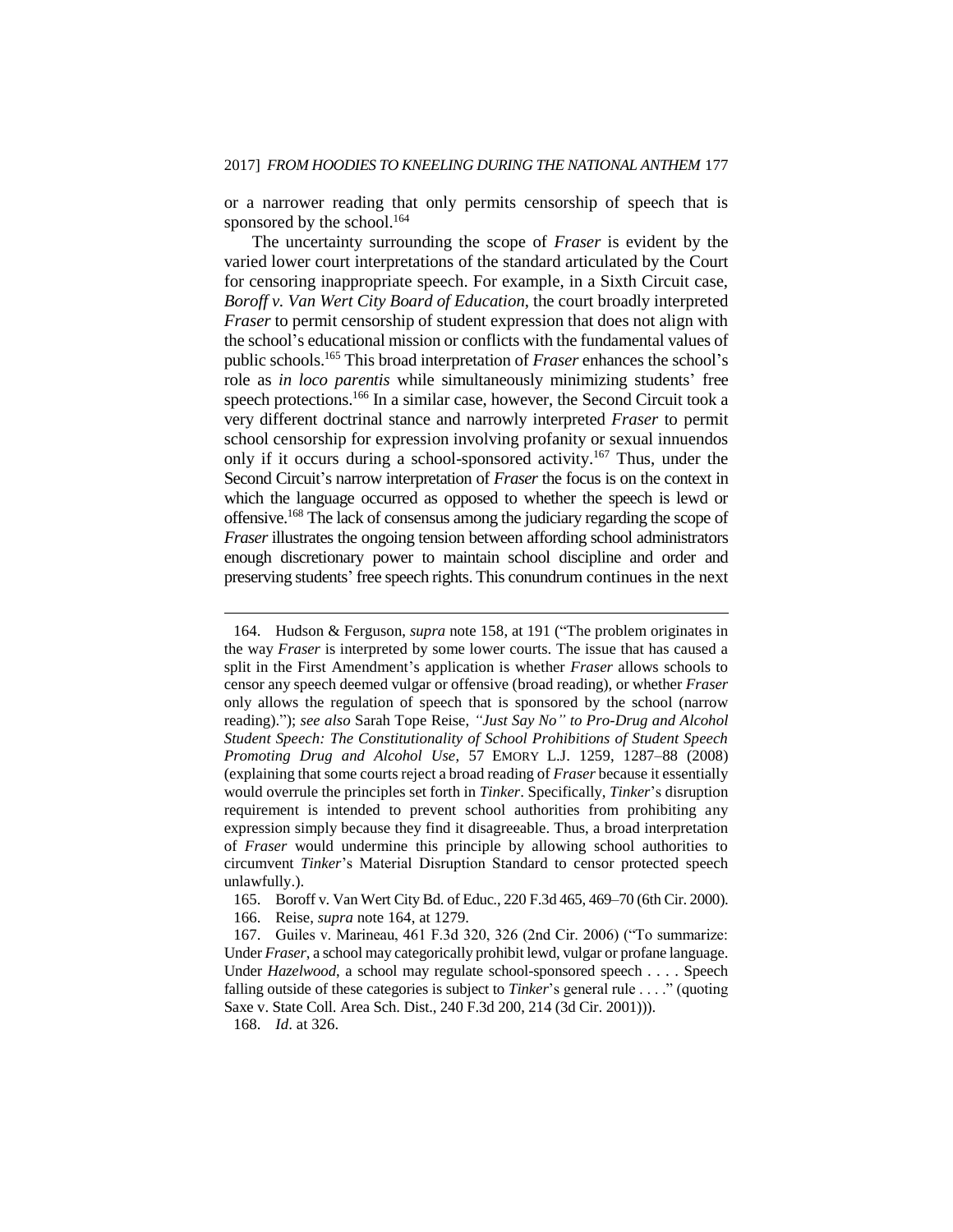or a narrower reading that only permits censorship of speech that is sponsored by the school.[164]

The uncertainty surrounding the scope of *Fraser* is evident by the varied lower court interpretations of the standard articulated by the Court for censoring inappropriate speech. For example, in a Sixth Circuit case, *Boroff v. Van Wert City Board of Education*, the court broadly interpreted *Fraser* to permit censorship of student expression that does not align with the school's educational mission or conflicts with the fundamental values of public schools.[165] This broad interpretation of *Fraser* enhances the school's role as *in loco parentis* while simultaneously minimizing students' free speech protections.[166] In a similar case, however, the Second Circuit took a very different doctrinal stance and narrowly interpreted *Fraser* to permit school censorship for expression involving profanity or sexual innuendos only if it occurs during a school-sponsored activity.[167] Thus, under the Second Circuit's narrow interpretation of *Fraser* the focus is on the context in which the language occurred as opposed to whether the speech is lewd or offensive.[168] The lack of consensus among the judiciary regarding the scope of *Fraser* illustrates the ongoing tension between affording school administrators enough discretionary power to maintain school discipline and order and preserving students' free speech rights. This conundrum continues in the next

---

164. Hudson & Ferguson, *supra* note 158, at 191 ("The problem originates in the way *Fraser* is interpreted by some lower courts. The issue that has caused a split in the First Amendment's application is whether *Fraser* allows schools to censor any speech deemed vulgar or offensive (broad reading), or whether *Fraser* only allows the regulation of speech that is sponsored by the school (narrow reading)."); *see also* Sarah Tope Reise, *"Just Say No" to Pro-Drug and Alcohol Student Speech: The Constitutionality of School Prohibitions of Student Speech Promoting Drug and Alcohol Use*, 57 EMORY L.J. 1259, 1287–88 (2008) (explaining that some courts reject a broad reading of *Fraser* because it essentially would overrule the principles set forth in *Tinker*. Specifically, *Tinker*'s disruption requirement is intended to prevent school authorities from prohibiting any expression simply because they find it disagreeable. Thus, a broad interpretation of *Fraser* would undermine this principle by allowing school authorities to circumvent *Tinker*'s Material Disruption Standard to censor protected speech unlawfully.).

165. Boroff v. Van Wert City Bd. of Educ., 220 F.3d 465, 469–70 (6th Cir. 2000).

166. Reise, *supra* note 164, at 1279.

167. Guiles v. Marineau, 461 F.3d 320, 326 (2nd Cir. 2006) ("To summarize: Under *Fraser*, a school may categorically prohibit lewd, vulgar or profane language. Under *Hazelwood*, a school may regulate school-sponsored speech . . . . Speech falling outside of these categories is subject to *Tinker*'s general rule . . . ." (quoting Saxe v. State Coll. Area Sch. Dist., 240 F.3d 200, 214 (3d Cir. 2001))).

168. *Id*. at 326.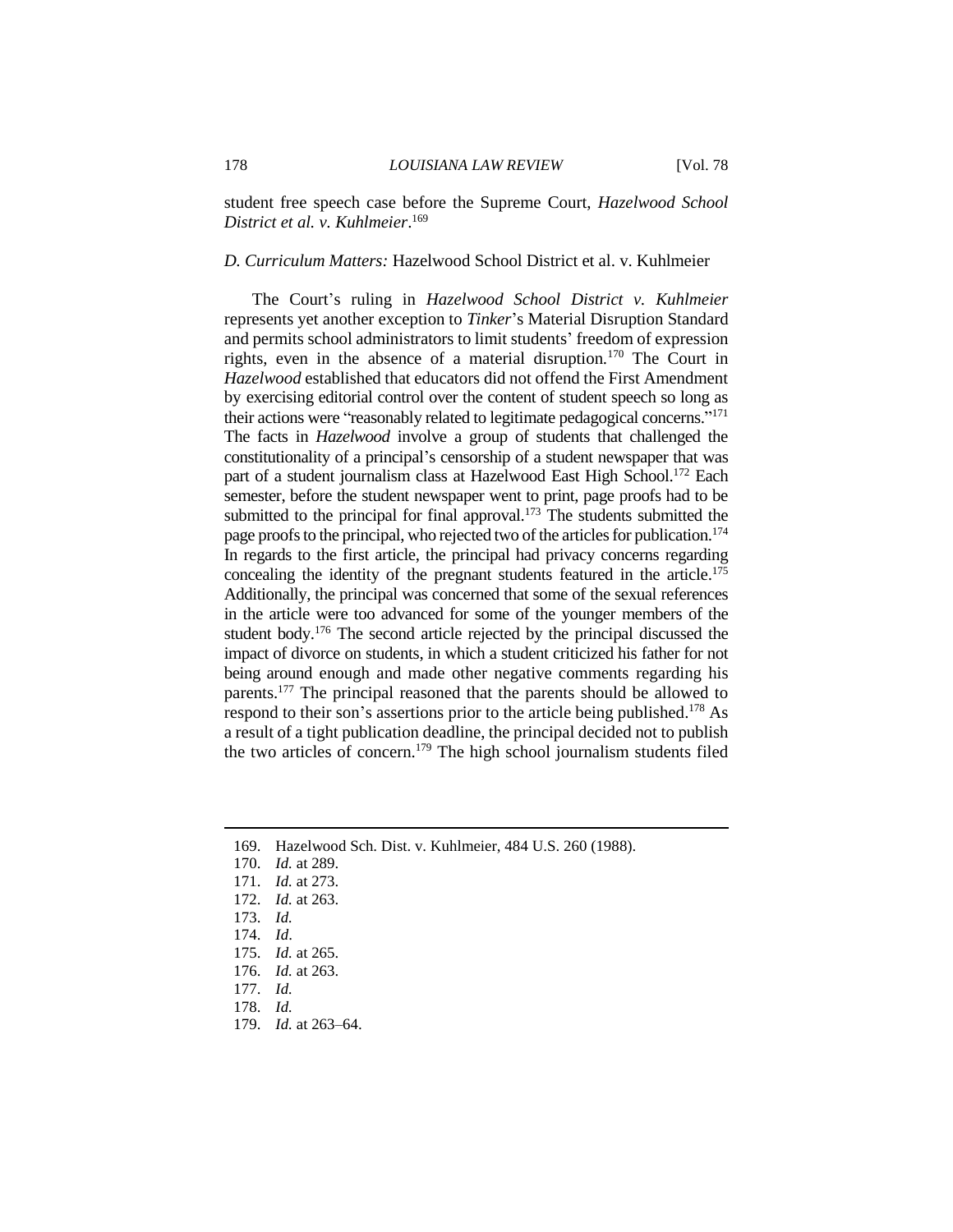student free speech case before the Supreme Court, *Hazelwood School District et al. v. Kuhlmeier*.[169]

### *D. Curriculum Matters:* Hazelwood School District et al. v. Kuhlmeier

The Court's ruling in *Hazelwood School District v. Kuhlmeier* represents yet another exception to *Tinker*'s Material Disruption Standard and permits school administrators to limit students' freedom of expression rights, even in the absence of a material disruption.[170] The Court in *Hazelwood* established that educators did not offend the First Amendment by exercising editorial control over the content of student speech so long as their actions were "reasonably related to legitimate pedagogical concerns."[171] The facts in *Hazelwood* involve a group of students that challenged the constitutionality of a principal's censorship of a student newspaper that was part of a student journalism class at Hazelwood East High School.[172] Each semester, before the student newspaper went to print, page proofs had to be submitted to the principal for final approval.[173] The students submitted the page proofs to the principal, who rejected two of the articles for publication.[174] In regards to the first article, the principal had privacy concerns regarding concealing the identity of the pregnant students featured in the article.[175] Additionally, the principal was concerned that some of the sexual references in the article were too advanced for some of the younger members of the student body.[176] The second article rejected by the principal discussed the impact of divorce on students, in which a student criticized his father for not being around enough and made other negative comments regarding his parents.[177] The principal reasoned that the parents should be allowed to respond to their son's assertions prior to the article being published.[178] As a result of a tight publication deadline, the principal decided not to publish the two articles of concern.[179] The high school journalism students filed

---

169. Hazelwood Sch. Dist. v. Kuhlmeier, 484 U.S. 260 (1988).
170. *Id.* at 289.
171. *Id.* at 273.
172. *Id.* at 263.
173. *Id.*
174. *Id*.
175. *Id.* at 265.
176. *Id.* at 263.
177. *Id.*
178. *Id.*
179. *Id.* at 263–64.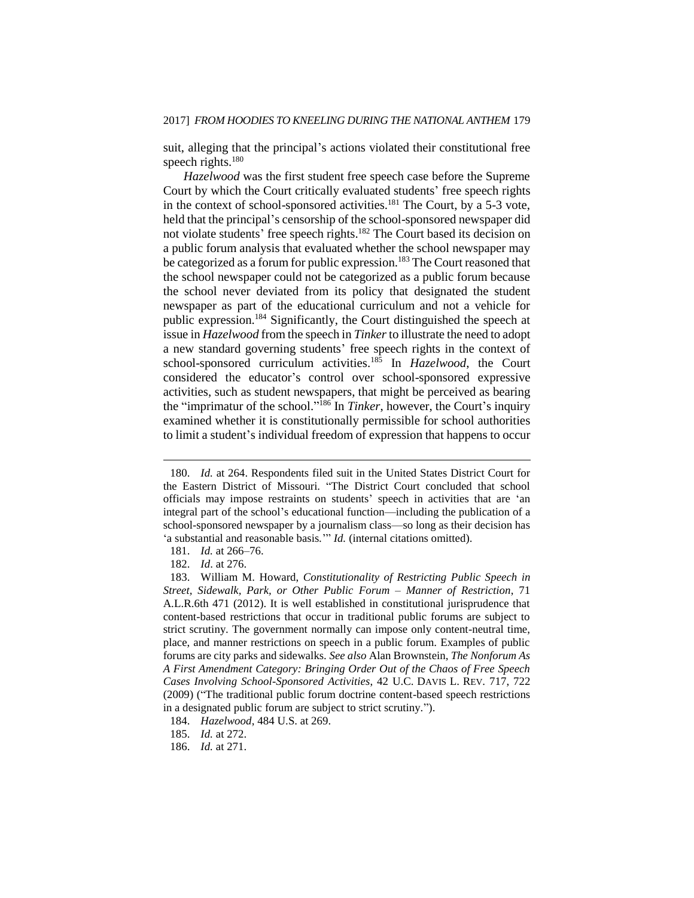suit, alleging that the principal's actions violated their constitutional free speech rights.[180]

*Hazelwood* was the first student free speech case before the Supreme Court by which the Court critically evaluated students' free speech rights in the context of school-sponsored activities.[181] The Court, by a 5-3 vote, held that the principal's censorship of the school-sponsored newspaper did not violate students' free speech rights.[182] The Court based its decision on a public forum analysis that evaluated whether the school newspaper may be categorized as a forum for public expression.[183] The Court reasoned that the school newspaper could not be categorized as a public forum because the school never deviated from its policy that designated the student newspaper as part of the educational curriculum and not a vehicle for public expression.[184] Significantly, the Court distinguished the speech at issue in *Hazelwood* from the speech in *Tinker* to illustrate the need to adopt a new standard governing students' free speech rights in the context of school-sponsored curriculum activities.[185] In *Hazelwood*, the Court considered the educator's control over school-sponsored expressive activities, such as student newspapers, that might be perceived as bearing the "imprimatur of the school."[186] In *Tinker*, however, the Court's inquiry examined whether it is constitutionally permissible for school authorities to limit a student's individual freedom of expression that happens to occur

---

180. *Id.* at 264. Respondents filed suit in the United States District Court for the Eastern District of Missouri. "The District Court concluded that school officials may impose restraints on students' speech in activities that are 'an integral part of the school's educational function—including the publication of a school-sponsored newspaper by a journalism class—so long as their decision has 'a substantial and reasonable basis.'" *Id.* (internal citations omitted).

181. *Id.* at 266–76.

182. *Id*. at 276.

183. William M. Howard, *Constitutionality of Restricting Public Speech in Street, Sidewalk, Park, or Other Public Forum – Manner of Restriction*, 71 A.L.R.6th 471 (2012). It is well established in constitutional jurisprudence that content-based restrictions that occur in traditional public forums are subject to strict scrutiny. The government normally can impose only content-neutral time, place, and manner restrictions on speech in a public forum. Examples of public forums are city parks and sidewalks. *See also* Alan Brownstein, *The Nonforum As A First Amendment Category: Bringing Order Out of the Chaos of Free Speech Cases Involving School-Sponsored Activities*, 42 U.C. DAVIS L. REV. 717, 722 (2009) ("The traditional public forum doctrine content-based speech restrictions in a designated public forum are subject to strict scrutiny.").

184. *Hazelwood*, 484 U.S. at 269.

185. *Id.* at 272.

186. *Id.* at 271.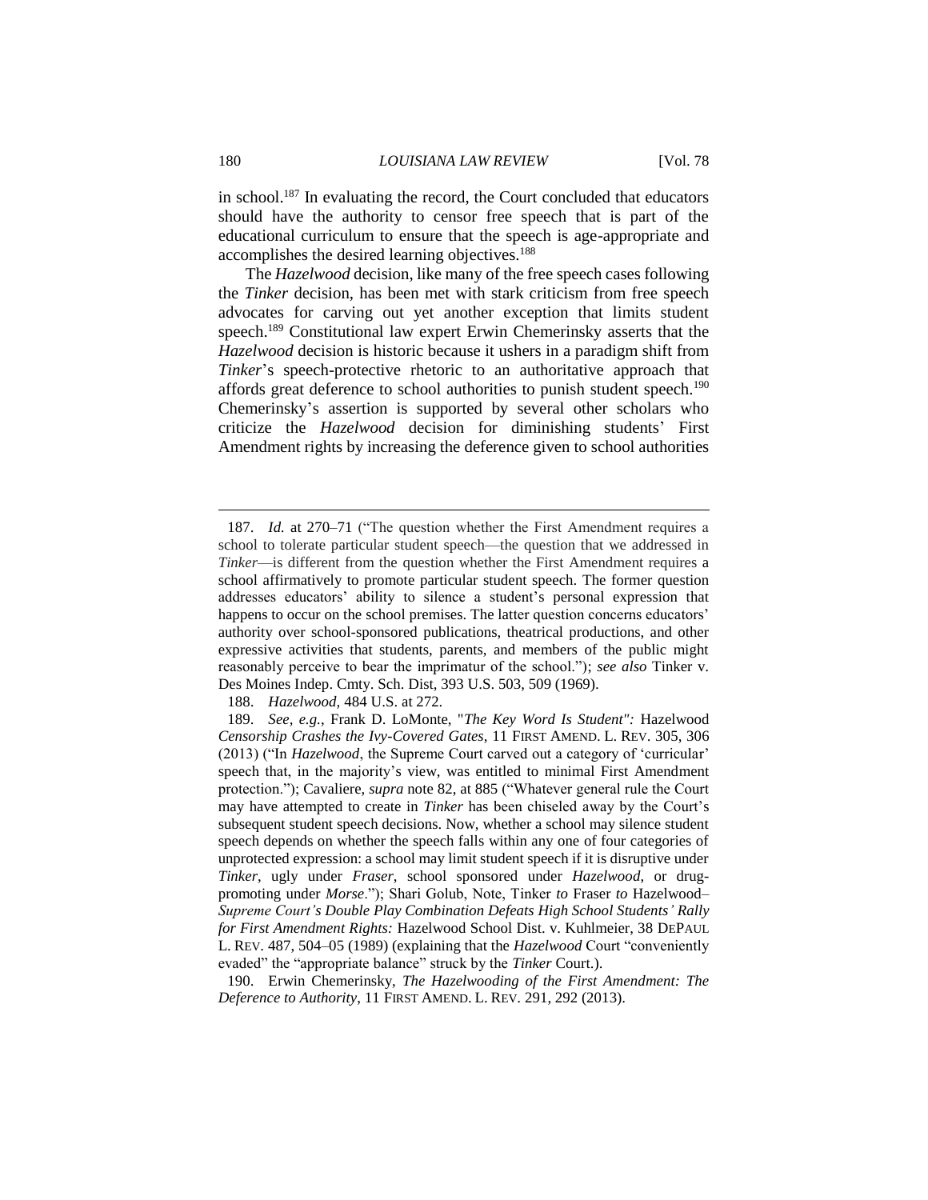in school.[187] In evaluating the record, the Court concluded that educators should have the authority to censor free speech that is part of the educational curriculum to ensure that the speech is age-appropriate and accomplishes the desired learning objectives.[188]

The *Hazelwood* decision, like many of the free speech cases following the *Tinker* decision, has been met with stark criticism from free speech advocates for carving out yet another exception that limits student speech.[189] Constitutional law expert Erwin Chemerinsky asserts that the *Hazelwood* decision is historic because it ushers in a paradigm shift from *Tinker*'s speech-protective rhetoric to an authoritative approach that affords great deference to school authorities to punish student speech.[190] Chemerinsky's assertion is supported by several other scholars who criticize the *Hazelwood* decision for diminishing students' First Amendment rights by increasing the deference given to school authorities

---

187. *Id.* at 270–71 ("The question whether the First Amendment requires a school to tolerate particular student speech—the question that we addressed in *Tinker*—is different from the question whether the First Amendment requires a school affirmatively to promote particular student speech. The former question addresses educators' ability to silence a student's personal expression that happens to occur on the school premises. The latter question concerns educators' authority over school-sponsored publications, theatrical productions, and other expressive activities that students, parents, and members of the public might reasonably perceive to bear the imprimatur of the school."); *see also* Tinker v. Des Moines Indep. Cmty. Sch. Dist, 393 U.S. 503, 509 (1969).

188. *Hazelwood*, 484 U.S. at 272.

189. *See, e.g.*, Frank D. LoMonte, "*The Key Word Is Student":* Hazelwood *Censorship Crashes the Ivy-Covered Gates*, 11 FIRST AMEND. L. REV. 305, 306 (2013) ("In *Hazelwood*, the Supreme Court carved out a category of 'curricular' speech that, in the majority's view, was entitled to minimal First Amendment protection."); Cavaliere, *supra* note 82, at 885 ("Whatever general rule the Court may have attempted to create in *Tinker* has been chiseled away by the Court's subsequent student speech decisions. Now, whether a school may silence student speech depends on whether the speech falls within any one of four categories of unprotected expression: a school may limit student speech if it is disruptive under *Tinker*, ugly under *Fraser*, school sponsored under *Hazelwood*, or drug-promoting under *Morse*."); Shari Golub, Note, Tinker *to* Fraser *to* Hazelwood*–Supreme Court's Double Play Combination Defeats High School Students' Rally for First Amendment Rights:* Hazelwood School Dist. v. Kuhlmeier, 38 DEPAUL L. REV. 487, 504–05 (1989) (explaining that the *Hazelwood* Court "conveniently evaded" the "appropriate balance" struck by the *Tinker* Court.).

190. Erwin Chemerinsky, *The Hazelwooding of the First Amendment: The Deference to Authority*, 11 FIRST AMEND. L. REV. 291, 292 (2013).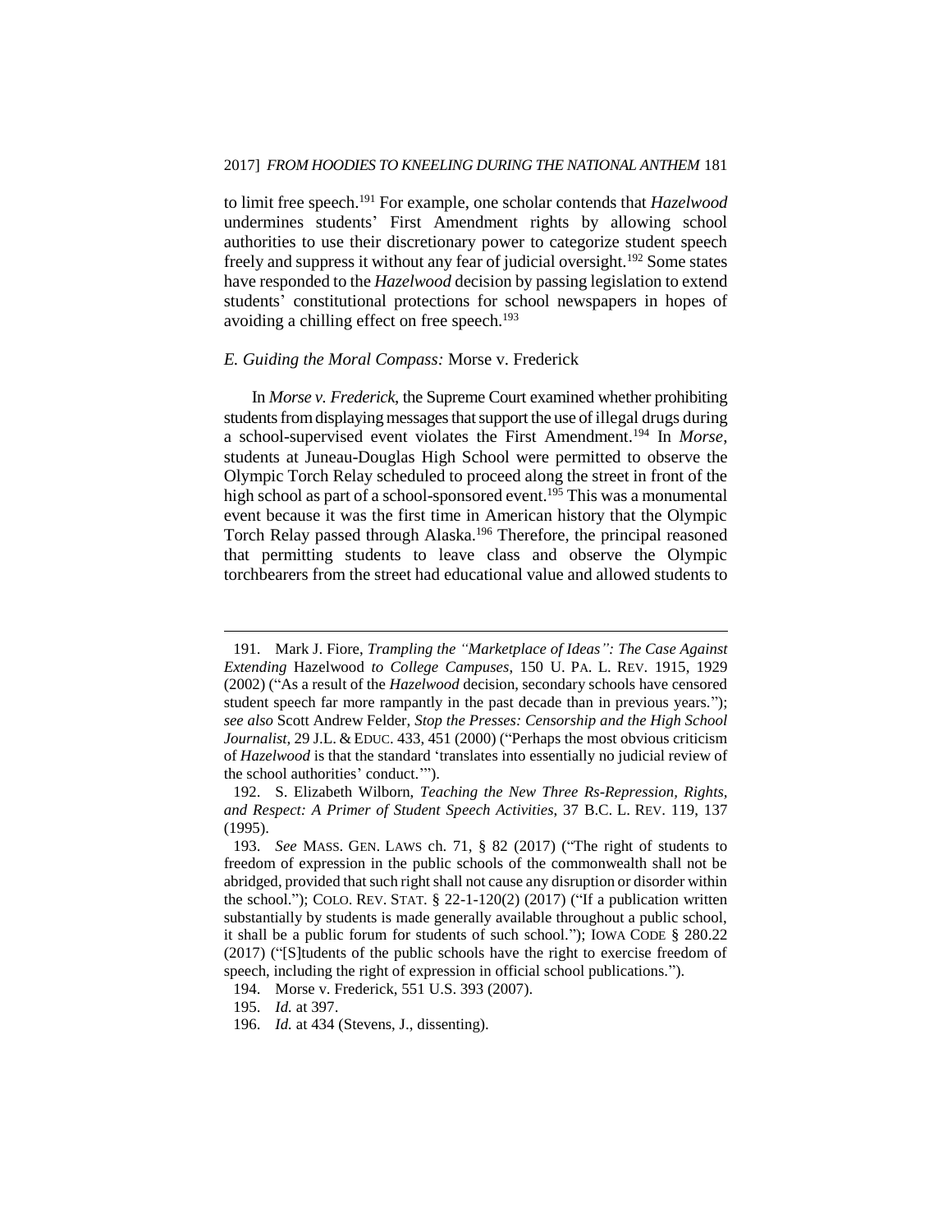to limit free speech.[191] For example, one scholar contends that *Hazelwood* undermines students' First Amendment rights by allowing school authorities to use their discretionary power to categorize student speech freely and suppress it without any fear of judicial oversight.[192] Some states have responded to the *Hazelwood* decision by passing legislation to extend students' constitutional protections for school newspapers in hopes of avoiding a chilling effect on free speech.[193]

### *E. Guiding the Moral Compass:* Morse v. Frederick

In *Morse v. Frederick*, the Supreme Court examined whether prohibiting students from displaying messages that support the use of illegal drugs during a school-supervised event violates the First Amendment.[194] In *Morse*, students at Juneau-Douglas High School were permitted to observe the Olympic Torch Relay scheduled to proceed along the street in front of the high school as part of a school-sponsored event.[195] This was a monumental event because it was the first time in American history that the Olympic Torch Relay passed through Alaska.[196] Therefore, the principal reasoned that permitting students to leave class and observe the Olympic torchbearers from the street had educational value and allowed students to

---

191. Mark J. Fiore, *Trampling the "Marketplace of Ideas": The Case Against Extending* Hazelwood *to College Campuses*, 150 U. PA. L. REV. 1915, 1929 (2002) ("As a result of the *Hazelwood* decision, secondary schools have censored student speech far more rampantly in the past decade than in previous years."); *see also* Scott Andrew Felder, *Stop the Presses: Censorship and the High School Journalist*, 29 J.L. & EDUC. 433, 451 (2000) ("Perhaps the most obvious criticism of *Hazelwood* is that the standard 'translates into essentially no judicial review of the school authorities' conduct.'").

192. S. Elizabeth Wilborn, *Teaching the New Three Rs-Repression, Rights, and Respect: A Primer of Student Speech Activities*, 37 B.C. L. REV. 119, 137 (1995).

193. *See* MASS. GEN. LAWS ch. 71, § 82 (2017) ("The right of students to freedom of expression in the public schools of the commonwealth shall not be abridged, provided that such right shall not cause any disruption or disorder within the school."); COLO. REV. STAT. § 22-1-120(2) (2017) ("If a publication written substantially by students is made generally available throughout a public school, it shall be a public forum for students of such school."); IOWA CODE § 280.22 (2017) ("[S]tudents of the public schools have the right to exercise freedom of speech, including the right of expression in official school publications.").

194. Morse v. Frederick, 551 U.S. 393 (2007).

195. *Id.* at 397.

196. *Id.* at 434 (Stevens, J., dissenting).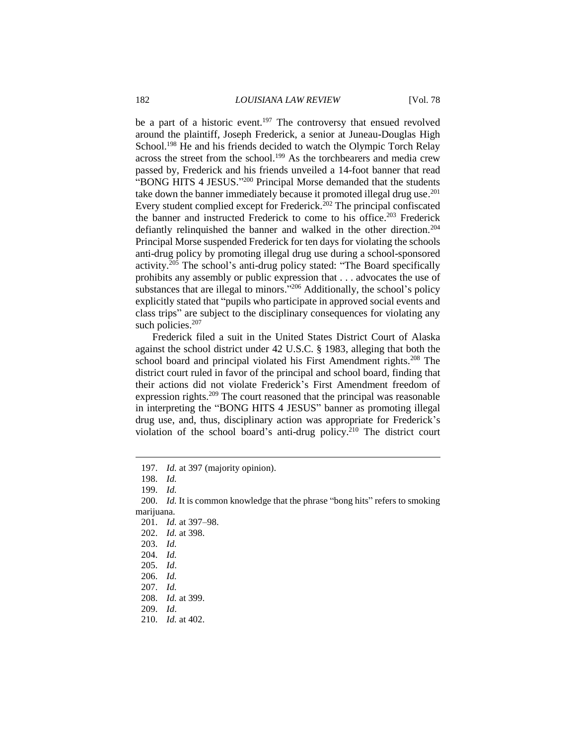be a part of a historic event.[197] The controversy that ensued revolved around the plaintiff, Joseph Frederick, a senior at Juneau-Douglas High School.[198] He and his friends decided to watch the Olympic Torch Relay across the street from the school.[199] As the torchbearers and media crew passed by, Frederick and his friends unveiled a 14-foot banner that read "BONG HITS 4 JESUS."[200] Principal Morse demanded that the students take down the banner immediately because it promoted illegal drug use.[201] Every student complied except for Frederick.[202] The principal confiscated the banner and instructed Frederick to come to his office.[203] Frederick defiantly relinquished the banner and walked in the other direction.[204] Principal Morse suspended Frederick for ten days for violating the schools anti-drug policy by promoting illegal drug use during a school-sponsored activity.[205] The school's anti-drug policy stated: "The Board specifically prohibits any assembly or public expression that . . . advocates the use of substances that are illegal to minors."[206] Additionally, the school's policy explicitly stated that "pupils who participate in approved social events and class trips" are subject to the disciplinary consequences for violating any such policies.[207]

Frederick filed a suit in the United States District Court of Alaska against the school district under 42 U.S.C. § 1983, alleging that both the school board and principal violated his First Amendment rights.[208] The district court ruled in favor of the principal and school board, finding that their actions did not violate Frederick's First Amendment freedom of expression rights.[209] The court reasoned that the principal was reasonable in interpreting the "BONG HITS 4 JESUS" banner as promoting illegal drug use, and, thus, disciplinary action was appropriate for Frederick's violation of the school board's anti-drug policy.[210] The district court

197. *Id.* at 397 (majority opinion).

198. *Id.*

199. *Id.*

200. *Id.* It is common knowledge that the phrase "bong hits" refers to smoking marijuana.

201. *Id.* at 397–98.

202. *Id.* at 398.

203. *Id.*

204. *Id.*

205. *Id*.

206. *Id.*

207. *Id.*

208. *Id.* at 399.

209. *Id*.

210. *Id.* at 402.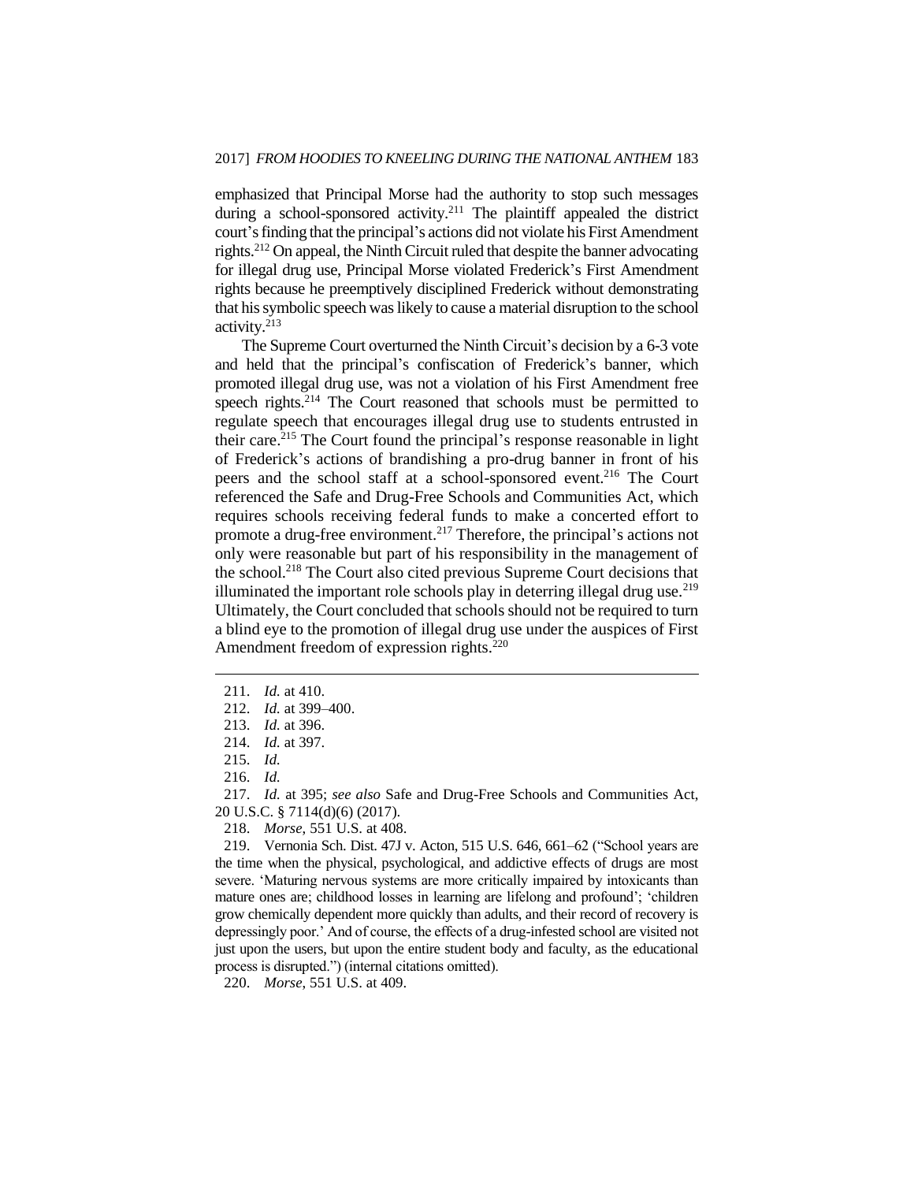emphasized that Principal Morse had the authority to stop such messages during a school-sponsored activity.[211] The plaintiff appealed the district court's finding that the principal's actions did not violate his First Amendment rights.[212] On appeal, the Ninth Circuit ruled that despite the banner advocating for illegal drug use, Principal Morse violated Frederick's First Amendment rights because he preemptively disciplined Frederick without demonstrating that his symbolic speech was likely to cause a material disruption to the school activity.[213]

The Supreme Court overturned the Ninth Circuit's decision by a 6-3 vote and held that the principal's confiscation of Frederick's banner, which promoted illegal drug use, was not a violation of his First Amendment free speech rights.[214] The Court reasoned that schools must be permitted to regulate speech that encourages illegal drug use to students entrusted in their care.[215] The Court found the principal's response reasonable in light of Frederick's actions of brandishing a pro-drug banner in front of his peers and the school staff at a school-sponsored event.[216] The Court referenced the Safe and Drug-Free Schools and Communities Act, which requires schools receiving federal funds to make a concerted effort to promote a drug-free environment.[217] Therefore, the principal's actions not only were reasonable but part of his responsibility in the management of the school.[218] The Court also cited previous Supreme Court decisions that illuminated the important role schools play in deterring illegal drug use.[219] Ultimately, the Court concluded that schools should not be required to turn a blind eye to the promotion of illegal drug use under the auspices of First Amendment freedom of expression rights.[220]

---

211. *Id.* at 410.

212. *Id.* at 399–400.

213. *Id.* at 396.

214. *Id.* at 397.

215. *Id.*

216. *Id.*

217. *Id.* at 395; *see also* Safe and Drug-Free Schools and Communities Act, 20 U.S.C. § 7114(d)(6) (2017).

218. *Morse*, 551 U.S. at 408.

219. Vernonia Sch. Dist. 47J v. Acton, 515 U.S. 646, 661–62 ("School years are the time when the physical, psychological, and addictive effects of drugs are most severe. 'Maturing nervous systems are more critically impaired by intoxicants than mature ones are; childhood losses in learning are lifelong and profound'; 'children grow chemically dependent more quickly than adults, and their record of recovery is depressingly poor.' And of course, the effects of a drug-infested school are visited not just upon the users, but upon the entire student body and faculty, as the educational process is disrupted.") (internal citations omitted).

220. *Morse*, 551 U.S. at 409.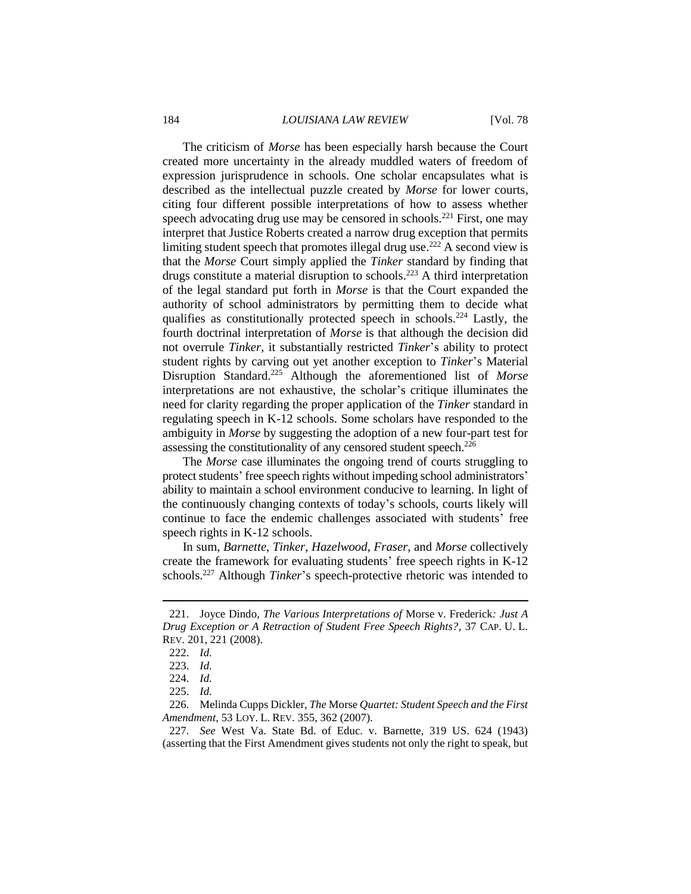The criticism of *Morse* has been especially harsh because the Court created more uncertainty in the already muddled waters of freedom of expression jurisprudence in schools. One scholar encapsulates what is described as the intellectual puzzle created by *Morse* for lower courts, citing four different possible interpretations of how to assess whether speech advocating drug use may be censored in schools.[221] First, one may interpret that Justice Roberts created a narrow drug exception that permits limiting student speech that promotes illegal drug use.[222] A second view is that the *Morse* Court simply applied the *Tinker* standard by finding that drugs constitute a material disruption to schools.[223] A third interpretation of the legal standard put forth in *Morse* is that the Court expanded the authority of school administrators by permitting them to decide what qualifies as constitutionally protected speech in schools.[224] Lastly, the fourth doctrinal interpretation of *Morse* is that although the decision did not overrule *Tinker*, it substantially restricted *Tinker*'s ability to protect student rights by carving out yet another exception to *Tinker*'s Material Disruption Standard.[225] Although the aforementioned list of *Morse* interpretations are not exhaustive, the scholar's critique illuminates the need for clarity regarding the proper application of the *Tinker* standard in regulating speech in K-12 schools. Some scholars have responded to the ambiguity in *Morse* by suggesting the adoption of a new four-part test for assessing the constitutionality of any censored student speech.[226]

The *Morse* case illuminates the ongoing trend of courts struggling to protect students' free speech rights without impeding school administrators' ability to maintain a school environment conducive to learning. In light of the continuously changing contexts of today's schools, courts likely will continue to face the endemic challenges associated with students' free speech rights in K-12 schools.

In sum, *Barnette*, *Tinker*, *Hazelwood*, *Fraser*, and *Morse* collectively create the framework for evaluating students' free speech rights in K-12 schools.[227] Although *Tinker*'s speech-protective rhetoric was intended to

---

221. Joyce Dindo, *The Various Interpretations of* Morse v. Frederick*: Just A Drug Exception or A Retraction of Student Free Speech Rights?*, 37 CAP. U. L. REV. 201, 221 (2008).

222. *Id.*

223. *Id.*

224. *Id.*

225. *Id.*

226. Melinda Cupps Dickler, *The* Morse *Quartet: Student Speech and the First Amendment*, 53 LOY. L. REV. 355, 362 (2007).

227. *See* West Va. State Bd. of Educ. v. Barnette, 319 US. 624 (1943) (asserting that the First Amendment gives students not only the right to speak, but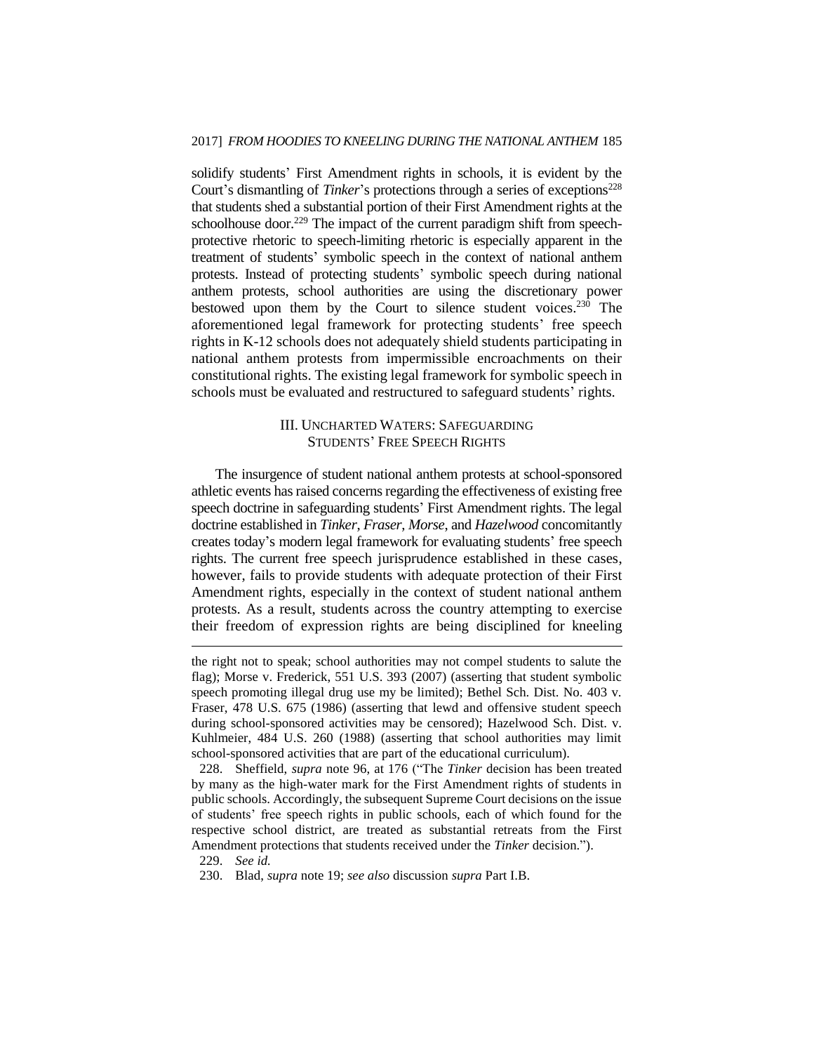solidify students' First Amendment rights in schools, it is evident by the Court's dismantling of *Tinker*'s protections through a series of exceptions[228] that students shed a substantial portion of their First Amendment rights at the schoolhouse door.[229] The impact of the current paradigm shift from speech-protective rhetoric to speech-limiting rhetoric is especially apparent in the treatment of students' symbolic speech in the context of national anthem protests. Instead of protecting students' symbolic speech during national anthem protests, school authorities are using the discretionary power bestowed upon them by the Court to silence student voices.[230] The aforementioned legal framework for protecting students' free speech rights in K-12 schools does not adequately shield students participating in national anthem protests from impermissible encroachments on their constitutional rights. The existing legal framework for symbolic speech in schools must be evaluated and restructured to safeguard students' rights.

## III. Uncharted Waters: Safeguarding Students' Free Speech Rights

The insurgence of student national anthem protests at school-sponsored athletic events has raised concerns regarding the effectiveness of existing free speech doctrine in safeguarding students' First Amendment rights. The legal doctrine established in *Tinker*, *Fraser*, *Morse*, and *Hazelwood* concomitantly creates today's modern legal framework for evaluating students' free speech rights. The current free speech jurisprudence established in these cases, however, fails to provide students with adequate protection of their First Amendment rights, especially in the context of student national anthem protests. As a result, students across the country attempting to exercise their freedom of expression rights are being disciplined for kneeling

---

the right not to speak; school authorities may not compel students to salute the flag); Morse v. Frederick, 551 U.S. 393 (2007) (asserting that student symbolic speech promoting illegal drug use my be limited); Bethel Sch. Dist. No. 403 v. Fraser, 478 U.S. 675 (1986) (asserting that lewd and offensive student speech during school-sponsored activities may be censored); Hazelwood Sch. Dist. v. Kuhlmeier, 484 U.S. 260 (1988) (asserting that school authorities may limit school-sponsored activities that are part of the educational curriculum).

228. Sheffield, *supra* note 96, at 176 ("The *Tinker* decision has been treated by many as the high-water mark for the First Amendment rights of students in public schools. Accordingly, the subsequent Supreme Court decisions on the issue of students' free speech rights in public schools, each of which found for the respective school district, are treated as substantial retreats from the First Amendment protections that students received under the *Tinker* decision.").

229. *See id.*

230. Blad, *supra* note 19; *see also* discussion *supra* Part I.B.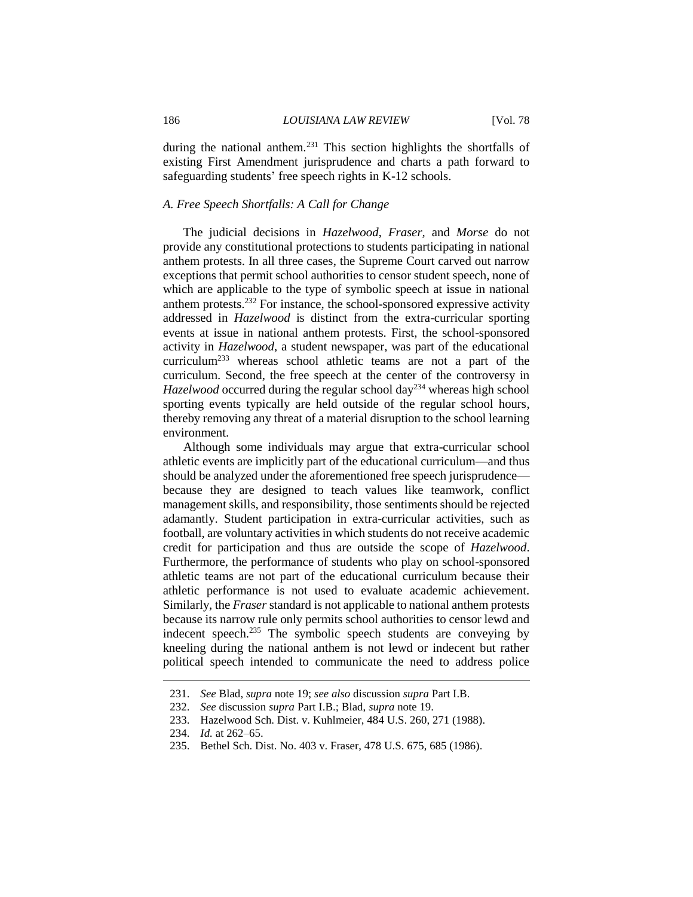during the national anthem.[231] This section highlights the shortfalls of existing First Amendment jurisprudence and charts a path forward to safeguarding students' free speech rights in K-12 schools.

### *A. Free Speech Shortfalls: A Call for Change*

The judicial decisions in *Hazelwood*, *Fraser,* and *Morse* do not provide any constitutional protections to students participating in national anthem protests. In all three cases, the Supreme Court carved out narrow exceptions that permit school authorities to censor student speech, none of which are applicable to the type of symbolic speech at issue in national anthem protests.[232] For instance, the school-sponsored expressive activity addressed in *Hazelwood* is distinct from the extra-curricular sporting events at issue in national anthem protests. First, the school-sponsored activity in *Hazelwood*, a student newspaper, was part of the educational curriculum[233] whereas school athletic teams are not a part of the curriculum. Second, the free speech at the center of the controversy in *Hazelwood* occurred during the regular school day[234] whereas high school sporting events typically are held outside of the regular school hours, thereby removing any threat of a material disruption to the school learning environment.

Although some individuals may argue that extra-curricular school athletic events are implicitly part of the educational curriculum—and thus should be analyzed under the aforementioned free speech jurisprudence—because they are designed to teach values like teamwork, conflict management skills, and responsibility, those sentiments should be rejected adamantly. Student participation in extra-curricular activities, such as football, are voluntary activities in which students do not receive academic credit for participation and thus are outside the scope of *Hazelwood*. Furthermore, the performance of students who play on school-sponsored athletic teams are not part of the educational curriculum because their athletic performance is not used to evaluate academic achievement. Similarly, the *Fraser* standard is not applicable to national anthem protests because its narrow rule only permits school authorities to censor lewd and indecent speech.[235] The symbolic speech students are conveying by kneeling during the national anthem is not lewd or indecent but rather political speech intended to communicate the need to address police

---

231. *See* Blad, *supra* note 19; *see also* discussion *supra* Part I.B.

232. *See* discussion *supra* Part I.B.; Blad, *supra* note 19.

233. Hazelwood Sch. Dist. v. Kuhlmeier, 484 U.S. 260, 271 (1988).

234. *Id.* at 262–65.

235. Bethel Sch. Dist. No. 403 v. Fraser, 478 U.S. 675, 685 (1986).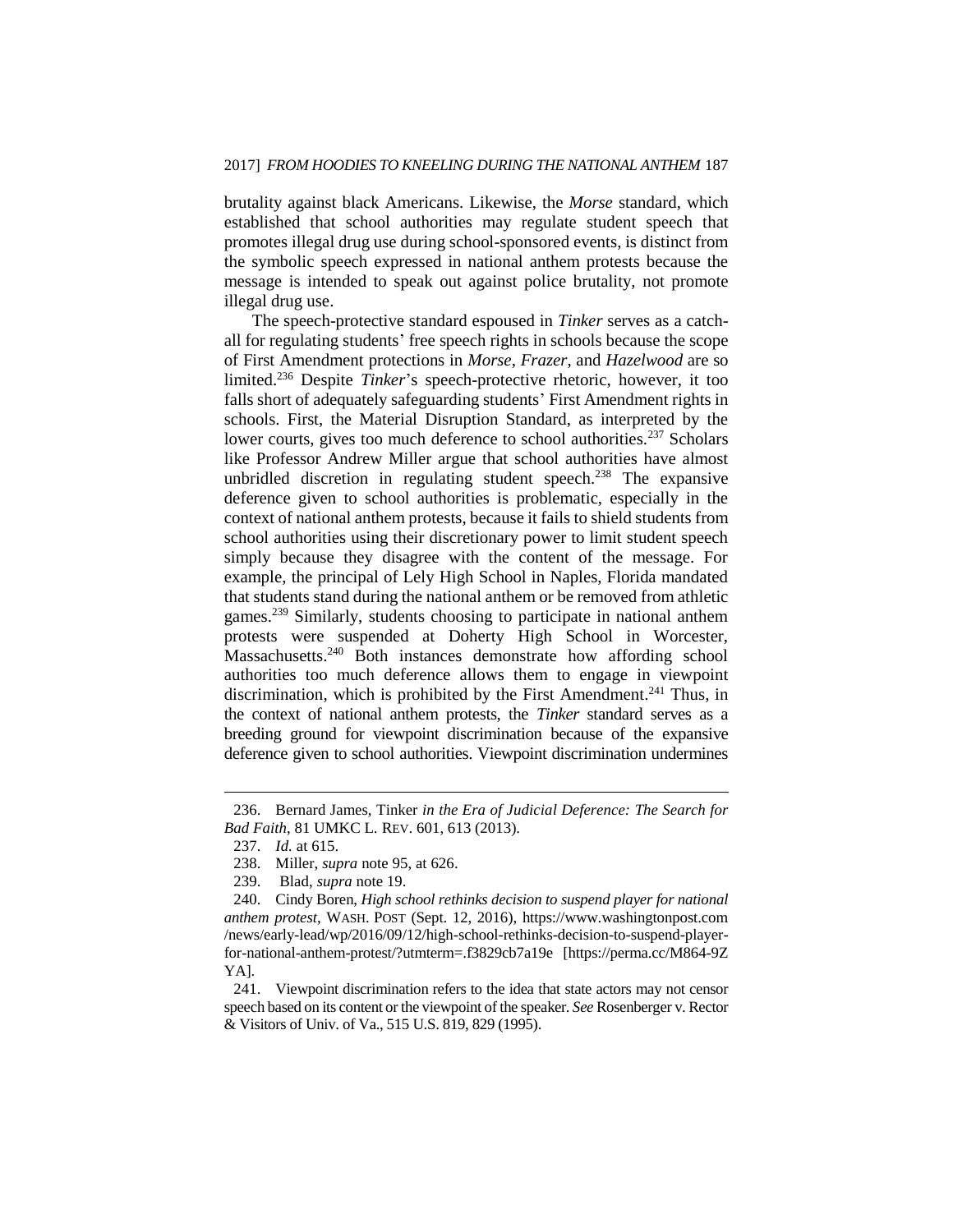brutality against black Americans. Likewise, the *Morse* standard, which established that school authorities may regulate student speech that promotes illegal drug use during school-sponsored events, is distinct from the symbolic speech expressed in national anthem protests because the message is intended to speak out against police brutality, not promote illegal drug use.

The speech-protective standard espoused in *Tinker* serves as a catch-all for regulating students' free speech rights in schools because the scope of First Amendment protections in *Morse*, *Frazer*, and *Hazelwood* are so limited.[236] Despite *Tinker*'s speech-protective rhetoric, however, it too falls short of adequately safeguarding students' First Amendment rights in schools. First, the Material Disruption Standard, as interpreted by the lower courts, gives too much deference to school authorities.[237] Scholars like Professor Andrew Miller argue that school authorities have almost unbridled discretion in regulating student speech.[238] The expansive deference given to school authorities is problematic, especially in the context of national anthem protests, because it fails to shield students from school authorities using their discretionary power to limit student speech simply because they disagree with the content of the message. For example, the principal of Lely High School in Naples, Florida mandated that students stand during the national anthem or be removed from athletic games.[239] Similarly, students choosing to participate in national anthem protests were suspended at Doherty High School in Worcester, Massachusetts.[240] Both instances demonstrate how affording school authorities too much deference allows them to engage in viewpoint discrimination, which is prohibited by the First Amendment.[241] Thus, in the context of national anthem protests, the *Tinker* standard serves as a breeding ground for viewpoint discrimination because of the expansive deference given to school authorities. Viewpoint discrimination undermines

---

236. Bernard James, Tinker *in the Era of Judicial Deference: The Search for Bad Faith*, 81 UMKC L. REV. 601, 613 (2013).

237. *Id.* at 615.

238. Miller, *supra* note 95, at 626.

239. Blad, *supra* note 19.

240. Cindy Boren, *High school rethinks decision to suspend player for national anthem protest*, WASH. POST (Sept. 12, 2016), https://www.washingtonpost.com/news/early-lead/wp/2016/09/12/high-school-rethinks-decision-to-suspend-player-for-national-anthem-protest/?utmterm=.f3829cb7a19e [https://perma.cc/M864-9ZYA].

241. Viewpoint discrimination refers to the idea that state actors may not censor speech based on its content or the viewpoint of the speaker. *See* Rosenberger v. Rector & Visitors of Univ. of Va., 515 U.S. 819, 829 (1995).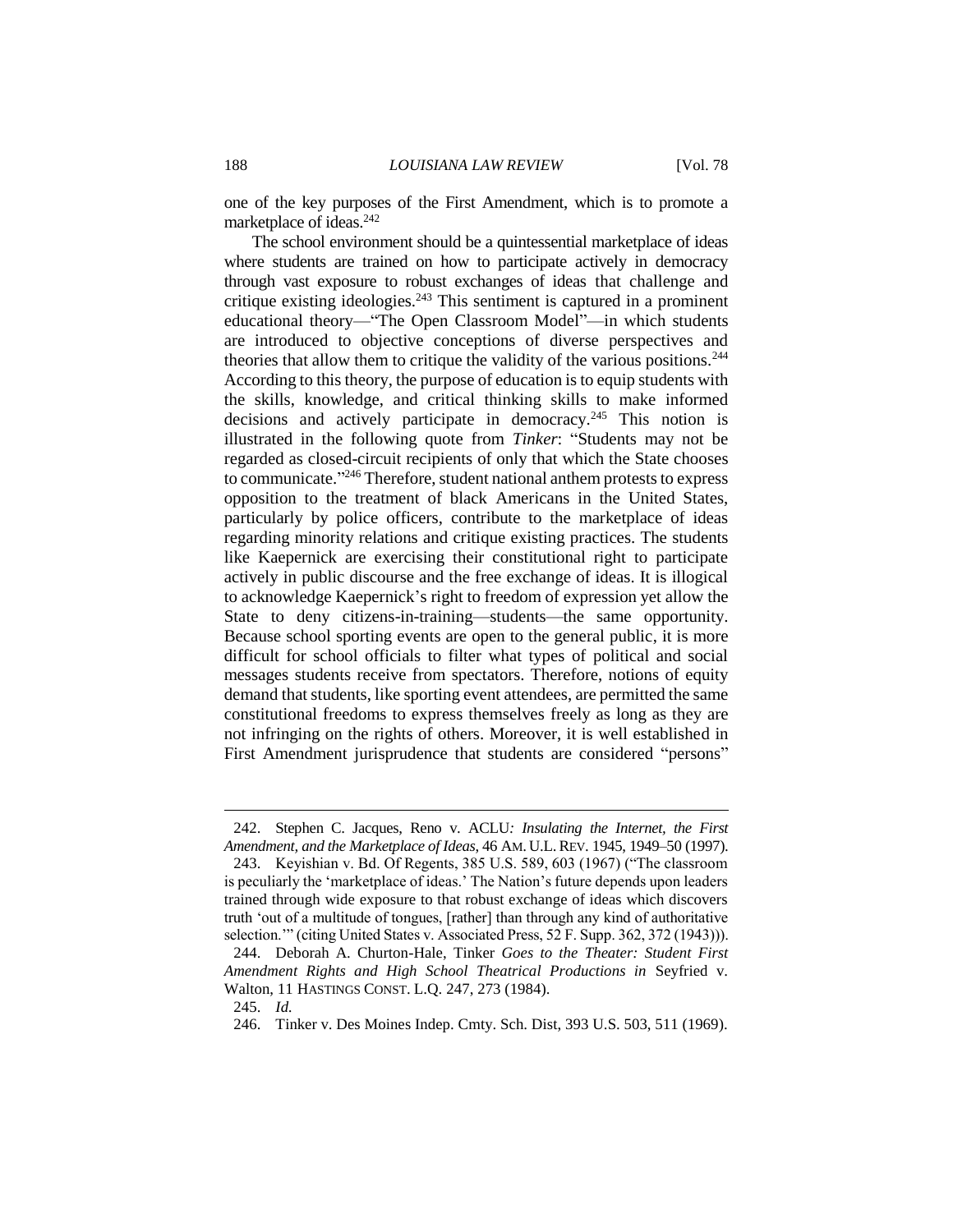one of the key purposes of the First Amendment, which is to promote a marketplace of ideas.[242]

The school environment should be a quintessential marketplace of ideas where students are trained on how to participate actively in democracy through vast exposure to robust exchanges of ideas that challenge and critique existing ideologies.[243] This sentiment is captured in a prominent educational theory—"The Open Classroom Model"—in which students are introduced to objective conceptions of diverse perspectives and theories that allow them to critique the validity of the various positions.[244] According to this theory, the purpose of education is to equip students with the skills, knowledge, and critical thinking skills to make informed decisions and actively participate in democracy.[245] This notion is illustrated in the following quote from *Tinker*: "Students may not be regarded as closed-circuit recipients of only that which the State chooses to communicate."[246] Therefore, student national anthem protests to express opposition to the treatment of black Americans in the United States, particularly by police officers, contribute to the marketplace of ideas regarding minority relations and critique existing practices. The students like Kaepernick are exercising their constitutional right to participate actively in public discourse and the free exchange of ideas. It is illogical to acknowledge Kaepernick's right to freedom of expression yet allow the State to deny citizens-in-training—students—the same opportunity. Because school sporting events are open to the general public, it is more difficult for school officials to filter what types of political and social messages students receive from spectators. Therefore, notions of equity demand that students, like sporting event attendees, are permitted the same constitutional freedoms to express themselves freely as long as they are not infringing on the rights of others. Moreover, it is well established in First Amendment jurisprudence that students are considered "persons"

---

242. Stephen C. Jacques, Reno v. ACLU*: Insulating the Internet, the First Amendment, and the Marketplace of Ideas*, 46 AM. U.L. REV. 1945, 1949–50 (1997).

243. Keyishian v. Bd. Of Regents, 385 U.S. 589, 603 (1967) ("The classroom is peculiarly the 'marketplace of ideas.' The Nation's future depends upon leaders trained through wide exposure to that robust exchange of ideas which discovers truth 'out of a multitude of tongues, [rather] than through any kind of authoritative selection.'" (citing United States v. Associated Press, 52 F. Supp. 362, 372 (1943))).

244. Deborah A. Churton-Hale, Tinker *Goes to the Theater: Student First Amendment Rights and High School Theatrical Productions in* Seyfried v. Walton, 11 HASTINGS CONST. L.Q. 247, 273 (1984).

245. *Id.*

246. Tinker v. Des Moines Indep. Cmty. Sch. Dist, 393 U.S. 503, 511 (1969).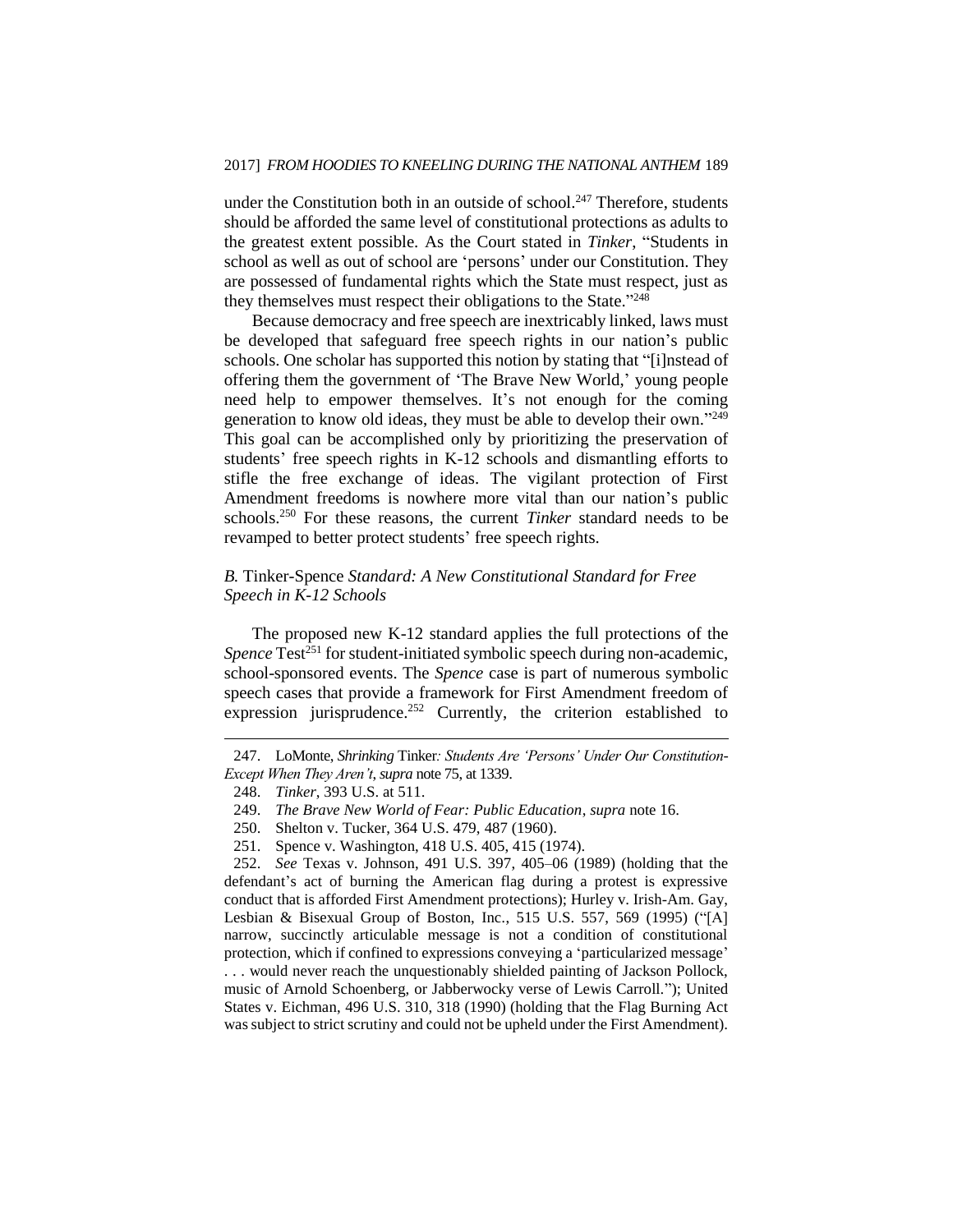under the Constitution both in an outside of school.[247] Therefore, students should be afforded the same level of constitutional protections as adults to the greatest extent possible. As the Court stated in *Tinker*, "Students in school as well as out of school are 'persons' under our Constitution. They are possessed of fundamental rights which the State must respect, just as they themselves must respect their obligations to the State."[248]

Because democracy and free speech are inextricably linked, laws must be developed that safeguard free speech rights in our nation's public schools. One scholar has supported this notion by stating that "[i]nstead of offering them the government of 'The Brave New World,' young people need help to empower themselves. It's not enough for the coming generation to know old ideas, they must be able to develop their own."[249] This goal can be accomplished only by prioritizing the preservation of students' free speech rights in K-12 schools and dismantling efforts to stifle the free exchange of ideas. The vigilant protection of First Amendment freedoms is nowhere more vital than our nation's public schools.[250] For these reasons, the current *Tinker* standard needs to be revamped to better protect students' free speech rights.

### *B.* Tinker-Spence *Standard: A New Constitutional Standard for Free Speech in K-12 Schools*

The proposed new K-12 standard applies the full protections of the *Spence* Test[251] for student-initiated symbolic speech during non-academic, school-sponsored events. The *Spence* case is part of numerous symbolic speech cases that provide a framework for First Amendment freedom of expression jurisprudence.[252] Currently, the criterion established to

---

247. LoMonte, *Shrinking* Tinker*: Students Are 'Persons' Under Our Constitution-Except When They Aren't*, *supra* note 75, at 1339.

248. *Tinker*, 393 U.S. at 511.

249. *The Brave New World of Fear: Public Education*, *supra* note 16.

250. Shelton v. Tucker, 364 U.S. 479, 487 (1960).

251. Spence v. Washington, 418 U.S. 405, 415 (1974).

252. *See* Texas v. Johnson, 491 U.S. 397, 405–06 (1989) (holding that the defendant's act of burning the American flag during a protest is expressive conduct that is afforded First Amendment protections); Hurley v. Irish-Am. Gay, Lesbian & Bisexual Group of Boston, Inc., 515 U.S. 557, 569 (1995) ("[A] narrow, succinctly articulable message is not a condition of constitutional protection, which if confined to expressions conveying a 'particularized message' . . . would never reach the unquestionably shielded painting of Jackson Pollock, music of Arnold Schoenberg, or Jabberwocky verse of Lewis Carroll."); United States v. Eichman, 496 U.S. 310, 318 (1990) (holding that the Flag Burning Act was subject to strict scrutiny and could not be upheld under the First Amendment).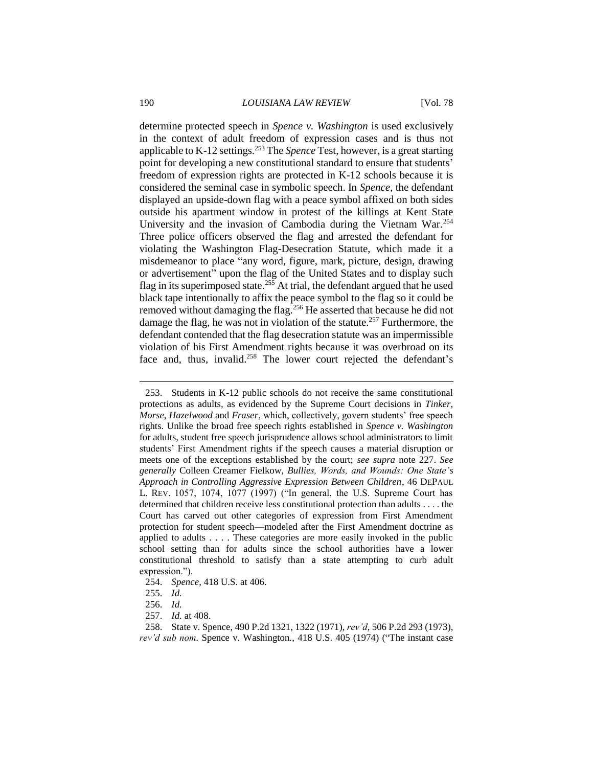determine protected speech in *Spence v. Washington* is used exclusively in the context of adult freedom of expression cases and is thus not applicable to K-12 settings.[253] The *Spence* Test, however, is a great starting point for developing a new constitutional standard to ensure that students' freedom of expression rights are protected in K-12 schools because it is considered the seminal case in symbolic speech. In *Spence*, the defendant displayed an upside-down flag with a peace symbol affixed on both sides outside his apartment window in protest of the killings at Kent State University and the invasion of Cambodia during the Vietnam War.[254] Three police officers observed the flag and arrested the defendant for violating the Washington Flag-Desecration Statute, which made it a misdemeanor to place "any word, figure, mark, picture, design, drawing or advertisement" upon the flag of the United States and to display such flag in its superimposed state.[255] At trial, the defendant argued that he used black tape intentionally to affix the peace symbol to the flag so it could be removed without damaging the flag.[256] He asserted that because he did not damage the flag, he was not in violation of the statute.[257] Furthermore, the defendant contended that the flag desecration statute was an impermissible violation of his First Amendment rights because it was overbroad on its face and, thus, invalid.[258] The lower court rejected the defendant's

253. Students in K-12 public schools do not receive the same constitutional protections as adults, as evidenced by the Supreme Court decisions in *Tinker*, *Morse*, *Hazelwood* and *Fraser*, which, collectively, govern students' free speech rights. Unlike the broad free speech rights established in *Spence v. Washington* for adults, student free speech jurisprudence allows school administrators to limit students' First Amendment rights if the speech causes a material disruption or meets one of the exceptions established by the court; *see supra* note 227. *See generally* Colleen Creamer Fielkow, *Bullies, Words, and Wounds: One State's Approach in Controlling Aggressive Expression Between Children*, 46 DEPAUL L. REV. 1057, 1074, 1077 (1997) ("In general, the U.S. Supreme Court has determined that children receive less constitutional protection than adults . . . . the Court has carved out other categories of expression from First Amendment protection for student speech—modeled after the First Amendment doctrine as applied to adults . . . . These categories are more easily invoked in the public school setting than for adults since the school authorities have a lower constitutional threshold to satisfy than a state attempting to curb adult expression.").

254. *Spence*, 418 U.S. at 406.

255. *Id.*

256. *Id.*

257. *Id.* at 408.

258. State v. Spence, 490 P.2d 1321, 1322 (1971), *rev'd*, 506 P.2d 293 (1973), *rev'd sub nom.* Spence v. Washington., 418 U.S. 405 (1974) ("The instant case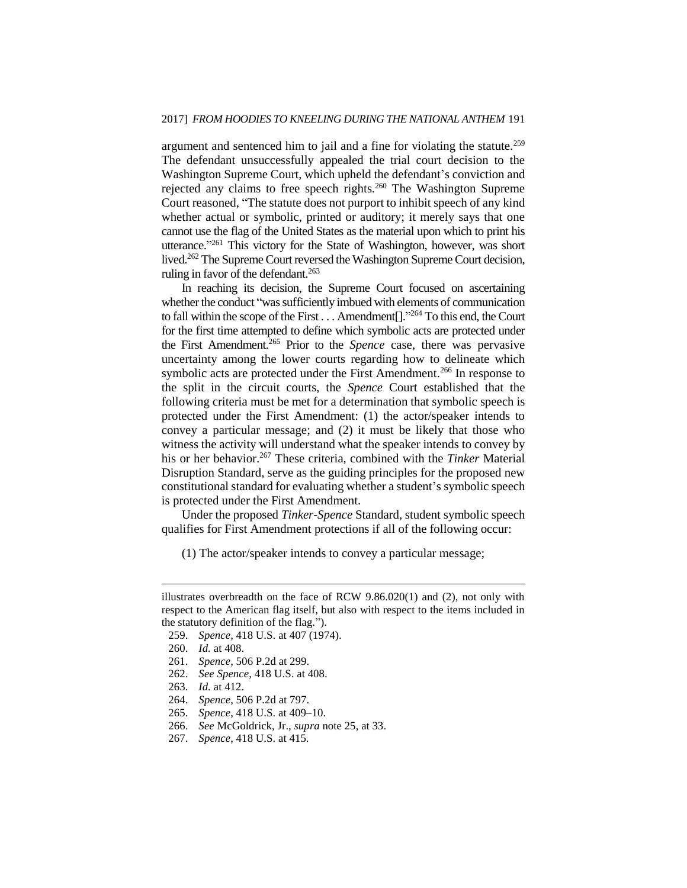argument and sentenced him to jail and a fine for violating the statute.[259] The defendant unsuccessfully appealed the trial court decision to the Washington Supreme Court, which upheld the defendant's conviction and rejected any claims to free speech rights.[260] The Washington Supreme Court reasoned, "The statute does not purport to inhibit speech of any kind whether actual or symbolic, printed or auditory; it merely says that one cannot use the flag of the United States as the material upon which to print his utterance."[261] This victory for the State of Washington, however, was short lived.[262] The Supreme Court reversed the Washington Supreme Court decision, ruling in favor of the defendant.[263]

In reaching its decision, the Supreme Court focused on ascertaining whether the conduct "was sufficiently imbued with elements of communication to fall within the scope of the First . . . Amendment[]."[264] To this end, the Court for the first time attempted to define which symbolic acts are protected under the First Amendment.[265] Prior to the *Spence* case, there was pervasive uncertainty among the lower courts regarding how to delineate which symbolic acts are protected under the First Amendment.[266] In response to the split in the circuit courts, the *Spence* Court established that the following criteria must be met for a determination that symbolic speech is protected under the First Amendment: (1) the actor/speaker intends to convey a particular message; and (2) it must be likely that those who witness the activity will understand what the speaker intends to convey by his or her behavior.[267] These criteria, combined with the *Tinker* Material Disruption Standard, serve as the guiding principles for the proposed new constitutional standard for evaluating whether a student's symbolic speech is protected under the First Amendment.

Under the proposed *Tinker-Spence* Standard, student symbolic speech qualifies for First Amendment protections if all of the following occur:

(1) The actor/speaker intends to convey a particular message;

---

illustrates overbreadth on the face of RCW 9.86.020(1) and (2), not only with respect to the American flag itself, but also with respect to the items included in the statutory definition of the flag.").

259. *Spence*, 418 U.S. at 407 (1974).
260. *Id.* at 408.
261. *Spence*, 506 P.2d at 299.
262. *See Spence*, 418 U.S. at 408.
263. *Id.* at 412.
264. *Spence*, 506 P.2d at 797.
265. *Spence*, 418 U.S. at 409–10.
266. *See* McGoldrick, Jr., *supra* note 25, at 33.
267. *Spence*, 418 U.S. at 415.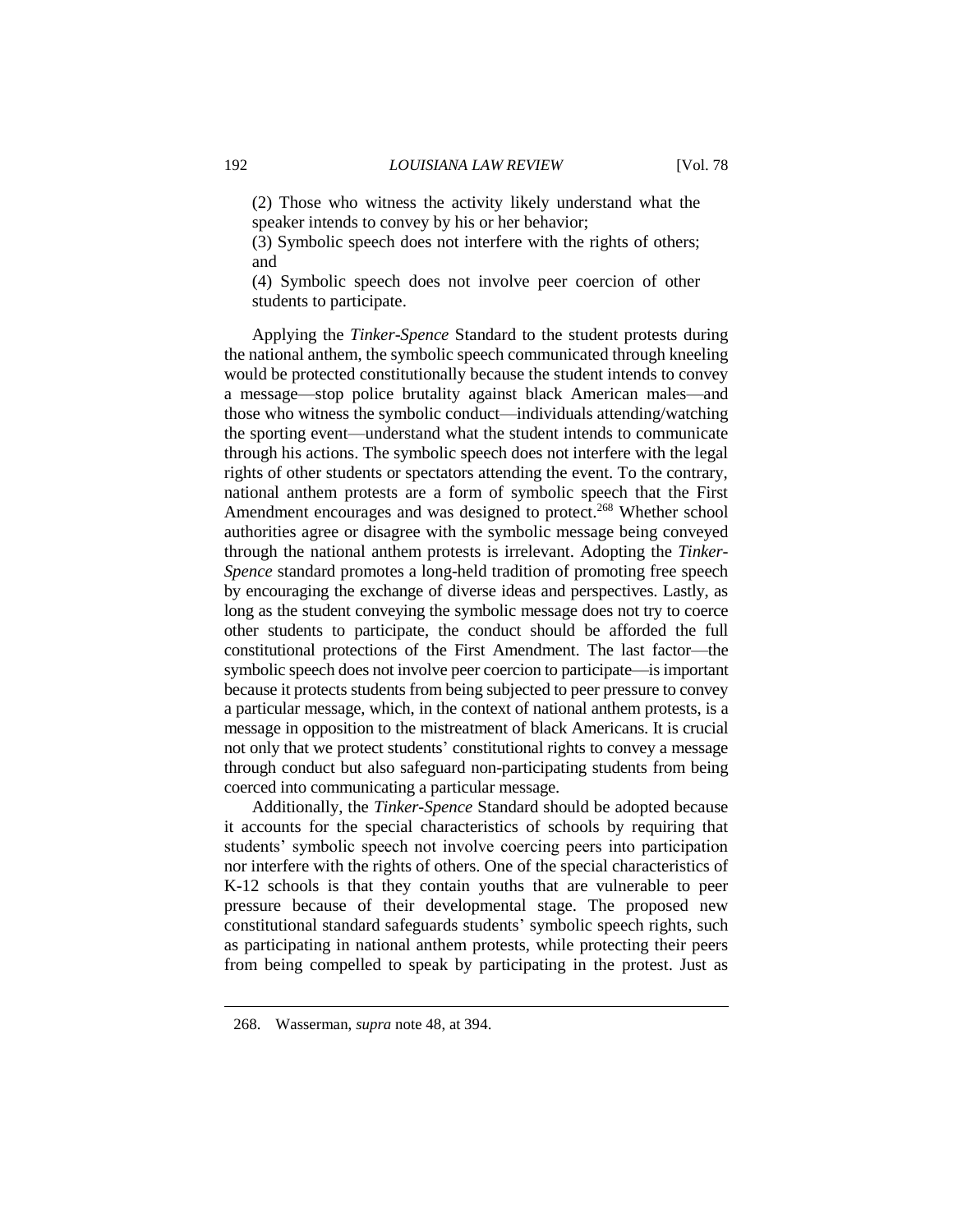(2) Those who witness the activity likely understand what the speaker intends to convey by his or her behavior;

(3) Symbolic speech does not interfere with the rights of others; and

(4) Symbolic speech does not involve peer coercion of other students to participate.

Applying the *Tinker-Spence* Standard to the student protests during the national anthem, the symbolic speech communicated through kneeling would be protected constitutionally because the student intends to convey a message—stop police brutality against black American males—and those who witness the symbolic conduct—individuals attending/watching the sporting event—understand what the student intends to communicate through his actions. The symbolic speech does not interfere with the legal rights of other students or spectators attending the event. To the contrary, national anthem protests are a form of symbolic speech that the First Amendment encourages and was designed to protect.[268] Whether school authorities agree or disagree with the symbolic message being conveyed through the national anthem protests is irrelevant. Adopting the *Tinker-Spence* standard promotes a long-held tradition of promoting free speech by encouraging the exchange of diverse ideas and perspectives. Lastly, as long as the student conveying the symbolic message does not try to coerce other students to participate, the conduct should be afforded the full constitutional protections of the First Amendment. The last factor—the symbolic speech does not involve peer coercion to participate—is important because it protects students from being subjected to peer pressure to convey a particular message, which, in the context of national anthem protests, is a message in opposition to the mistreatment of black Americans. It is crucial not only that we protect students' constitutional rights to convey a message through conduct but also safeguard non-participating students from being coerced into communicating a particular message.

Additionally, the *Tinker-Spence* Standard should be adopted because it accounts for the special characteristics of schools by requiring that students' symbolic speech not involve coercing peers into participation nor interfere with the rights of others. One of the special characteristics of K-12 schools is that they contain youths that are vulnerable to peer pressure because of their developmental stage. The proposed new constitutional standard safeguards students' symbolic speech rights, such as participating in national anthem protests, while protecting their peers from being compelled to speak by participating in the protest. Just as

---

268. Wasserman, *supra* note 48, at 394.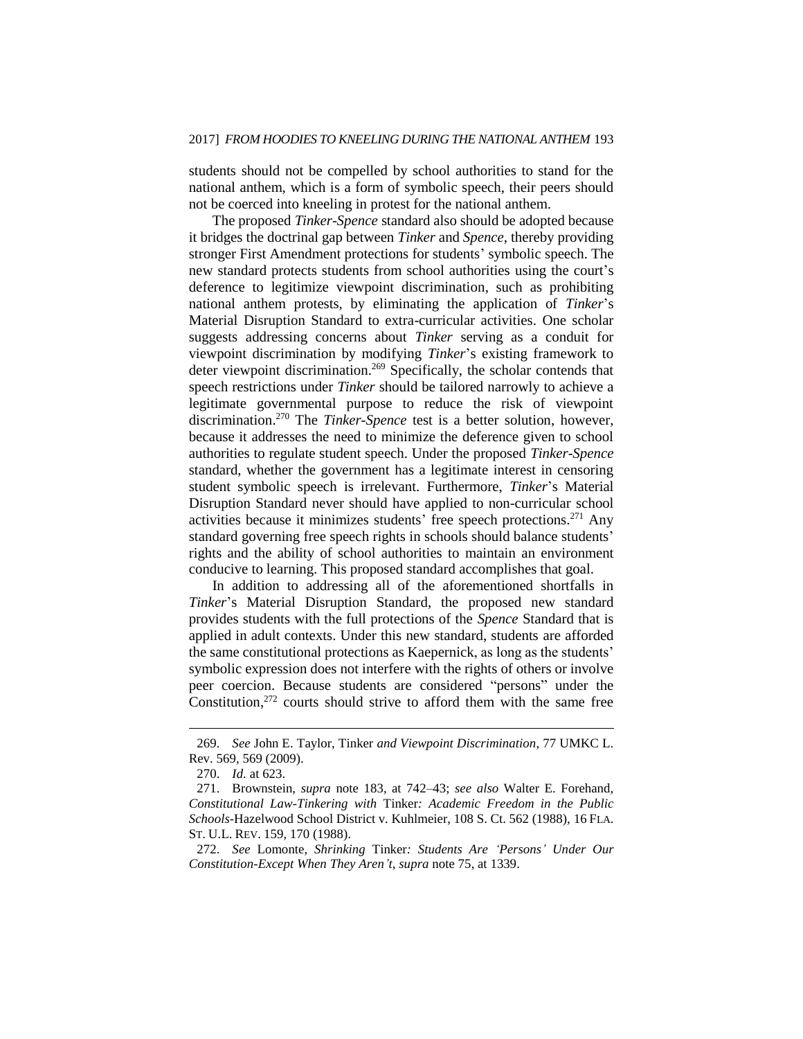students should not be compelled by school authorities to stand for the national anthem, which is a form of symbolic speech, their peers should not be coerced into kneeling in protest for the national anthem.

The proposed *Tinker-Spence* standard also should be adopted because it bridges the doctrinal gap between *Tinker* and *Spence*, thereby providing stronger First Amendment protections for students' symbolic speech. The new standard protects students from school authorities using the court's deference to legitimize viewpoint discrimination, such as prohibiting national anthem protests, by eliminating the application of *Tinker*'s Material Disruption Standard to extra-curricular activities. One scholar suggests addressing concerns about *Tinker* serving as a conduit for viewpoint discrimination by modifying *Tinker*'s existing framework to deter viewpoint discrimination.[269] Specifically, the scholar contends that speech restrictions under *Tinker* should be tailored narrowly to achieve a legitimate governmental purpose to reduce the risk of viewpoint discrimination.[270] The *Tinker-Spence* test is a better solution, however, because it addresses the need to minimize the deference given to school authorities to regulate student speech. Under the proposed *Tinker-Spence* standard, whether the government has a legitimate interest in censoring student symbolic speech is irrelevant. Furthermore, *Tinker*'s Material Disruption Standard never should have applied to non-curricular school activities because it minimizes students' free speech protections.[271] Any standard governing free speech rights in schools should balance students' rights and the ability of school authorities to maintain an environment conducive to learning. This proposed standard accomplishes that goal.

In addition to addressing all of the aforementioned shortfalls in *Tinker*'s Material Disruption Standard, the proposed new standard provides students with the full protections of the *Spence* Standard that is applied in adult contexts. Under this new standard, students are afforded the same constitutional protections as Kaepernick, as long as the students' symbolic expression does not interfere with the rights of others or involve peer coercion. Because students are considered "persons" under the Constitution,[272] courts should strive to afford them with the same free

---

269. *See* John E. Taylor, Tinker *and Viewpoint Discrimination*, 77 UMKC L. Rev. 569, 569 (2009).

270. *Id.* at 623.

271. Brownstein, *supra* note 183, at 742–43; *see also* Walter E. Forehand, *Constitutional Law-Tinkering with* Tinker*: Academic Freedom in the Public Schools*-Hazelwood School District v. Kuhlmeier, 108 S. Ct. 562 (1988), 16 FLA. ST. U.L. REV. 159, 170 (1988).

272. *See* Lomonte, *Shrinking* Tinker*: Students Are 'Persons' Under Our Constitution-Except When They Aren't*, *supra* note 75, at 1339.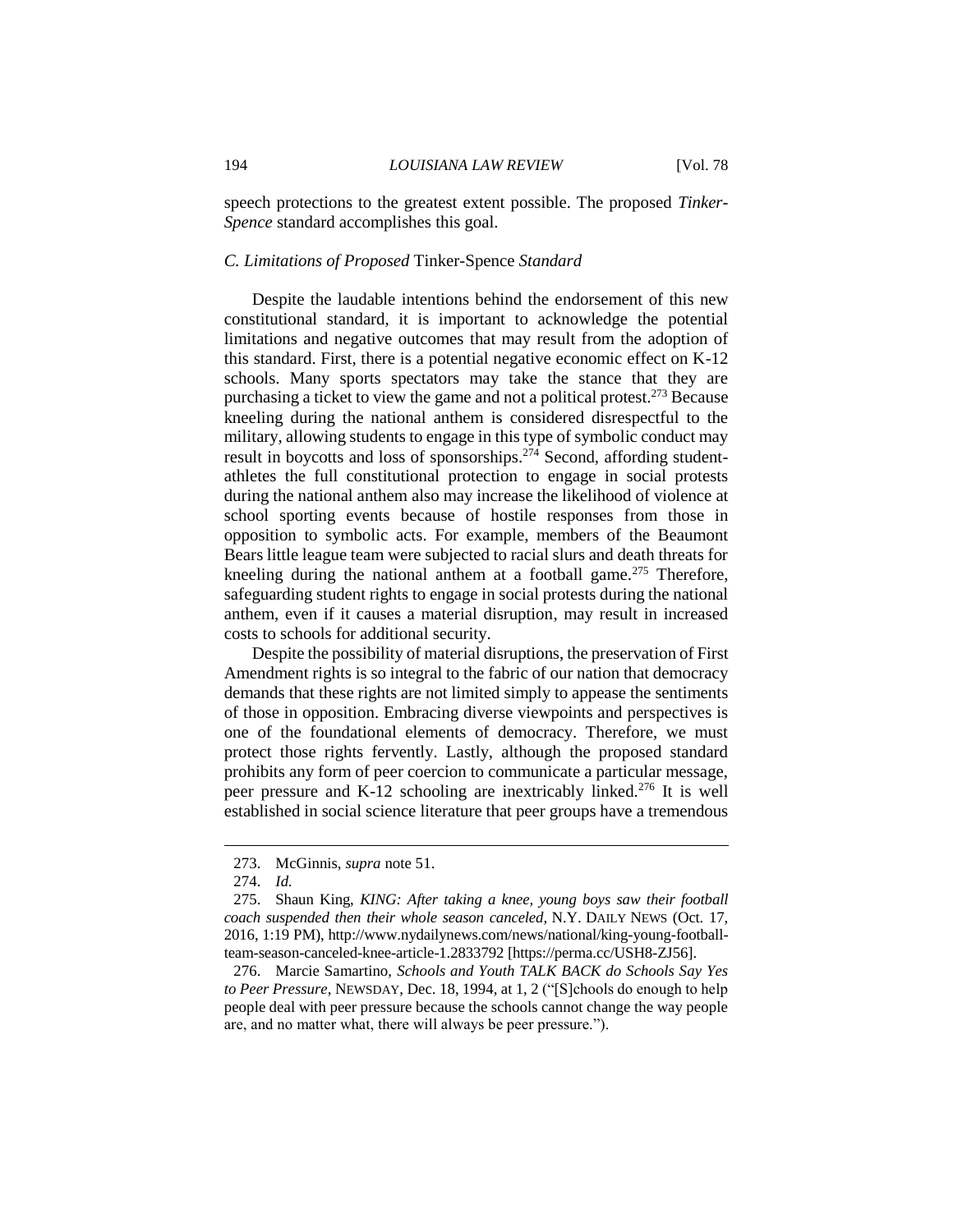speech protections to the greatest extent possible. The proposed *Tinker-Spence* standard accomplishes this goal.

### *C. Limitations of Proposed* Tinker-Spence *Standard*

Despite the laudable intentions behind the endorsement of this new constitutional standard, it is important to acknowledge the potential limitations and negative outcomes that may result from the adoption of this standard. First, there is a potential negative economic effect on K-12 schools. Many sports spectators may take the stance that they are purchasing a ticket to view the game and not a political protest.[273] Because kneeling during the national anthem is considered disrespectful to the military, allowing students to engage in this type of symbolic conduct may result in boycotts and loss of sponsorships.[274] Second, affording student-athletes the full constitutional protection to engage in social protests during the national anthem also may increase the likelihood of violence at school sporting events because of hostile responses from those in opposition to symbolic acts. For example, members of the Beaumont Bears little league team were subjected to racial slurs and death threats for kneeling during the national anthem at a football game.[275] Therefore, safeguarding student rights to engage in social protests during the national anthem, even if it causes a material disruption, may result in increased costs to schools for additional security.

Despite the possibility of material disruptions, the preservation of First Amendment rights is so integral to the fabric of our nation that democracy demands that these rights are not limited simply to appease the sentiments of those in opposition. Embracing diverse viewpoints and perspectives is one of the foundational elements of democracy. Therefore, we must protect those rights fervently. Lastly, although the proposed standard prohibits any form of peer coercion to communicate a particular message, peer pressure and K-12 schooling are inextricably linked.[276] It is well established in social science literature that peer groups have a tremendous

---

273. McGinnis, *supra* note 51.

274. *Id.*

275. Shaun King, *KING: After taking a knee, young boys saw their football coach suspended then their whole season canceled*, N.Y. DAILY NEWS (Oct. 17, 2016, 1:19 PM), http://www.nydailynews.com/news/national/king-young-football-team-season-canceled-knee-article-1.2833792 [https://perma.cc/USH8-ZJ56].

276. Marcie Samartino, *Schools and Youth TALK BACK do Schools Say Yes to Peer Pressure*, NEWSDAY, Dec. 18, 1994, at 1, 2 ("[S]chools do enough to help people deal with peer pressure because the schools cannot change the way people are, and no matter what, there will always be peer pressure.").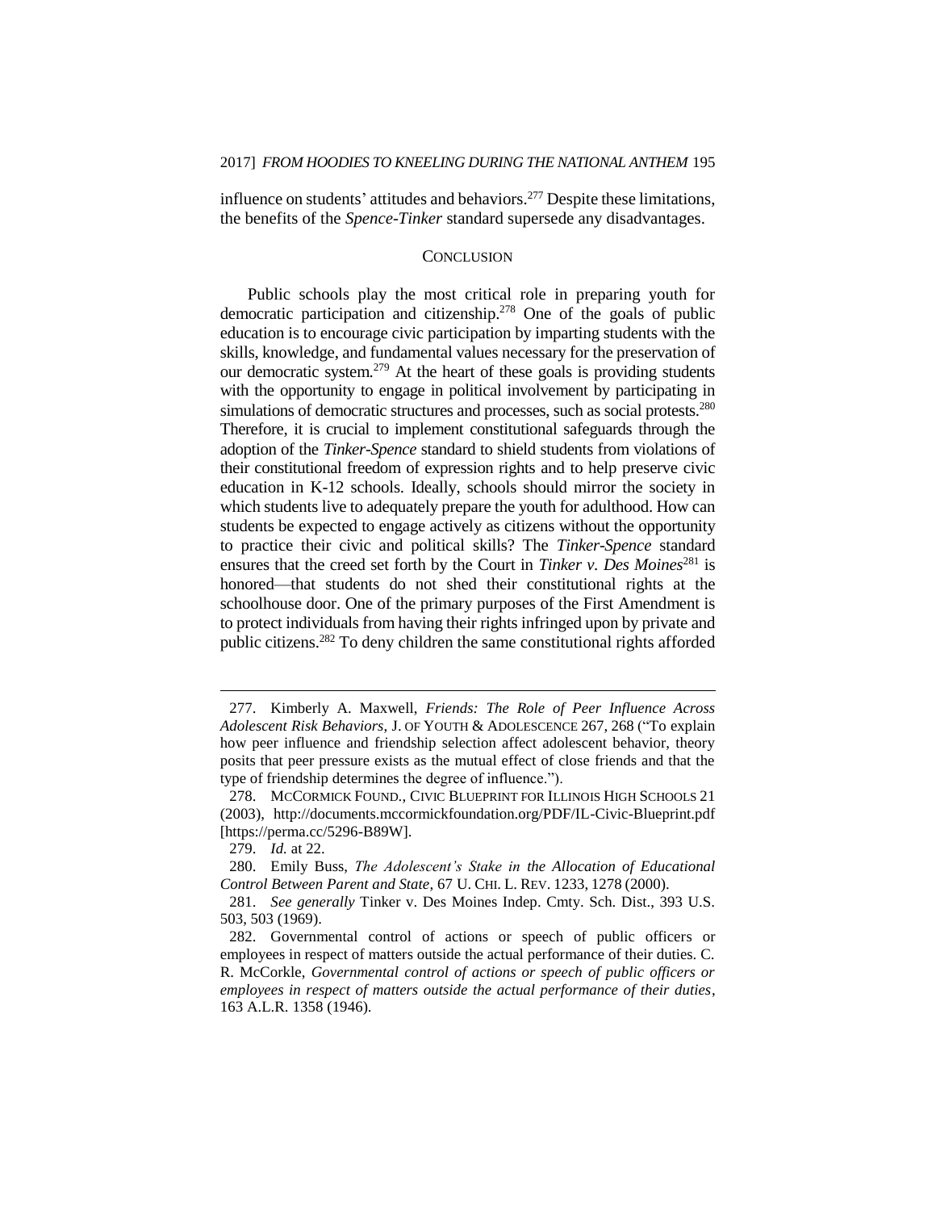influence on students' attitudes and behaviors.[277] Despite these limitations, the benefits of the *Spence-Tinker* standard supersede any disadvantages.

## CONCLUSION

Public schools play the most critical role in preparing youth for democratic participation and citizenship.[278] One of the goals of public education is to encourage civic participation by imparting students with the skills, knowledge, and fundamental values necessary for the preservation of our democratic system.[279] At the heart of these goals is providing students with the opportunity to engage in political involvement by participating in simulations of democratic structures and processes, such as social protests.[280] Therefore, it is crucial to implement constitutional safeguards through the adoption of the *Tinker-Spence* standard to shield students from violations of their constitutional freedom of expression rights and to help preserve civic education in K-12 schools. Ideally, schools should mirror the society in which students live to adequately prepare the youth for adulthood. How can students be expected to engage actively as citizens without the opportunity to practice their civic and political skills? The *Tinker-Spence* standard ensures that the creed set forth by the Court in *Tinker v. Des Moines*[281] is honored—that students do not shed their constitutional rights at the schoolhouse door. One of the primary purposes of the First Amendment is to protect individuals from having their rights infringed upon by private and public citizens.[282] To deny children the same constitutional rights afforded

---

277. Kimberly A. Maxwell, *Friends: The Role of Peer Influence Across Adolescent Risk Behaviors*, J. OF YOUTH & ADOLESCENCE 267, 268 ("To explain how peer influence and friendship selection affect adolescent behavior, theory posits that peer pressure exists as the mutual effect of close friends and that the type of friendship determines the degree of influence.").

278. MCCORMICK FOUND., CIVIC BLUEPRINT FOR ILLINOIS HIGH SCHOOLS 21 (2003), http://documents.mccormickfoundation.org/PDF/IL-Civic-Blueprint.pdf [https://perma.cc/5296-B89W].

279. *Id.* at 22.

280. Emily Buss, *The Adolescent's Stake in the Allocation of Educational Control Between Parent and State*, 67 U. CHI. L. REV. 1233, 1278 (2000).

281. *See generally* Tinker v. Des Moines Indep. Cmty. Sch. Dist., 393 U.S. 503, 503 (1969).

282. Governmental control of actions or speech of public officers or employees in respect of matters outside the actual performance of their duties. C. R. McCorkle, *Governmental control of actions or speech of public officers or employees in respect of matters outside the actual performance of their duties*, 163 A.L.R. 1358 (1946).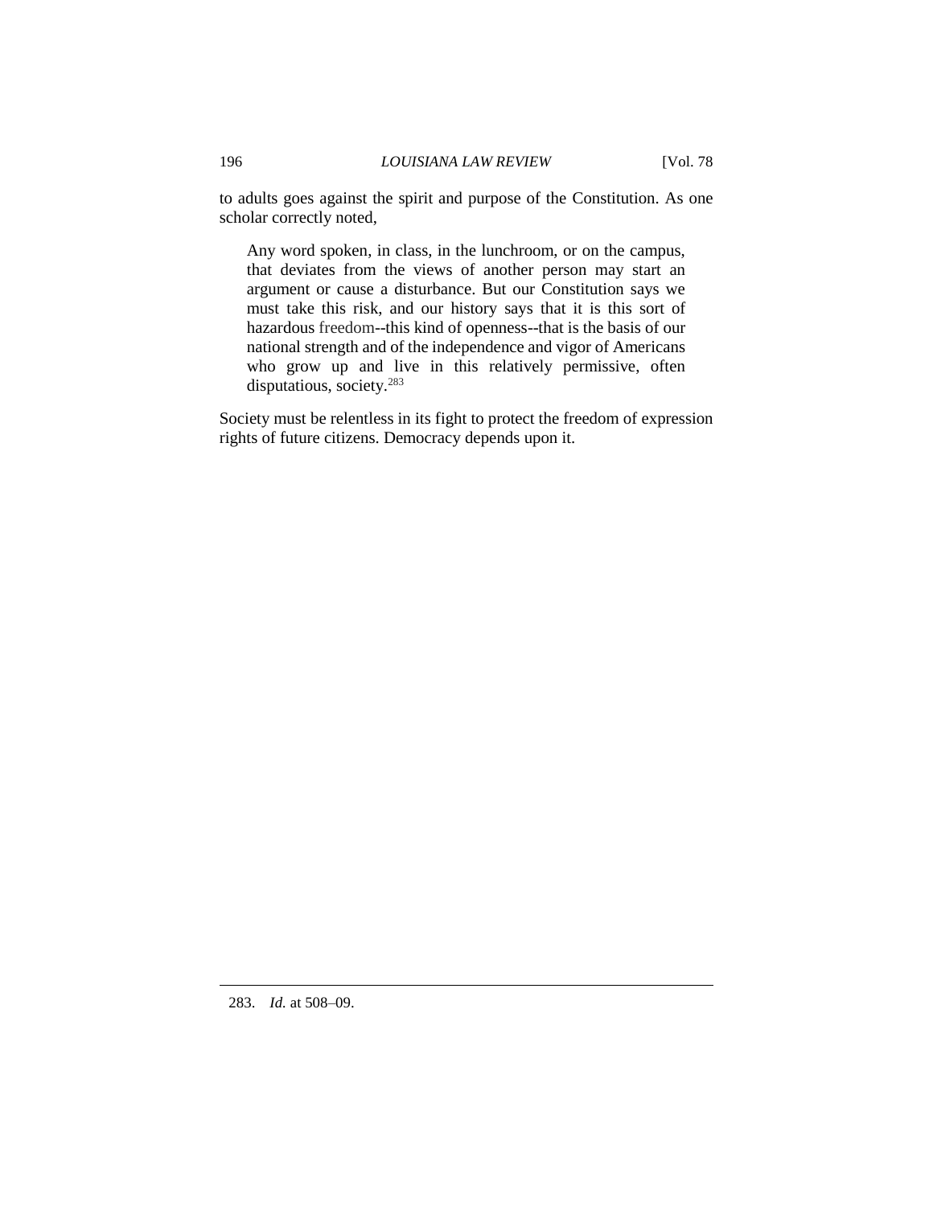to adults goes against the spirit and purpose of the Constitution. As one scholar correctly noted,

> Any word spoken, in class, in the lunchroom, or on the campus, that deviates from the views of another person may start an argument or cause a disturbance. But our Constitution says we must take this risk, and our history says that it is this sort of hazardous freedom--this kind of openness--that is the basis of our national strength and of the independence and vigor of Americans who grow up and live in this relatively permissive, often disputatious, society.[283]

Society must be relentless in its fight to protect the freedom of expression rights of future citizens. Democracy depends upon it.

---

283. *Id.* at 508–09.